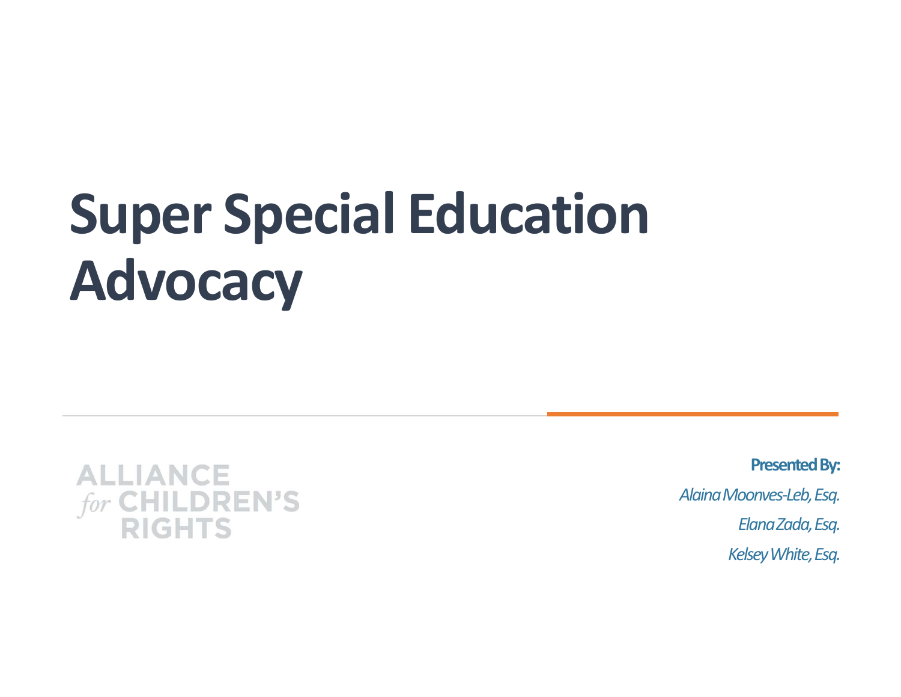# Super Special Education Advocacy

ALLIANCE *for* CHILDREN'S RIGHTS

**Presented By:**

*Alaina Moonves-Leb, Esq.*

*Elana Zada, Esq.*

*Kelsey White, Esq.*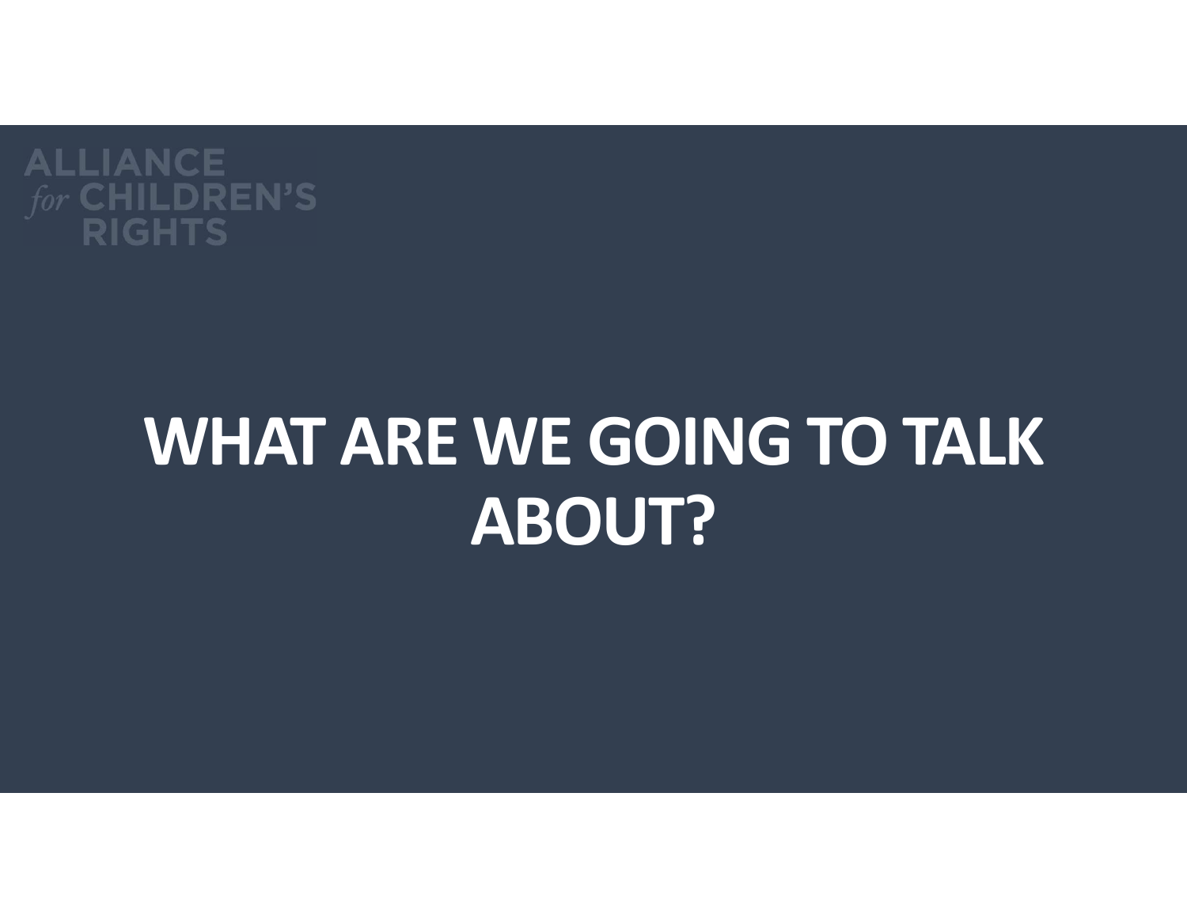ALLIANCE *for* CHILDREN'S RIGHTS

# WHAT ARE WE GOING TO TALK ABOUT?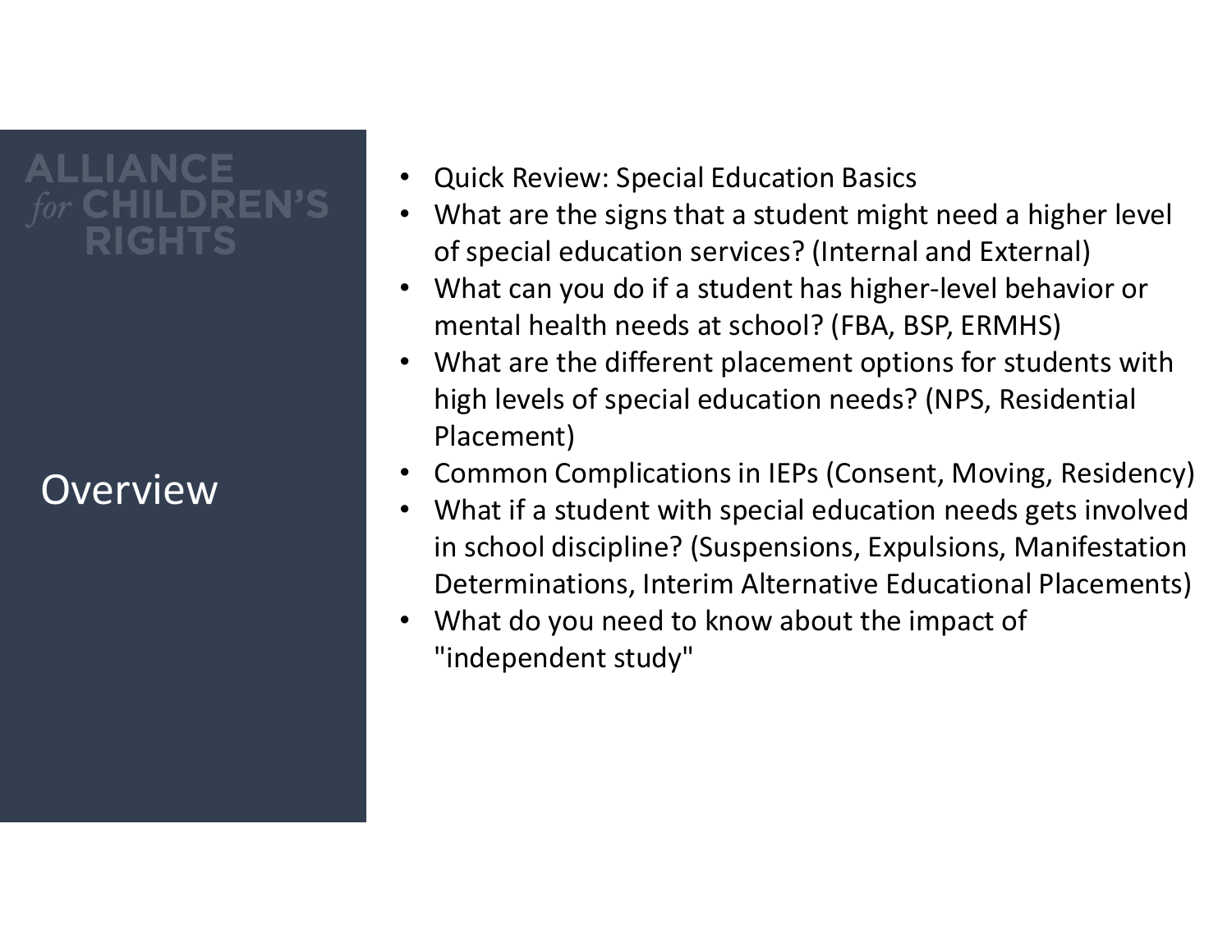# Overview

- Quick Review: Special Education Basics
- What are the signs that a student might need a higher level of special education services? (Internal and External)
- What can you do if a student has higher-level behavior or mental health needs at school? (FBA, BSP, ERMHS)
- What are the different placement options for students with high levels of special education needs? (NPS, Residential Placement)
- Common Complications in IEPs (Consent, Moving, Residency)
- What if a student with special education needs gets involved in school discipline? (Suspensions, Expulsions, Manifestation Determinations, Interim Alternative Educational Placements)
- What do you need to know about the impact of "independent study"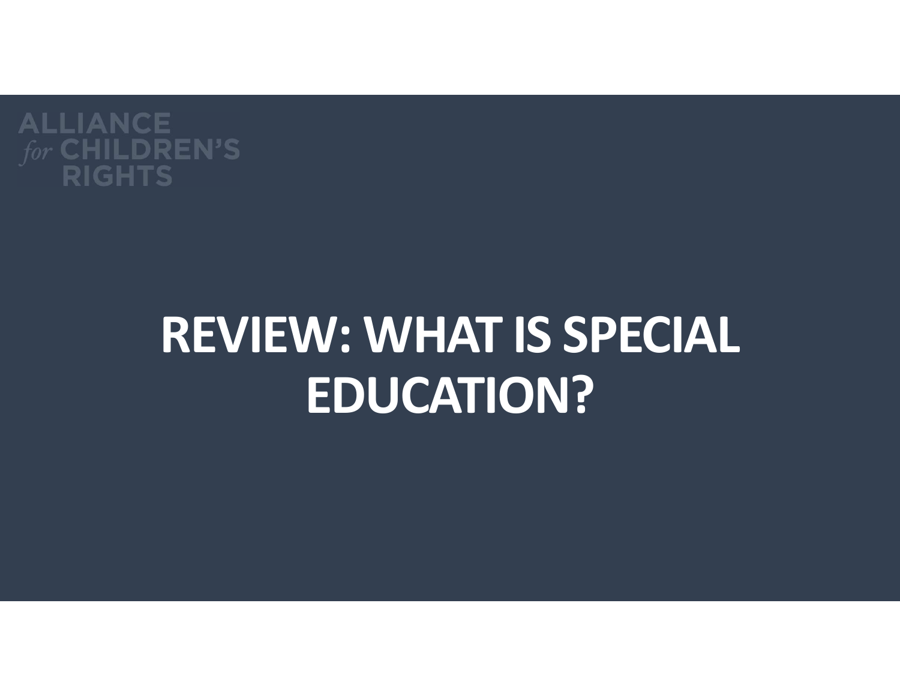ALLIANCE *for* CHILDREN'S RIGHTS

# REVIEW: WHAT IS SPECIAL EDUCATION?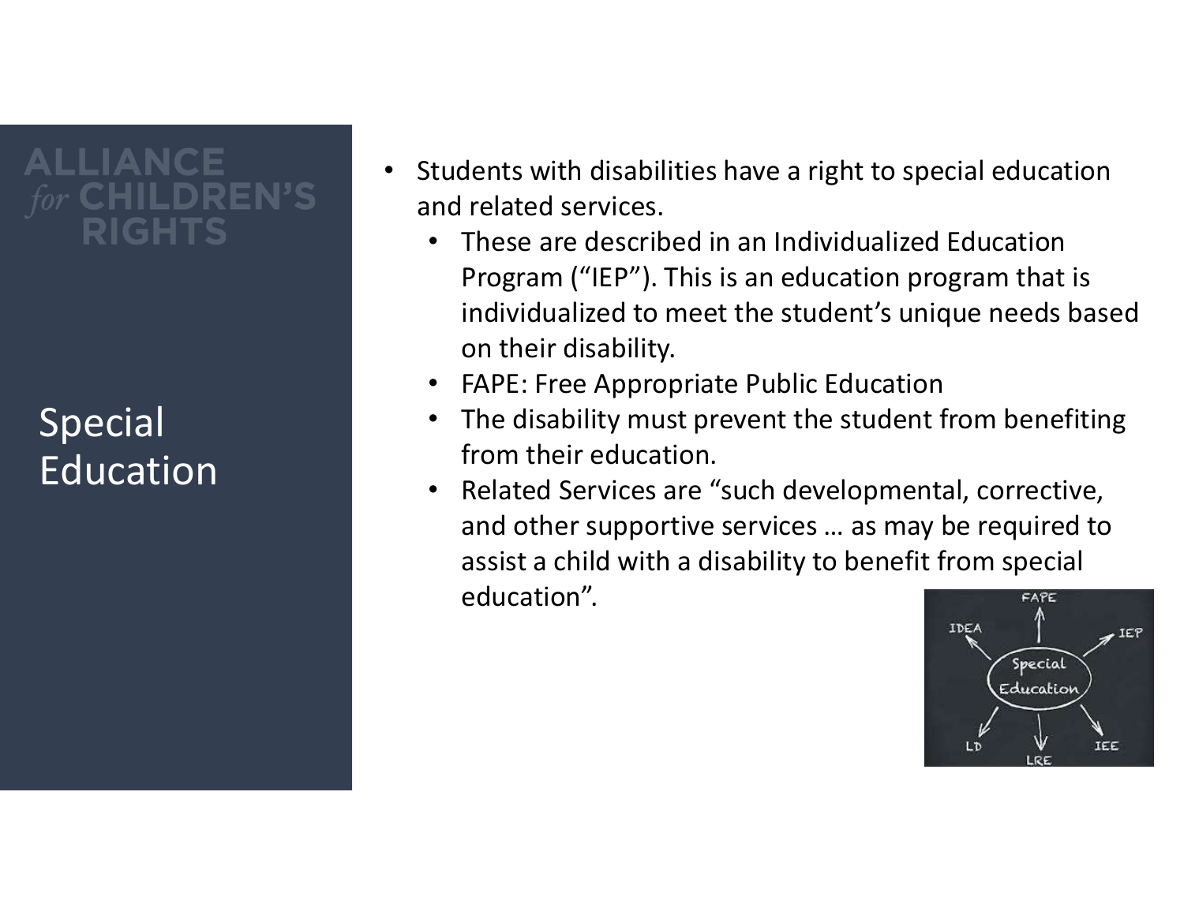# Special Education

- Students with disabilities have a right to special education and related services.
  - These are described in an Individualized Education Program ("IEP"). This is an education program that is individualized to meet the student's unique needs based on their disability.
  - FAPE: Free Appropriate Public Education
  - The disability must prevent the student from benefiting from their education.
  - Related Services are "such developmental, corrective, and other supportive services … as may be required to assist a child with a disability to benefit from special education".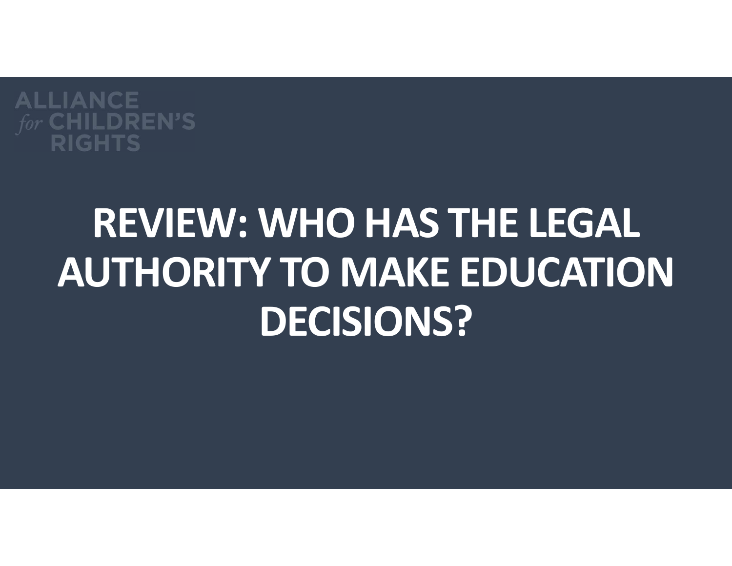ALLIANCE *for* CHILDREN'S RIGHTS

# REVIEW: WHO HAS THE LEGAL AUTHORITY TO MAKE EDUCATION DECISIONS?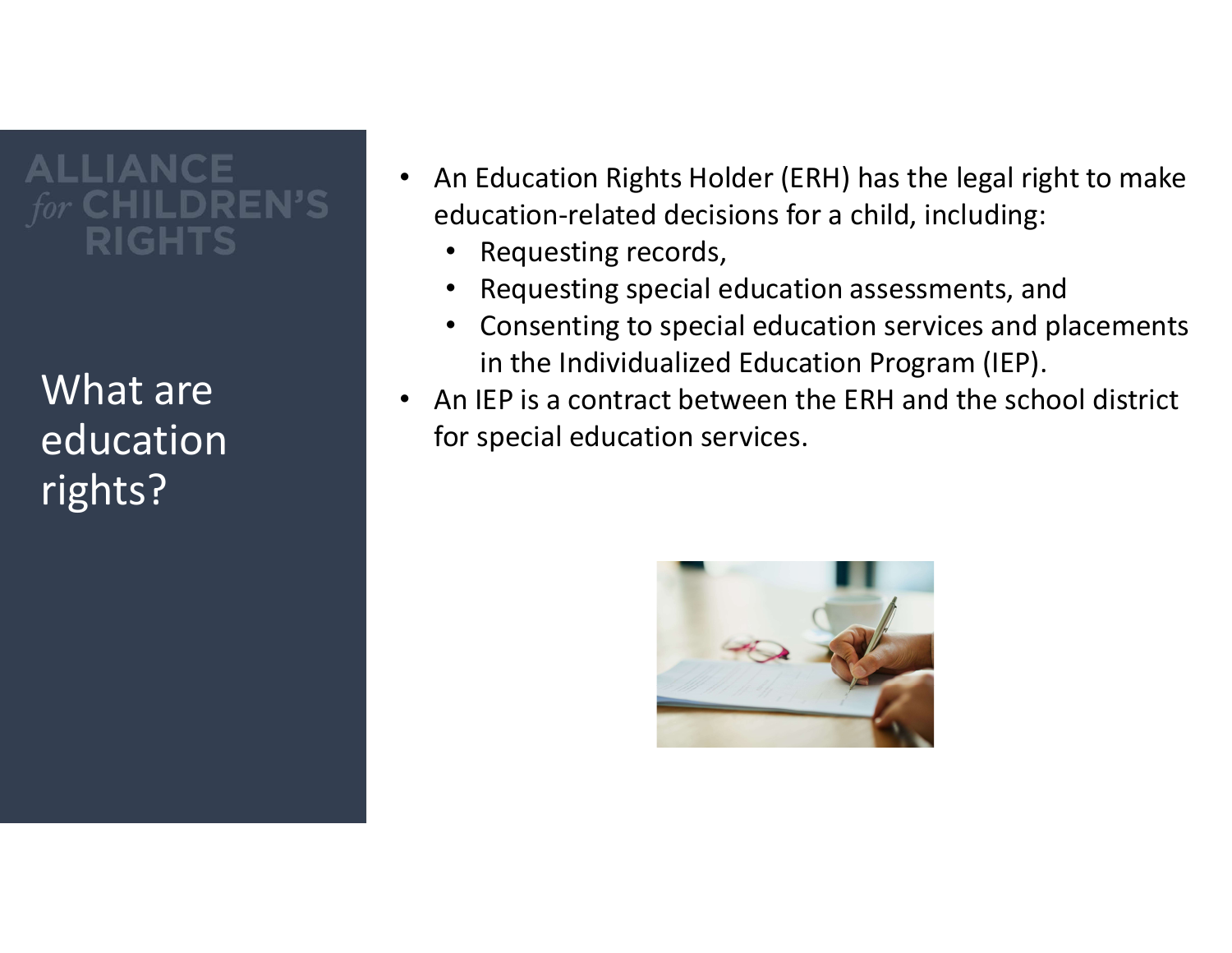# What are education rights?

- An Education Rights Holder (ERH) has the legal right to make education-related decisions for a child, including:
  - Requesting records,
  - Requesting special education assessments, and
  - Consenting to special education services and placements in the Individualized Education Program (IEP).
- An IEP is a contract between the ERH and the school district for special education services.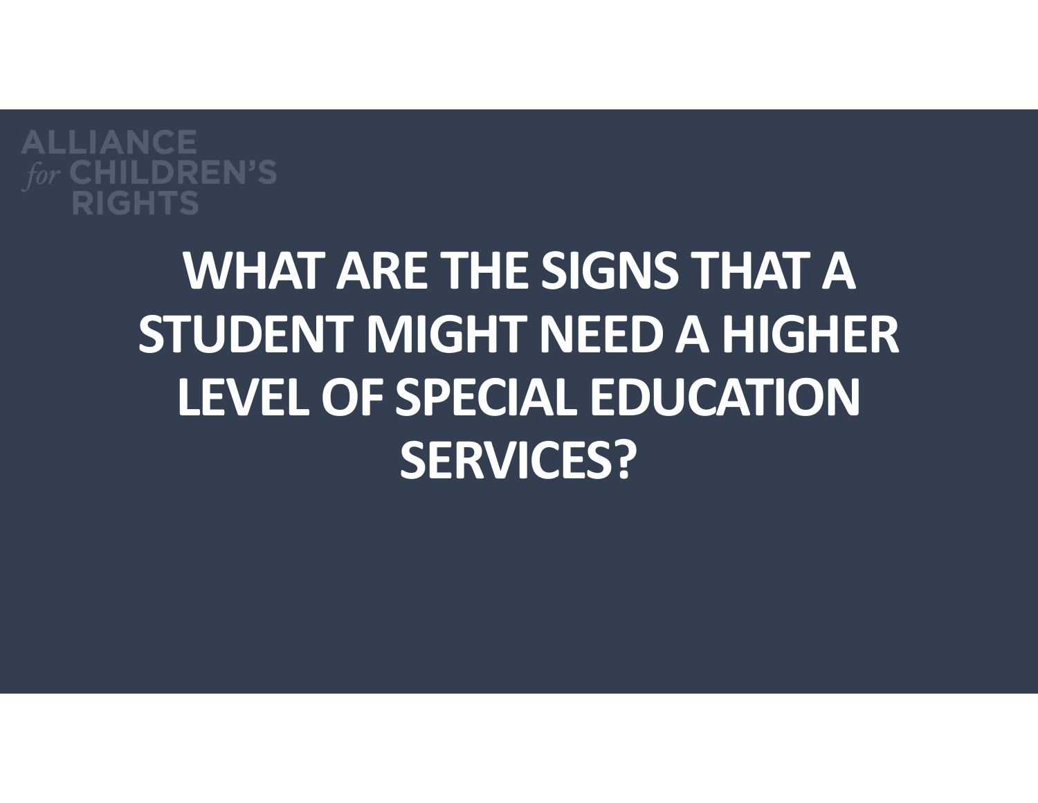ALLIANCE *for* CHILDREN'S RIGHTS

# WHAT ARE THE SIGNS THAT A STUDENT MIGHT NEED A HIGHER LEVEL OF SPECIAL EDUCATION SERVICES?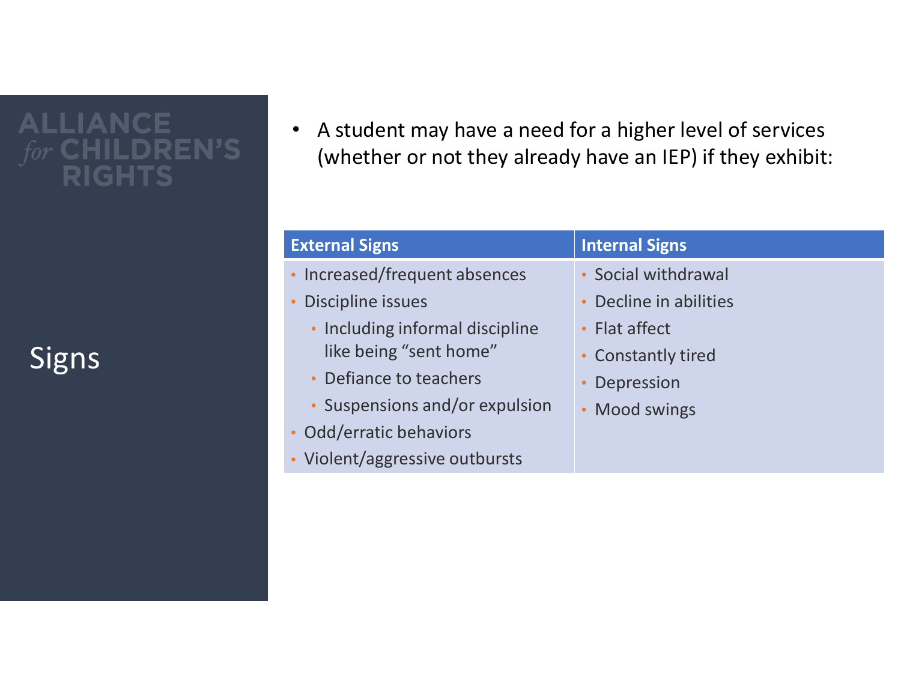## Signs

- A student may have a need for a higher level of services (whether or not they already have an IEP) if they exhibit:

| External Signs | Internal Signs |
| --- | --- |
| • Increased/frequent absences<br>• Discipline issues<br>&nbsp;&nbsp;&nbsp;&nbsp;• Including informal discipline like being "sent home"<br>&nbsp;&nbsp;&nbsp;&nbsp;• Defiance to teachers<br>&nbsp;&nbsp;&nbsp;&nbsp;• Suspensions and/or expulsion<br>• Odd/erratic behaviors<br>• Violent/aggressive outbursts | • Social withdrawal<br>• Decline in abilities<br>• Flat affect<br>• Constantly tired<br>• Depression<br>• Mood swings |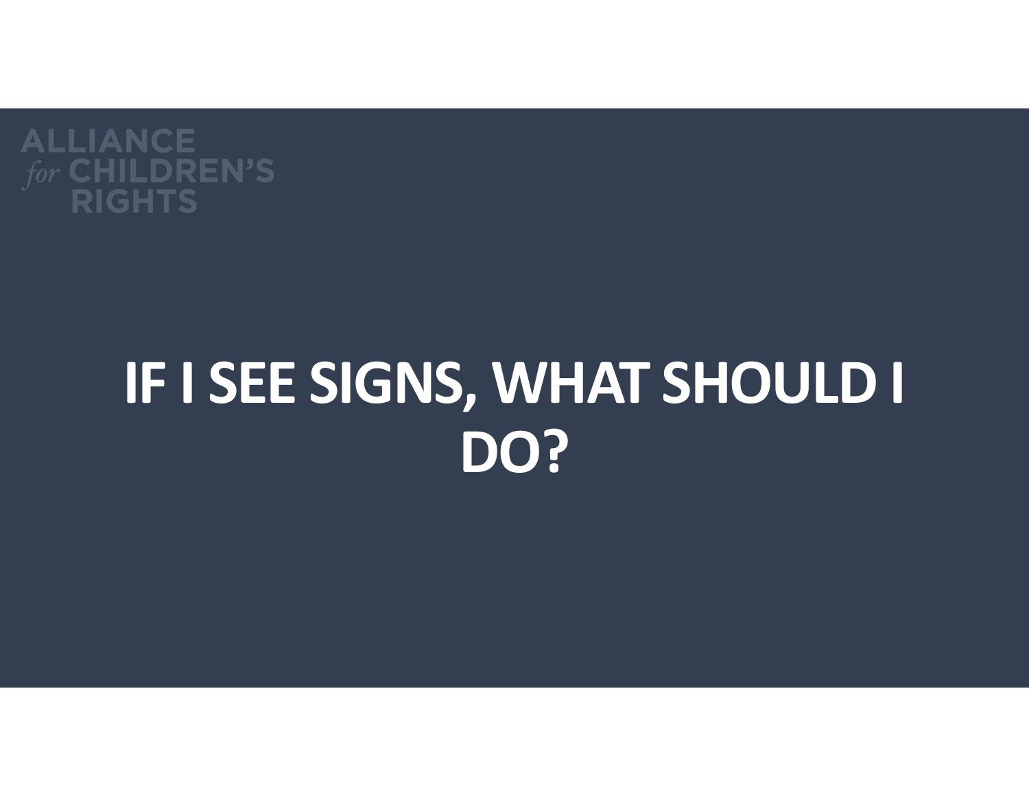ALLIANCE *for* CHILDREN'S RIGHTS

# IF I SEE SIGNS, WHAT SHOULD I DO?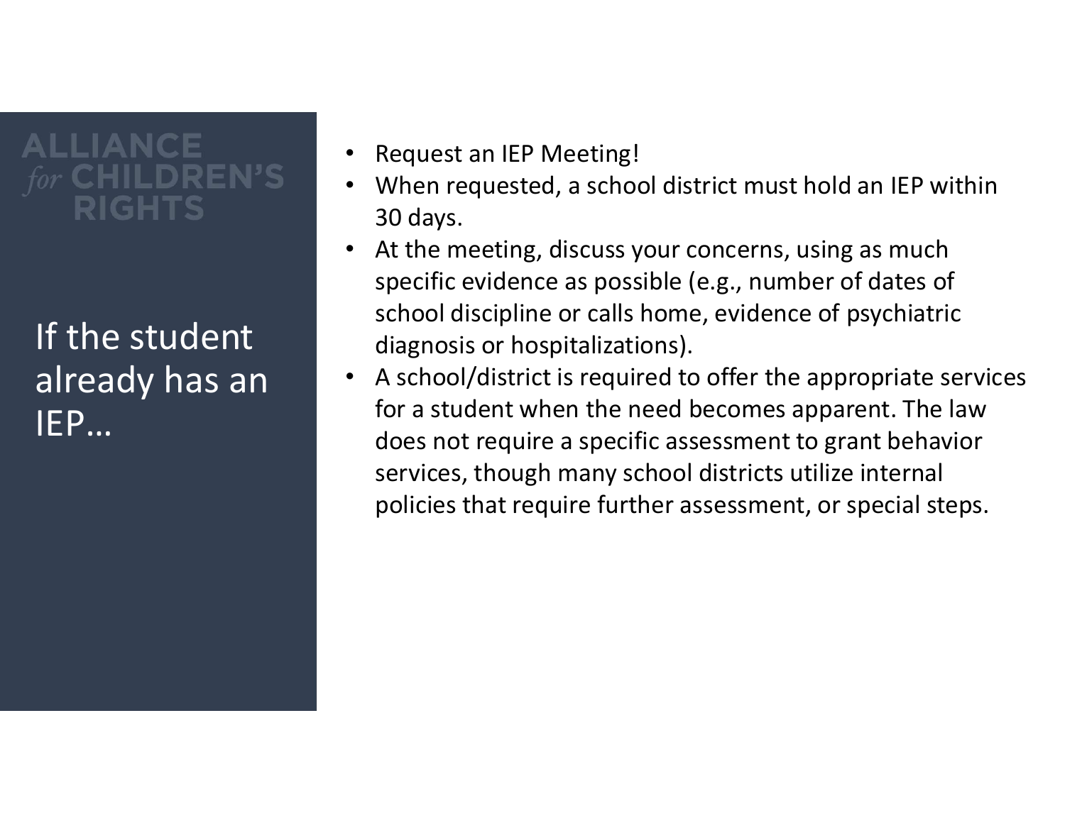## If the student already has an IEP…

- Request an IEP Meeting!
- When requested, a school district must hold an IEP within 30 days.
- At the meeting, discuss your concerns, using as much specific evidence as possible (e.g., number of dates of school discipline or calls home, evidence of psychiatric diagnosis or hospitalizations).
- A school/district is required to offer the appropriate services for a student when the need becomes apparent. The law does not require a specific assessment to grant behavior services, though many school districts utilize internal policies that require further assessment, or special steps.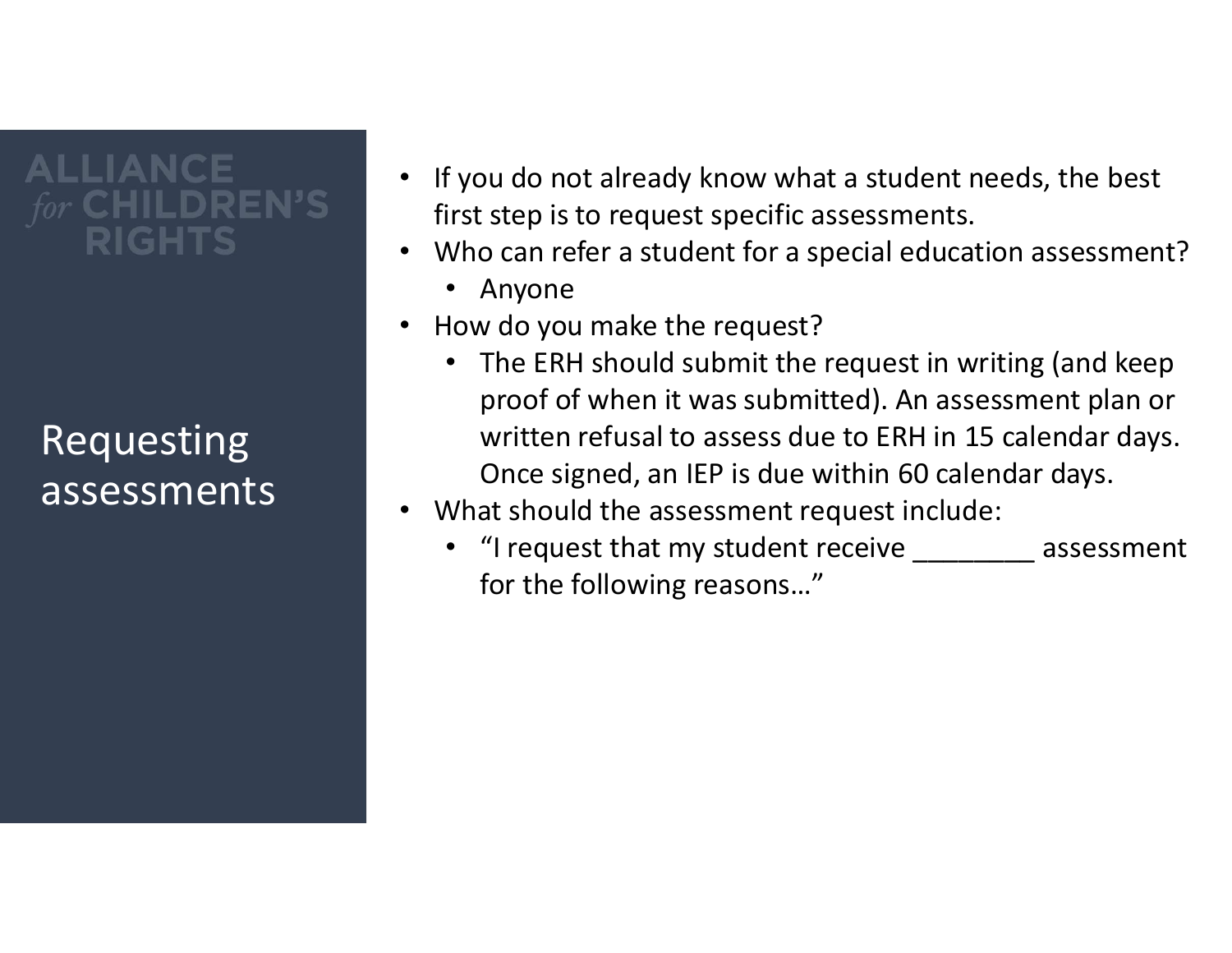## Requesting assessments

- If you do not already know what a student needs, the best first step is to request specific assessments.
- Who can refer a student for a special education assessment?
  - Anyone
- How do you make the request?
  - The ERH should submit the request in writing (and keep proof of when it was submitted). An assessment plan or written refusal to assess due to ERH in 15 calendar days. Once signed, an IEP is due within 60 calendar days.
- What should the assessment request include:
  - "I request that my student receive ________ assessment for the following reasons…"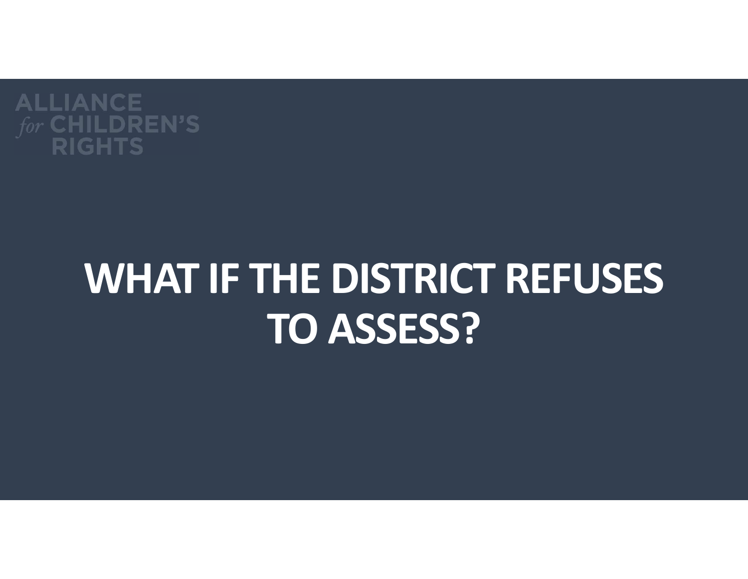ALLIANCE *for* CHILDREN'S RIGHTS

# WHAT IF THE DISTRICT REFUSES TO ASSESS?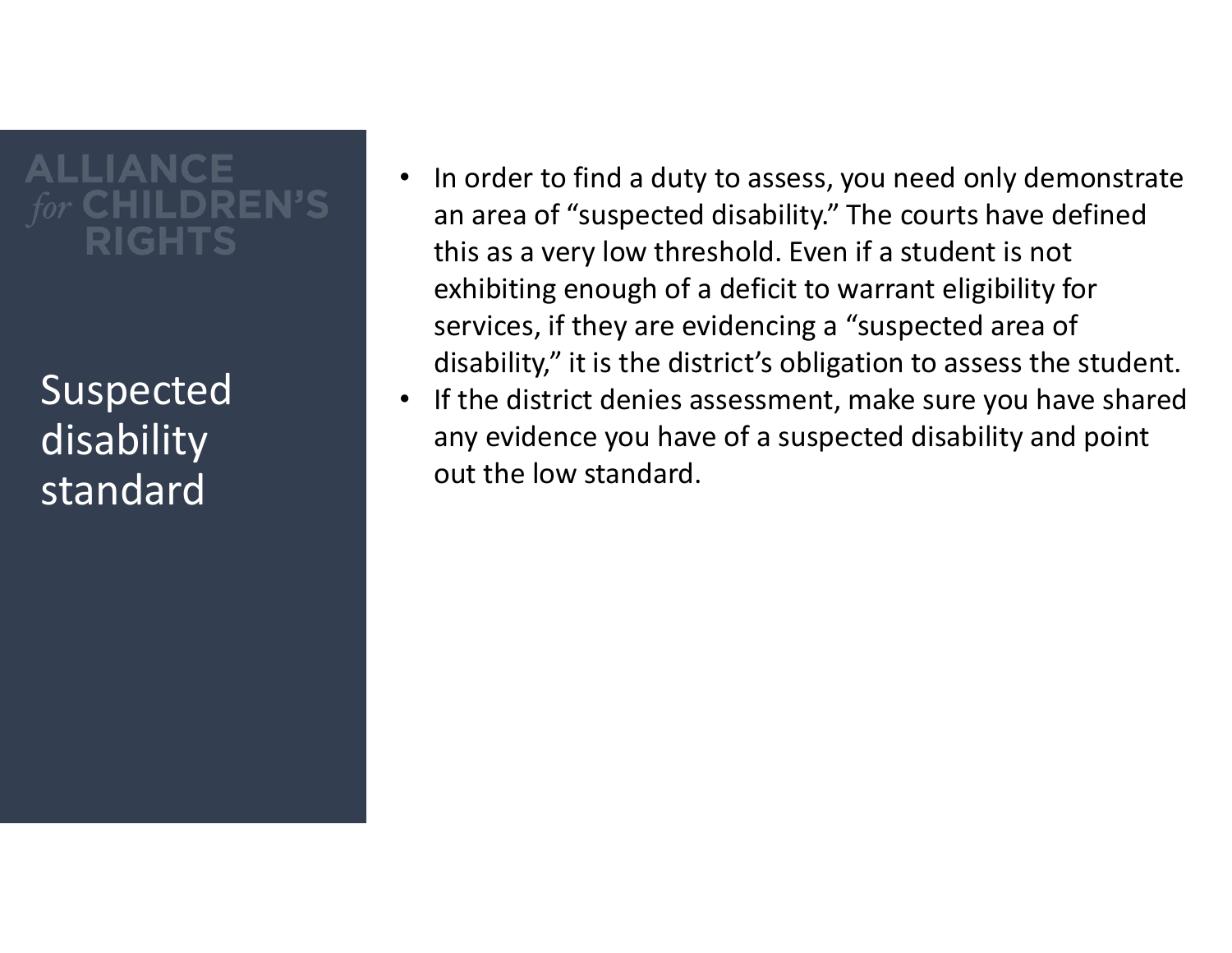# Suspected disability standard

- In order to find a duty to assess, you need only demonstrate an area of "suspected disability." The courts have defined this as a very low threshold. Even if a student is not exhibiting enough of a deficit to warrant eligibility for services, if they are evidencing a "suspected area of disability," it is the district's obligation to assess the student.
- If the district denies assessment, make sure you have shared any evidence you have of a suspected disability and point out the low standard.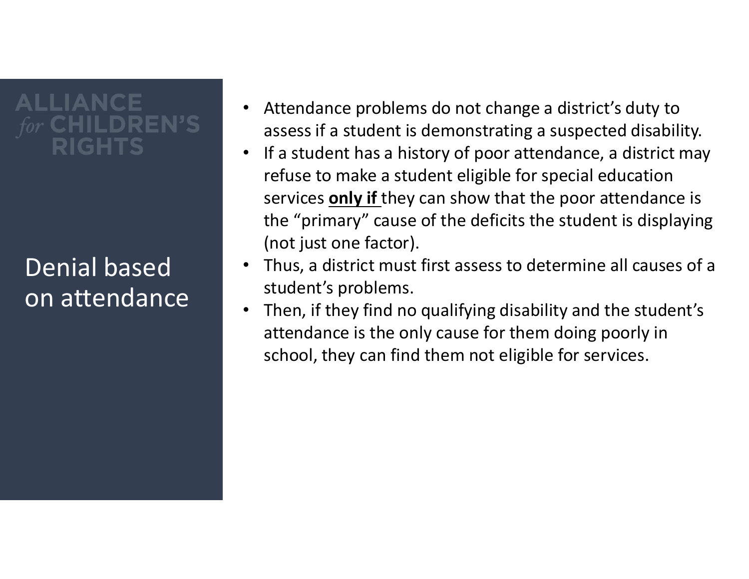ALLIANCE *for* CHILDREN'S RIGHTS

## Denial based on attendance

- Attendance problems do not change a district's duty to assess if a student is demonstrating a suspected disability.
- If a student has a history of poor attendance, a district may refuse to make a student eligible for special education services **<u>only if</u>** they can show that the poor attendance is the "primary" cause of the deficits the student is displaying (not just one factor).
- Thus, a district must first assess to determine all causes of a student's problems.
- Then, if they find no qualifying disability and the student's attendance is the only cause for them doing poorly in school, they can find them not eligible for services.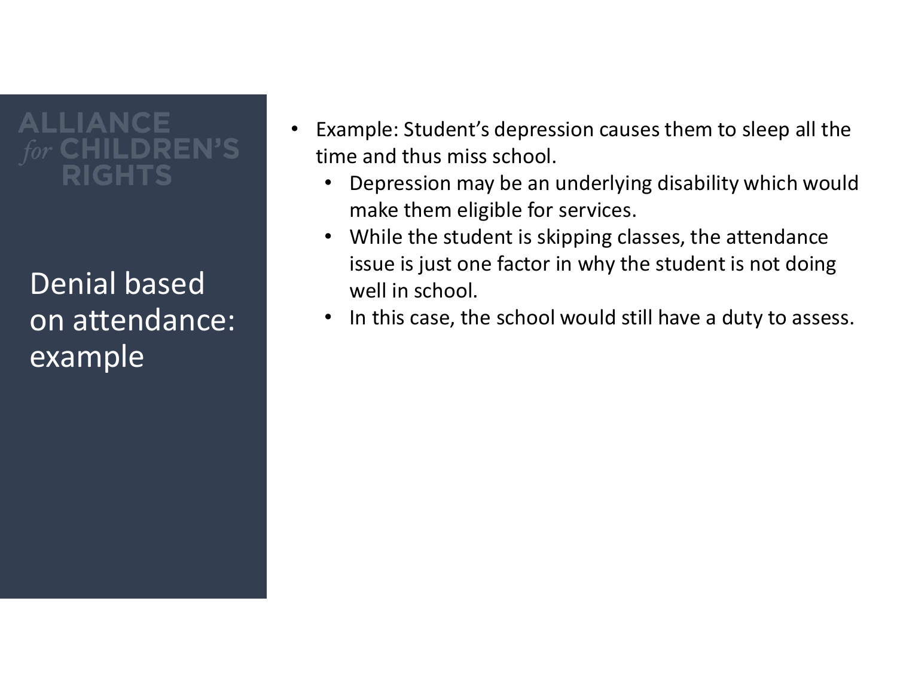# Denial based on attendance: example

- Example: Student's depression causes them to sleep all the time and thus miss school.
  - Depression may be an underlying disability which would make them eligible for services.
  - While the student is skipping classes, the attendance issue is just one factor in why the student is not doing well in school.
  - In this case, the school would still have a duty to assess.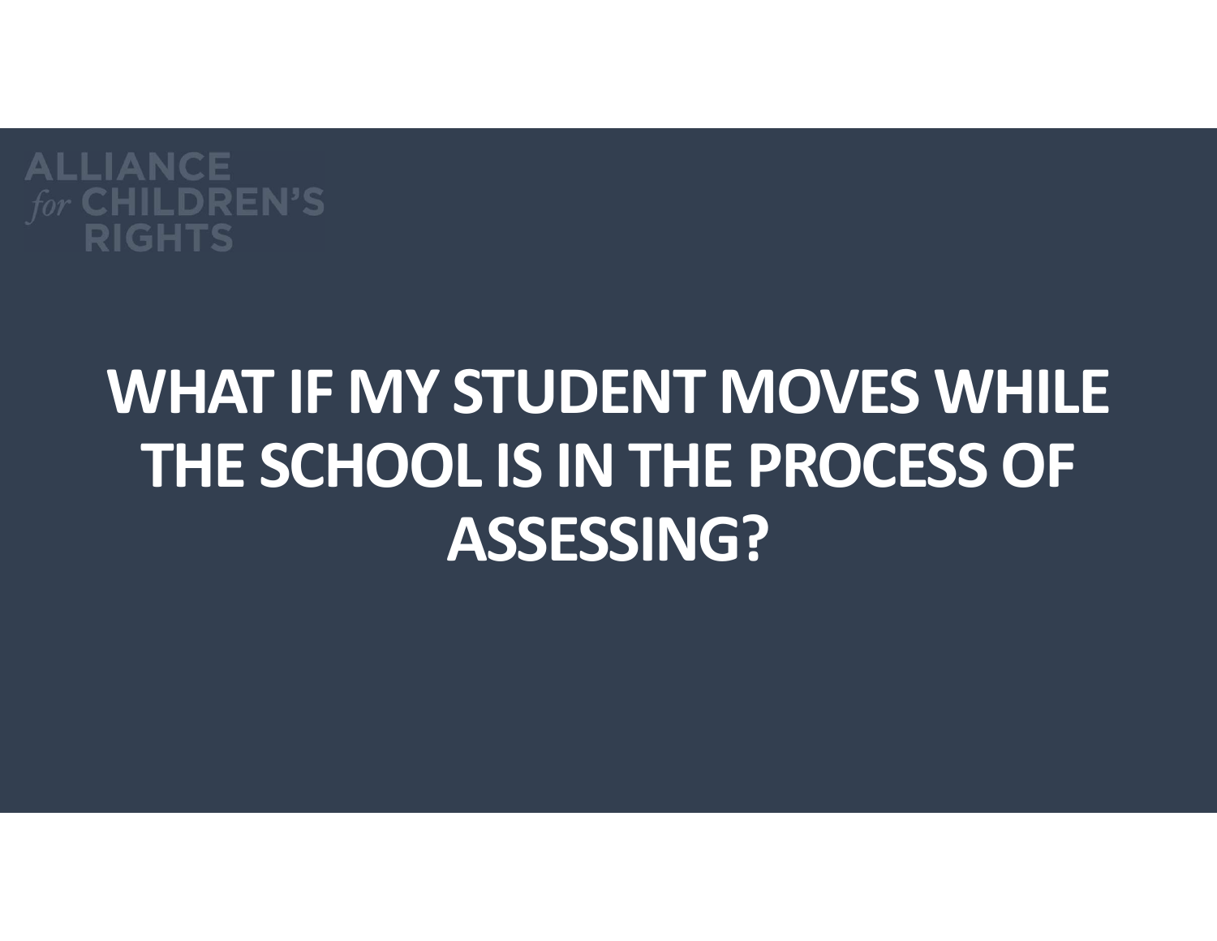ALLIANCE *for* CHILDREN'S RIGHTS

# WHAT IF MY STUDENT MOVES WHILE THE SCHOOL IS IN THE PROCESS OF ASSESSING?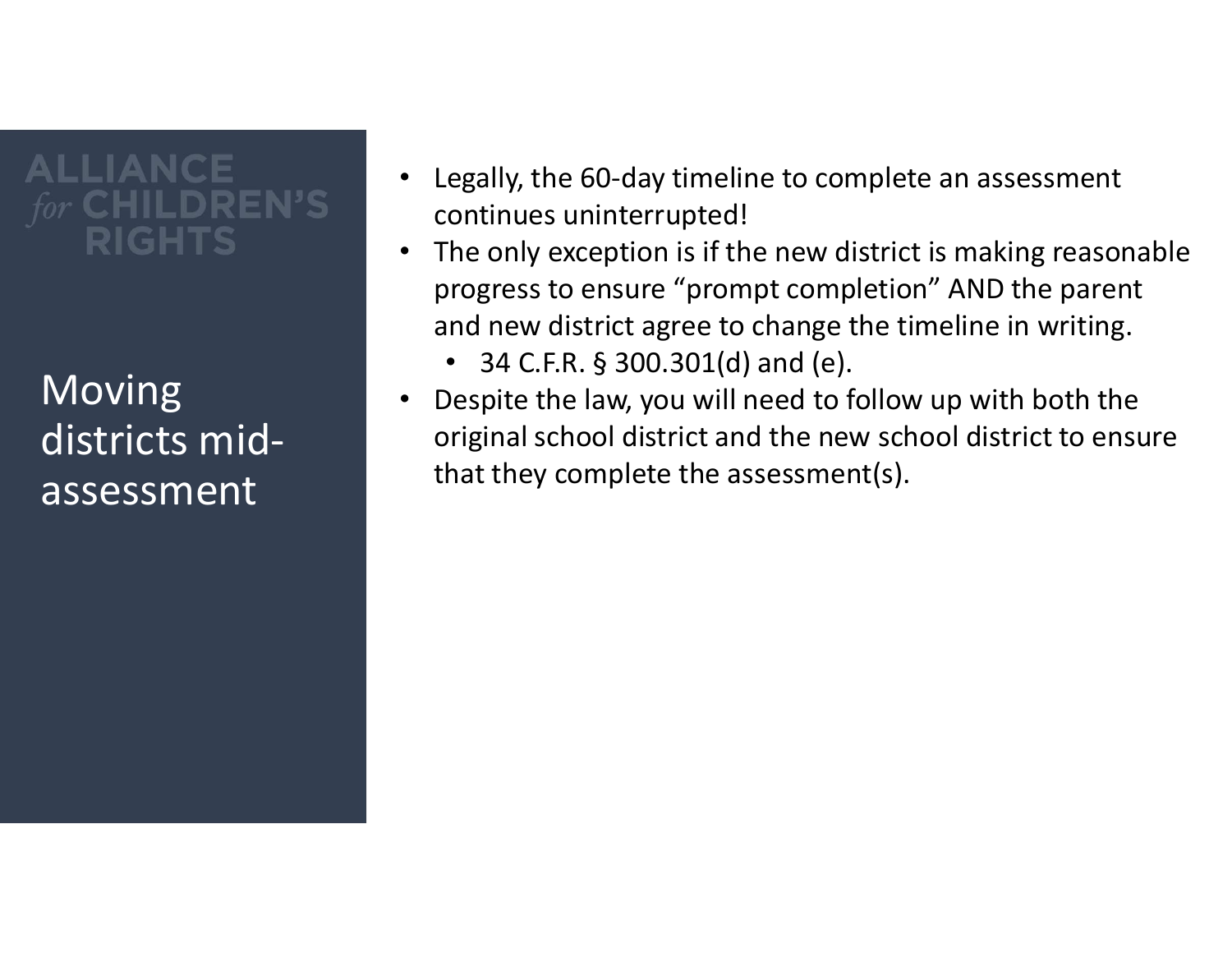## Moving districts mid-assessment

- Legally, the 60-day timeline to complete an assessment continues uninterrupted!
- The only exception is if the new district is making reasonable progress to ensure "prompt completion" AND the parent and new district agree to change the timeline in writing.
  - 34 C.F.R. § 300.301(d) and (e).
- Despite the law, you will need to follow up with both the original school district and the new school district to ensure that they complete the assessment(s).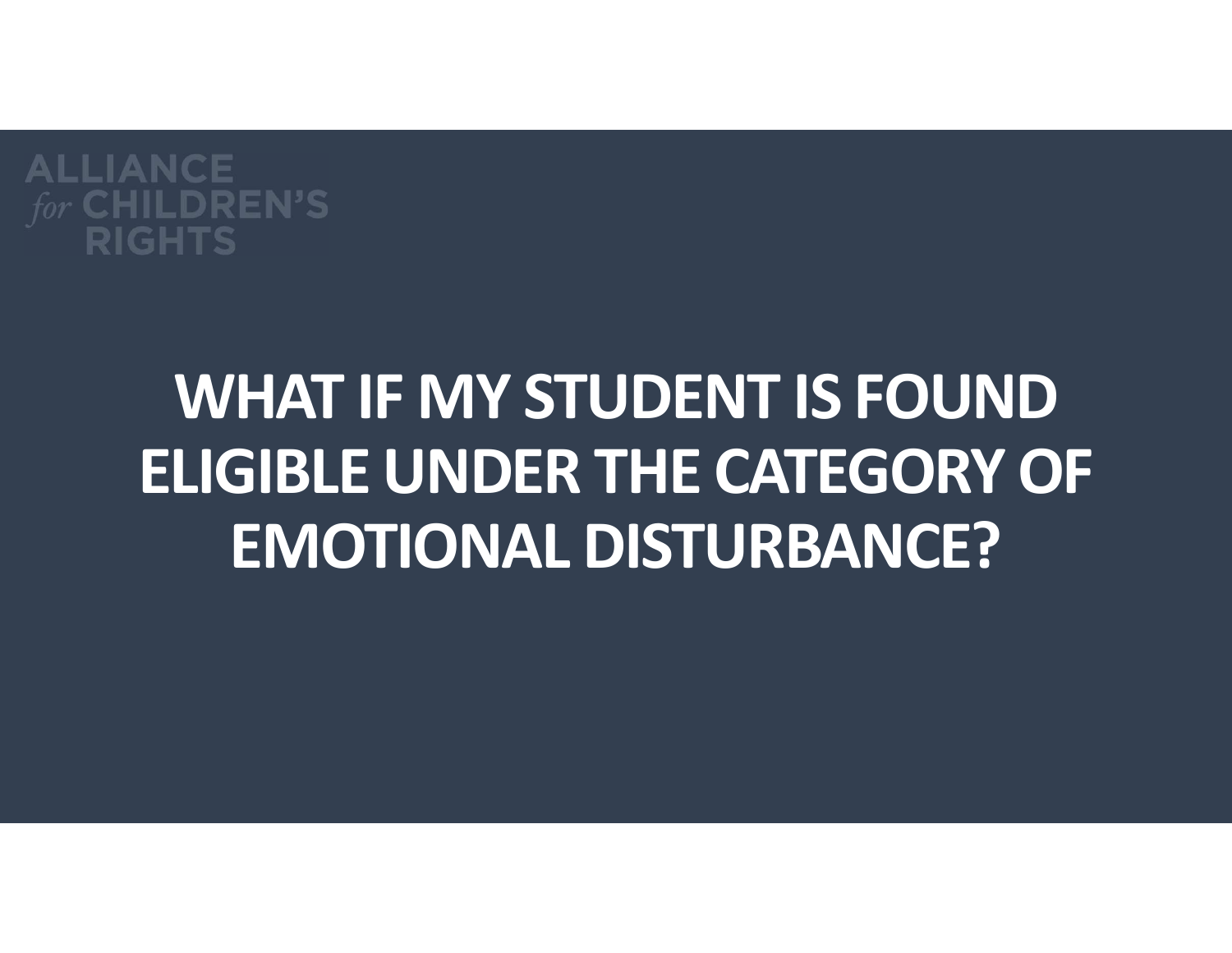# WHAT IF MY STUDENT IS FOUND ELIGIBLE UNDER THE CATEGORY OF EMOTIONAL DISTURBANCE?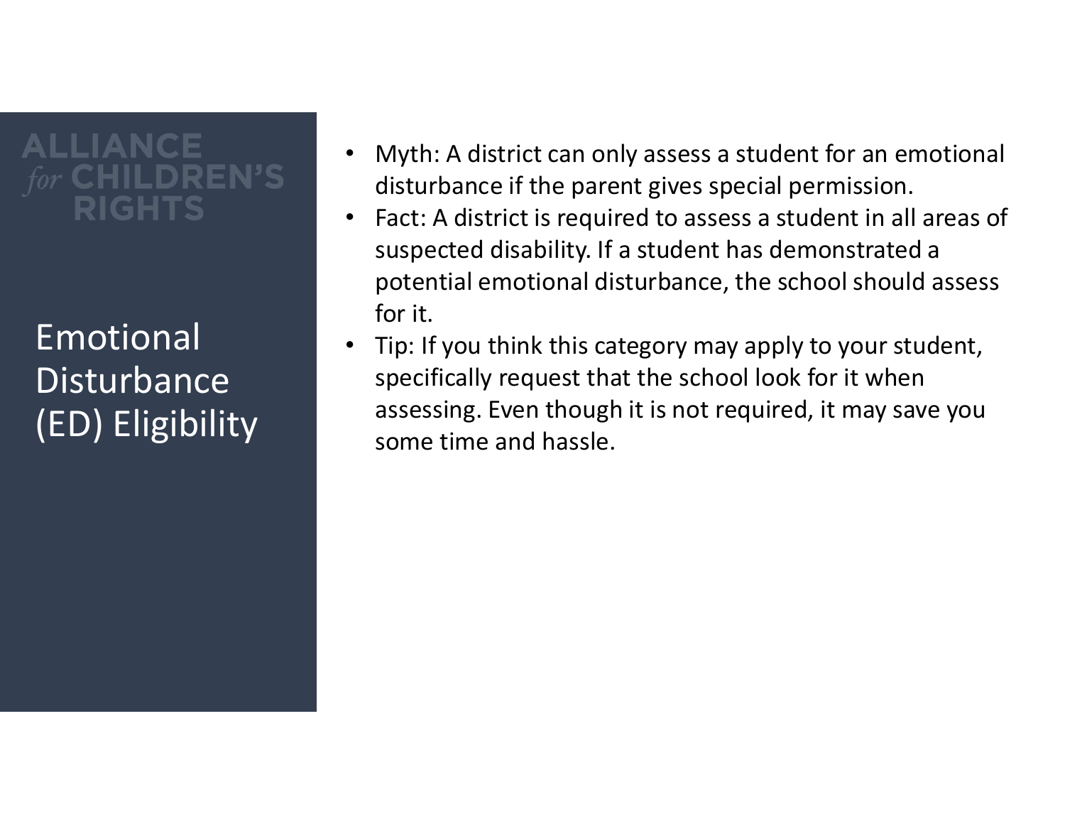ALLIANCE *for* CHILDREN'S RIGHTS

# Emotional Disturbance (ED) Eligibility

- Myth: A district can only assess a student for an emotional disturbance if the parent gives special permission.
- Fact: A district is required to assess a student in all areas of suspected disability. If a student has demonstrated a potential emotional disturbance, the school should assess for it.
- Tip: If you think this category may apply to your student, specifically request that the school look for it when assessing. Even though it is not required, it may save you some time and hassle.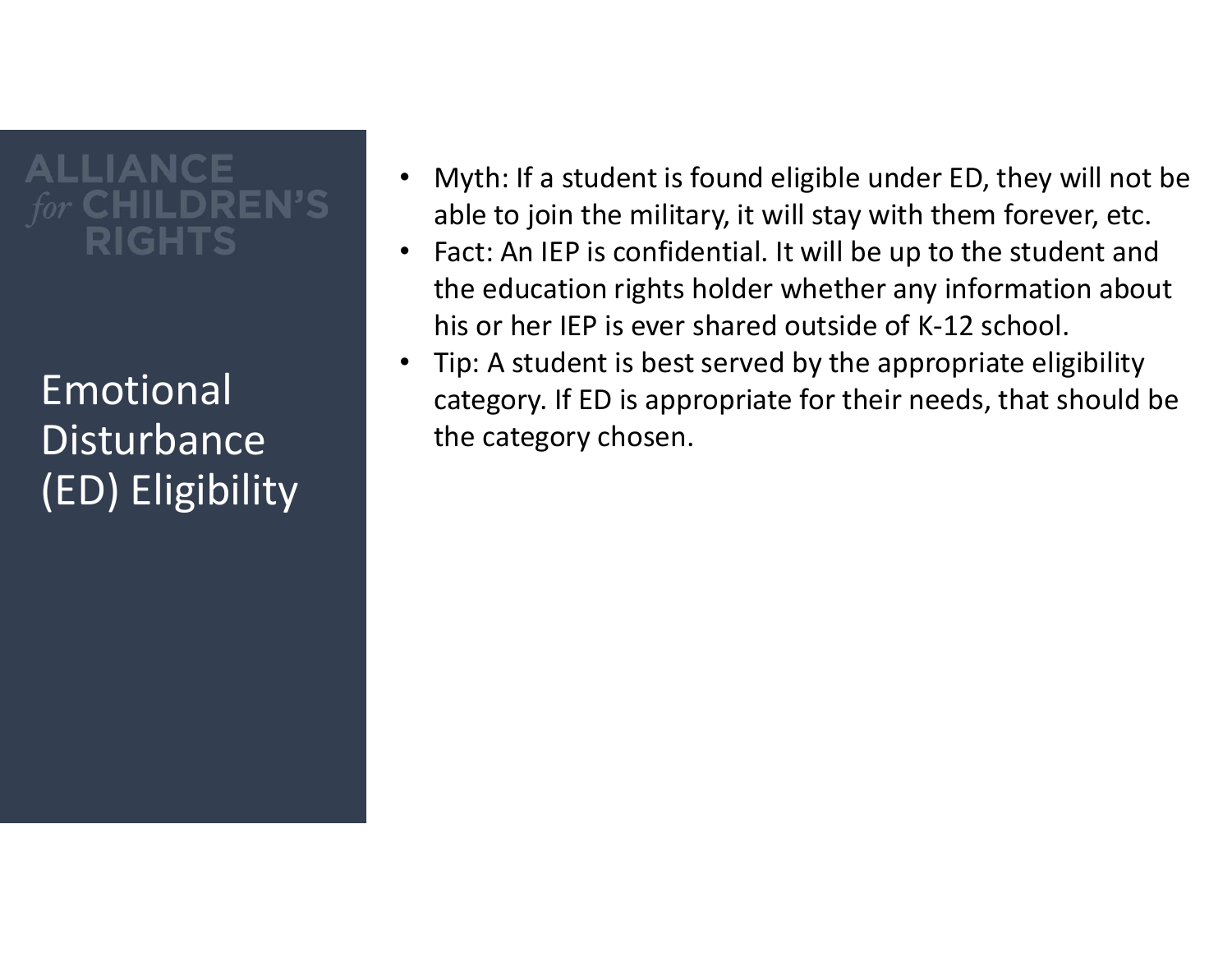# Emotional Disturbance (ED) Eligibility

- Myth: If a student is found eligible under ED, they will not be able to join the military, it will stay with them forever, etc.
- Fact: An IEP is confidential. It will be up to the student and the education rights holder whether any information about his or her IEP is ever shared outside of K-12 school.
- Tip: A student is best served by the appropriate eligibility category. If ED is appropriate for their needs, that should be the category chosen.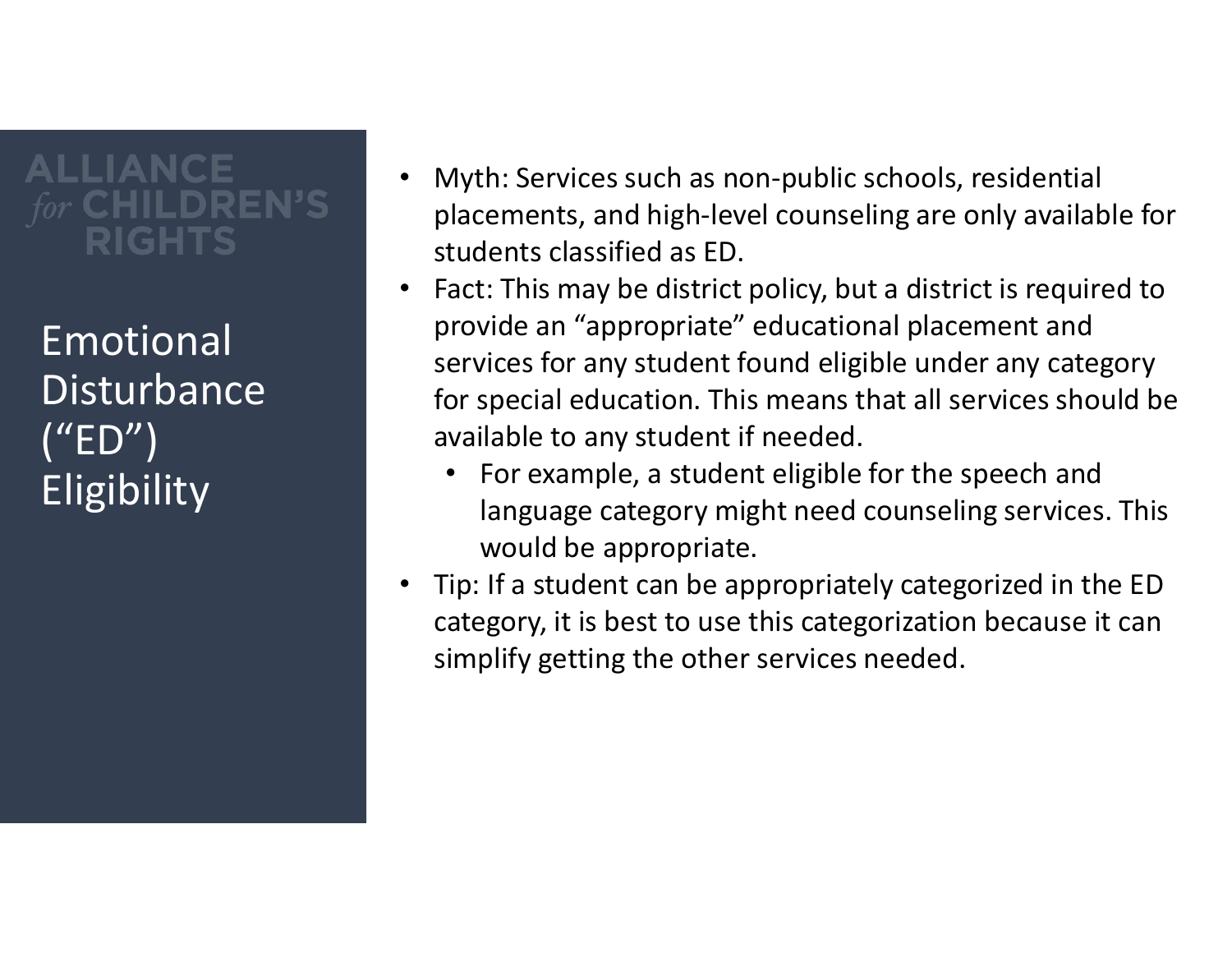# Emotional Disturbance ("ED") Eligibility

- Myth: Services such as non-public schools, residential placements, and high-level counseling are only available for students classified as ED.
- Fact: This may be district policy, but a district is required to provide an "appropriate" educational placement and services for any student found eligible under any category for special education. This means that all services should be available to any student if needed.
  - For example, a student eligible for the speech and language category might need counseling services. This would be appropriate.
- Tip: If a student can be appropriately categorized in the ED category, it is best to use this categorization because it can simplify getting the other services needed.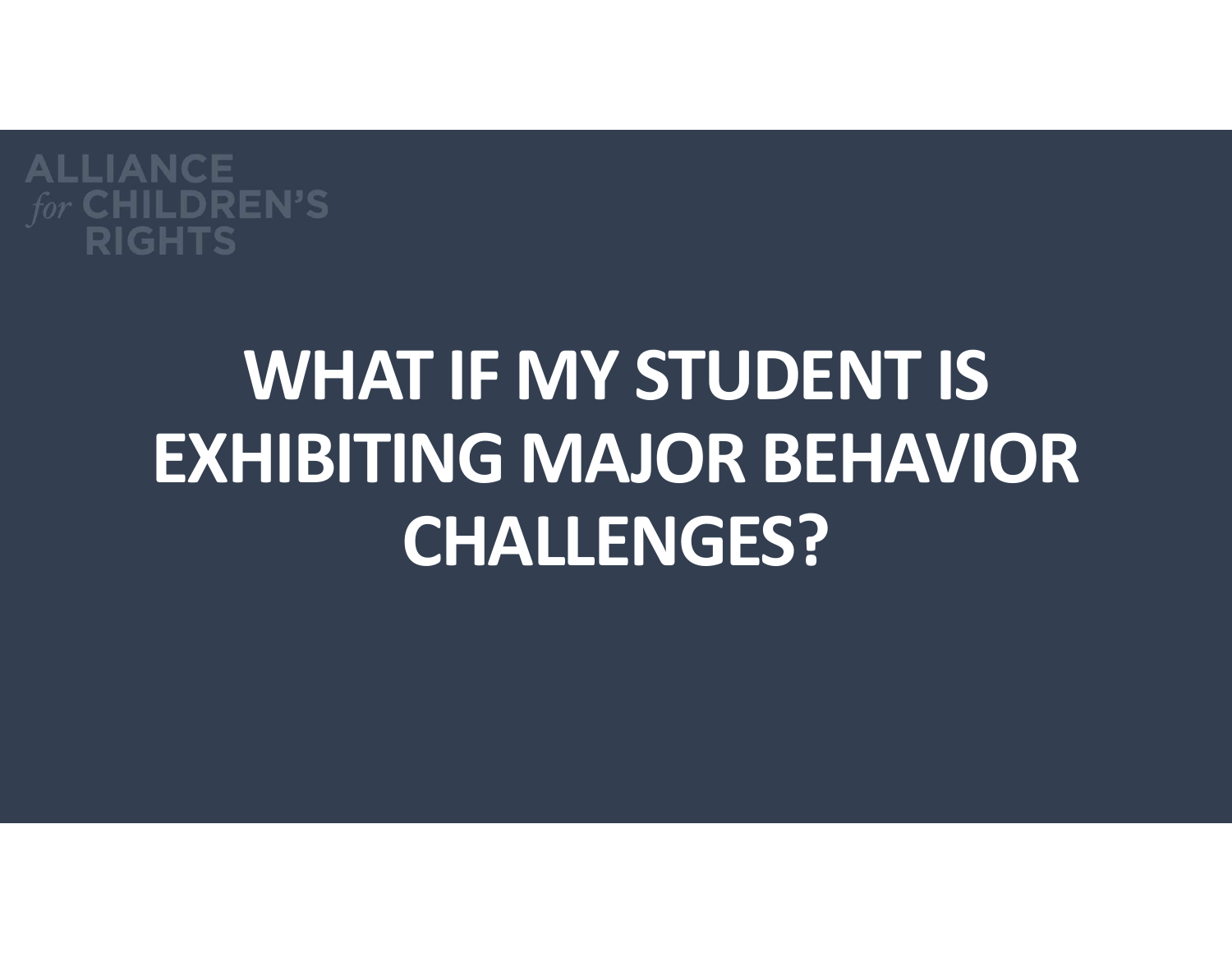ALLIANCE *for* CHILDREN'S RIGHTS

# WHAT IF MY STUDENT IS EXHIBITING MAJOR BEHAVIOR CHALLENGES?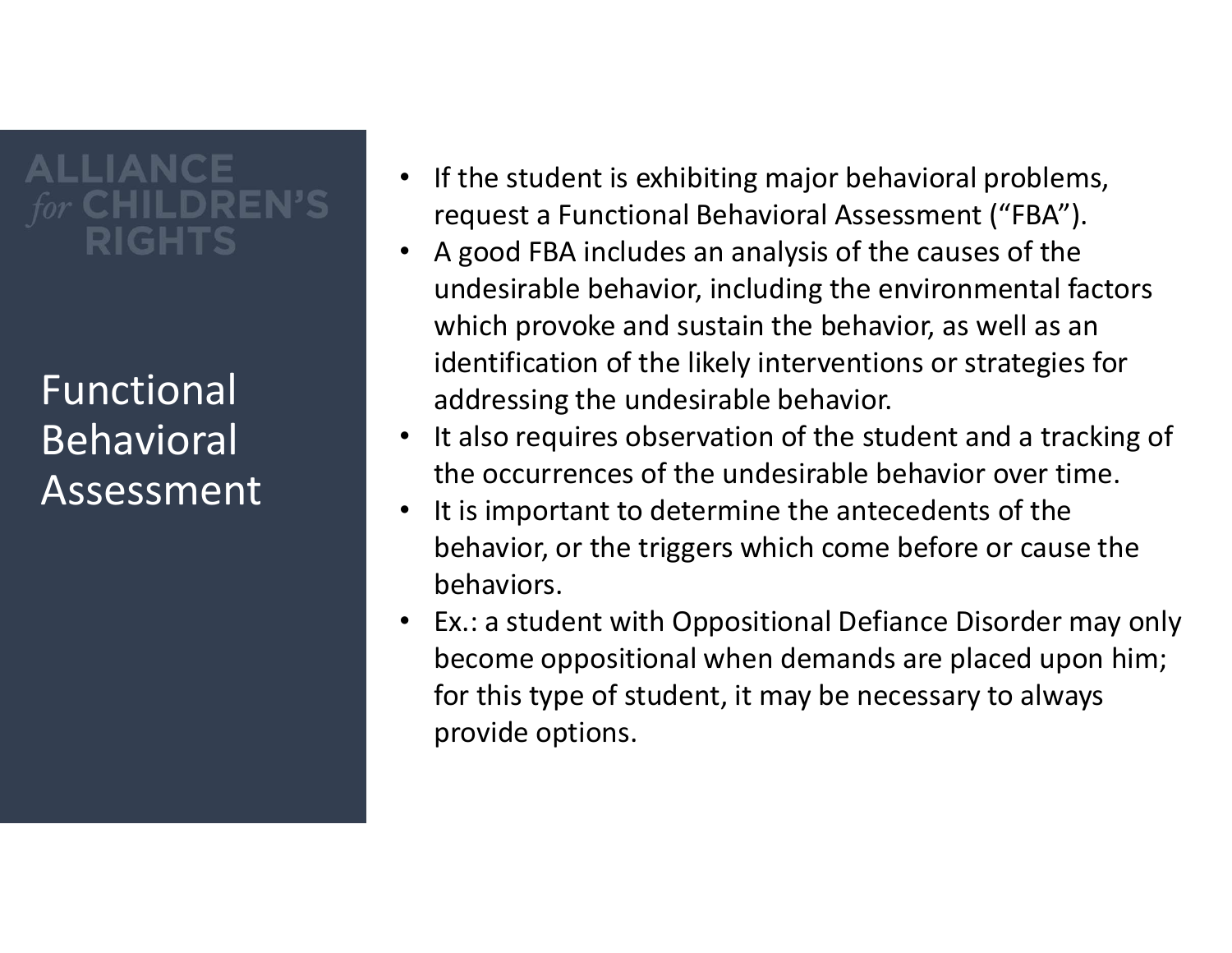## Functional Behavioral Assessment

- If the student is exhibiting major behavioral problems, request a Functional Behavioral Assessment ("FBA").
- A good FBA includes an analysis of the causes of the undesirable behavior, including the environmental factors which provoke and sustain the behavior, as well as an identification of the likely interventions or strategies for addressing the undesirable behavior.
- It also requires observation of the student and a tracking of the occurrences of the undesirable behavior over time.
- It is important to determine the antecedents of the behavior, or the triggers which come before or cause the behaviors.
- Ex.: a student with Oppositional Defiance Disorder may only become oppositional when demands are placed upon him; for this type of student, it may be necessary to always provide options.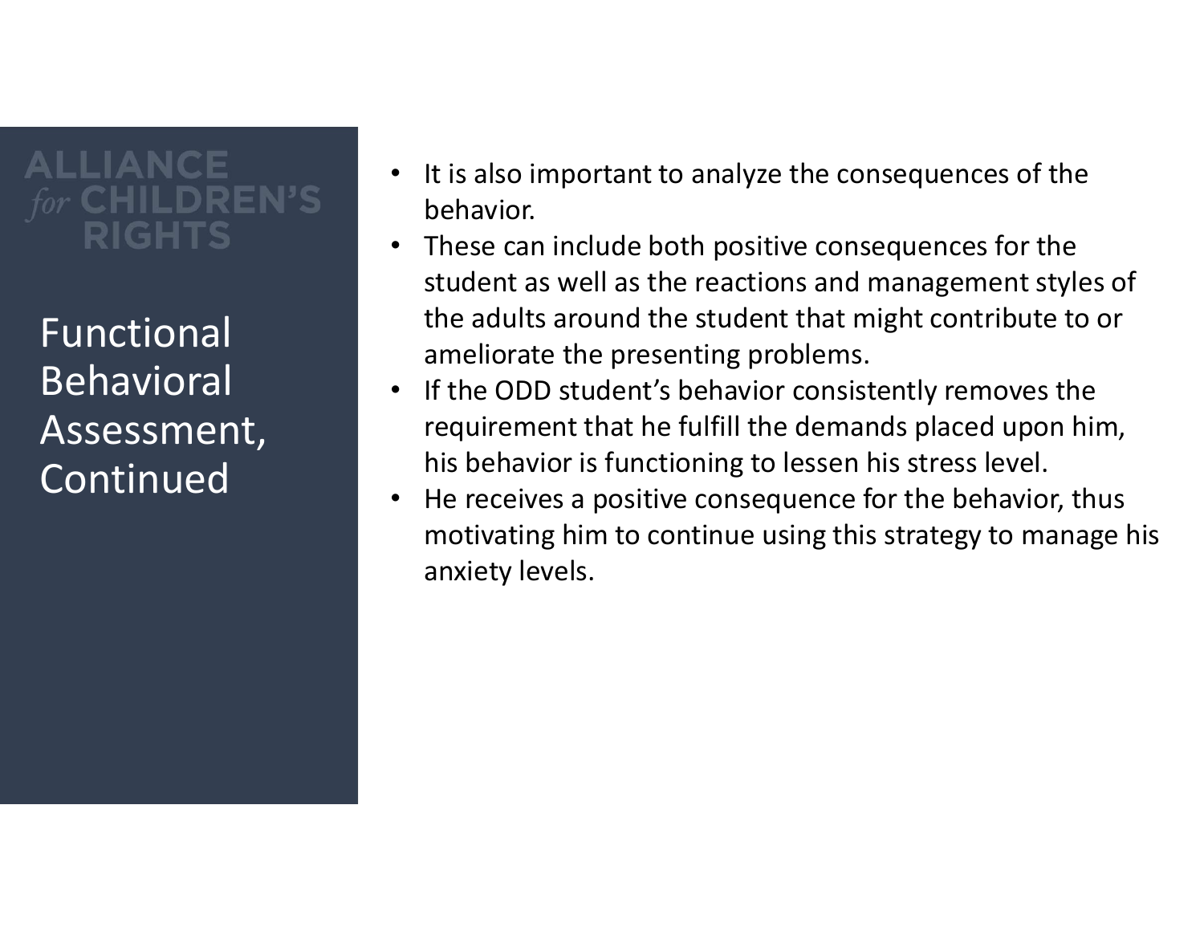# Functional Behavioral Assessment, Continued

- It is also important to analyze the consequences of the behavior.
- These can include both positive consequences for the student as well as the reactions and management styles of the adults around the student that might contribute to or ameliorate the presenting problems.
- If the ODD student's behavior consistently removes the requirement that he fulfill the demands placed upon him, his behavior is functioning to lessen his stress level.
- He receives a positive consequence for the behavior, thus motivating him to continue using this strategy to manage his anxiety levels.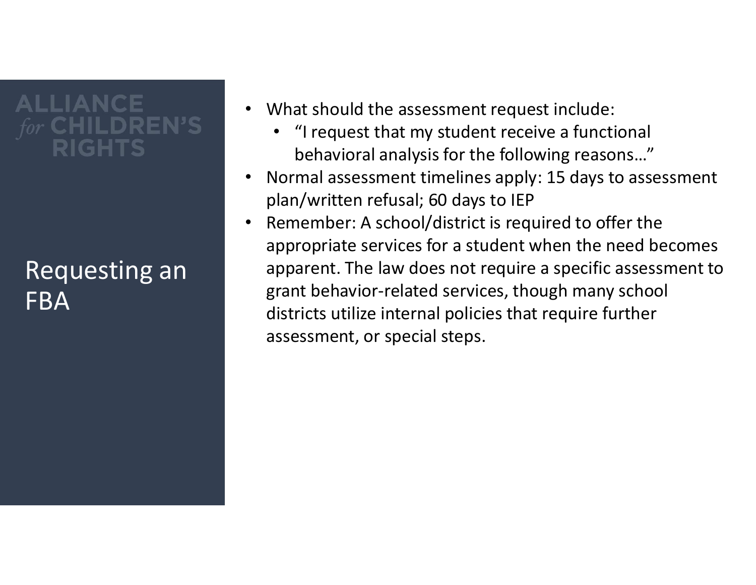## Requesting an FBA

- What should the assessment request include:
  - "I request that my student receive a functional behavioral analysis for the following reasons…"
- Normal assessment timelines apply: 15 days to assessment plan/written refusal; 60 days to IEP
- Remember: A school/district is required to offer the appropriate services for a student when the need becomes apparent. The law does not require a specific assessment to grant behavior-related services, though many school districts utilize internal policies that require further assessment, or special steps.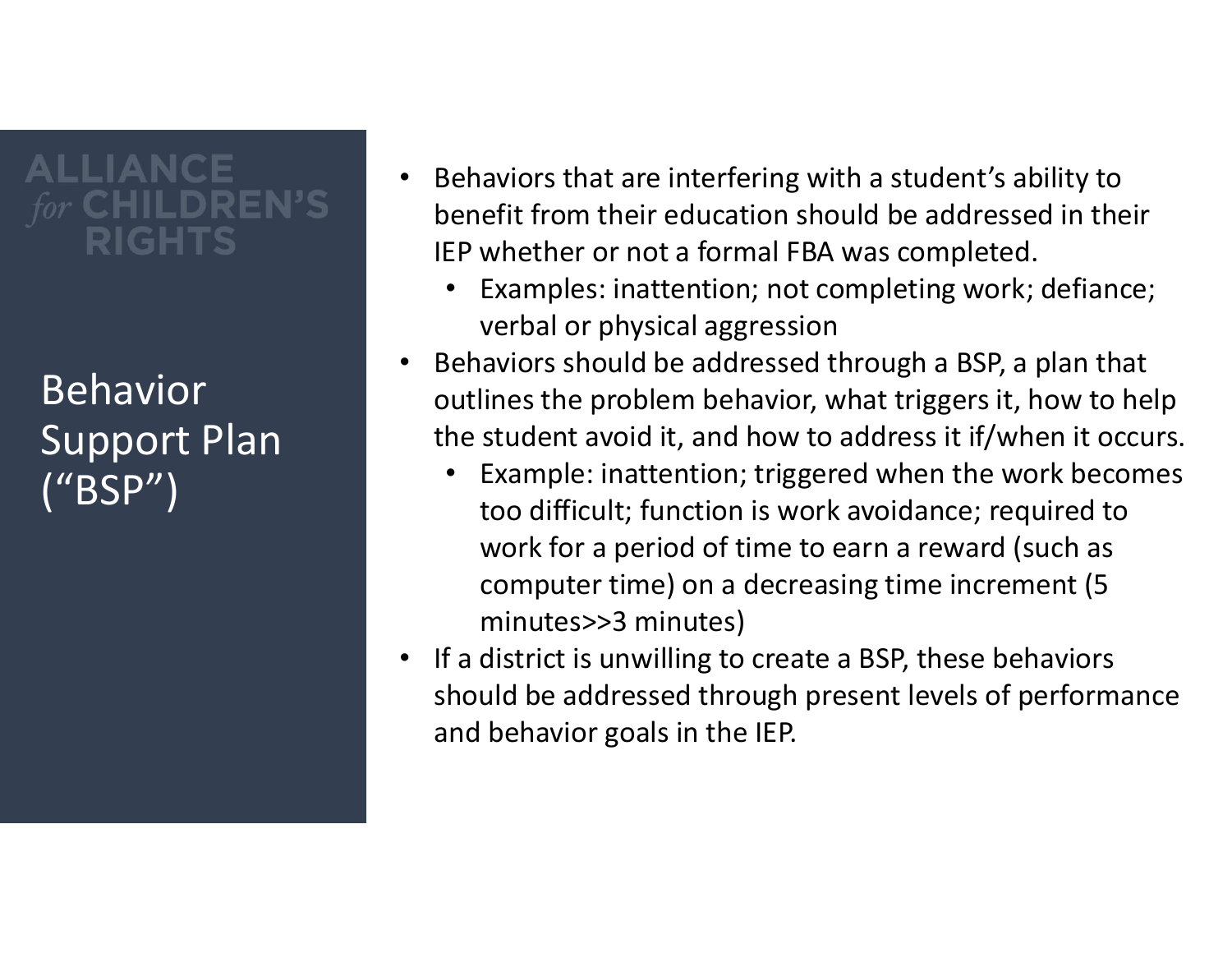ALLIANCE *for* CHILDREN'S RIGHTS

# Behavior Support Plan ("BSP")

- Behaviors that are interfering with a student's ability to benefit from their education should be addressed in their IEP whether or not a formal FBA was completed.
  - Examples: inattention; not completing work; defiance; verbal or physical aggression
- Behaviors should be addressed through a BSP, a plan that outlines the problem behavior, what triggers it, how to help the student avoid it, and how to address it if/when it occurs.
  - Example: inattention; triggered when the work becomes too difficult; function is work avoidance; required to work for a period of time to earn a reward (such as computer time) on a decreasing time increment (5 minutes>>3 minutes)
- If a district is unwilling to create a BSP, these behaviors should be addressed through present levels of performance and behavior goals in the IEP.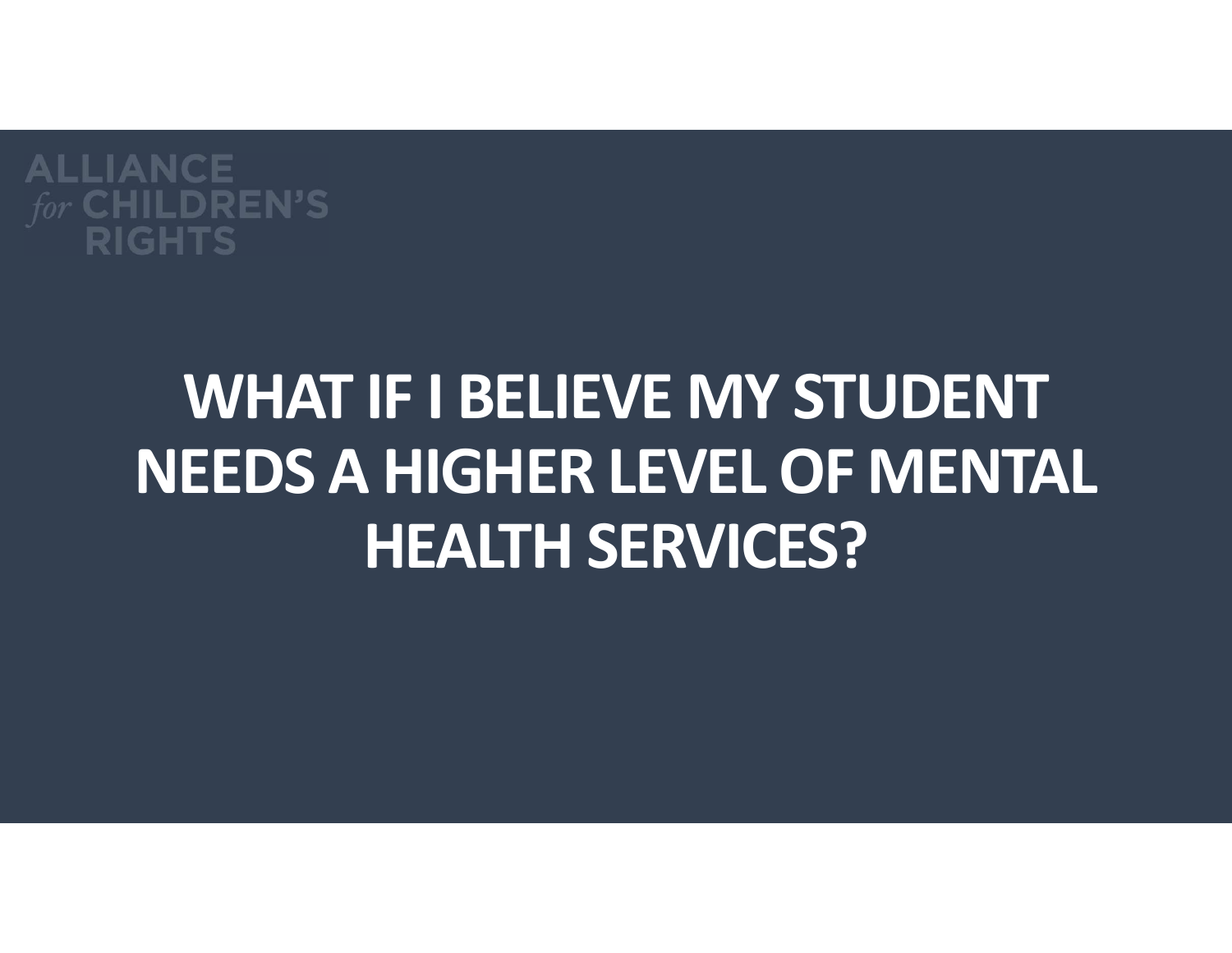ALLIANCE *for* CHILDREN'S RIGHTS

# WHAT IF I BELIEVE MY STUDENT NEEDS A HIGHER LEVEL OF MENTAL HEALTH SERVICES?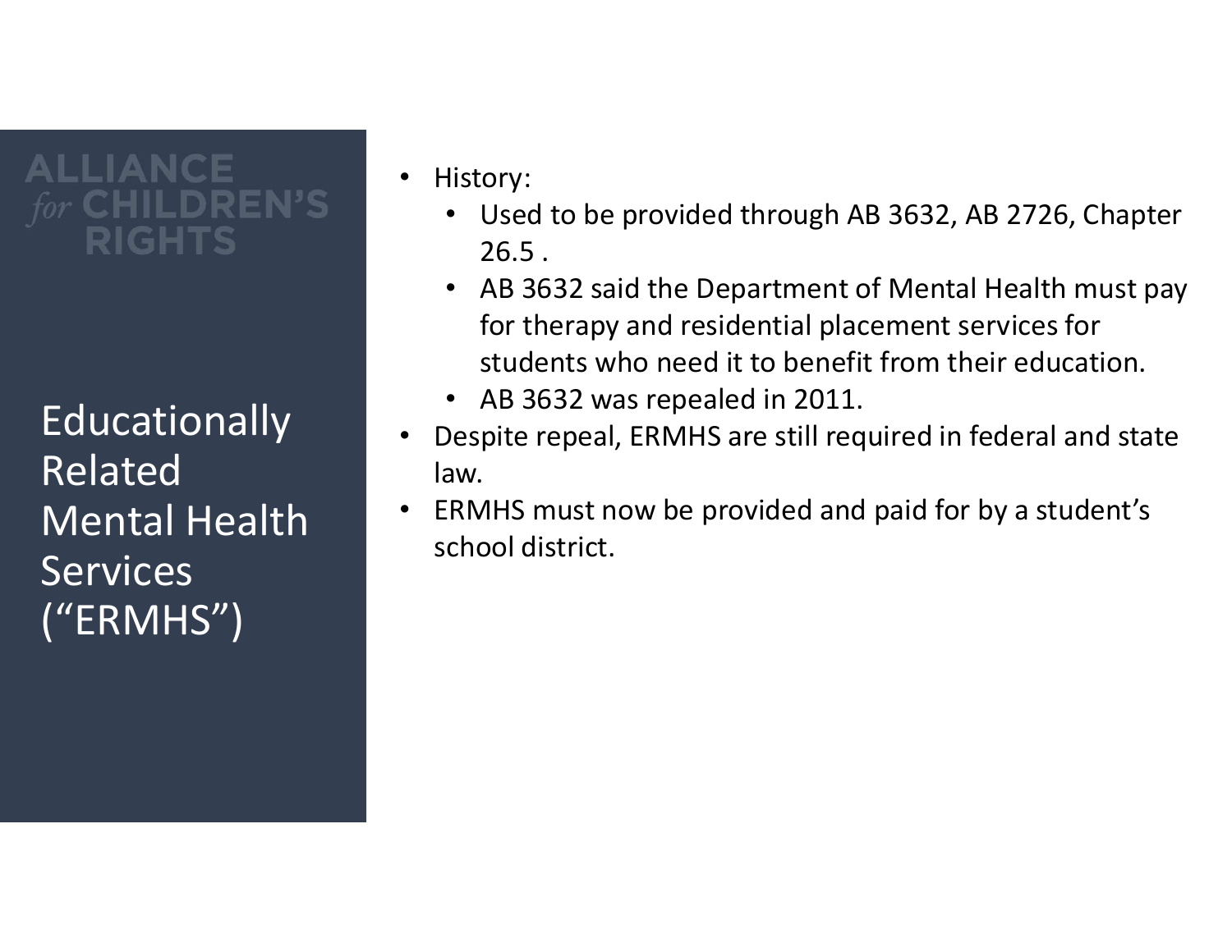ALLIANCE *for* CHILDREN'S RIGHTS

# Educationally Related Mental Health Services ("ERMHS")

- History:
  - Used to be provided through AB 3632, AB 2726, Chapter 26.5 .
  - AB 3632 said the Department of Mental Health must pay for therapy and residential placement services for students who need it to benefit from their education.
  - AB 3632 was repealed in 2011.
- Despite repeal, ERMHS are still required in federal and state law.
- ERMHS must now be provided and paid for by a student's school district.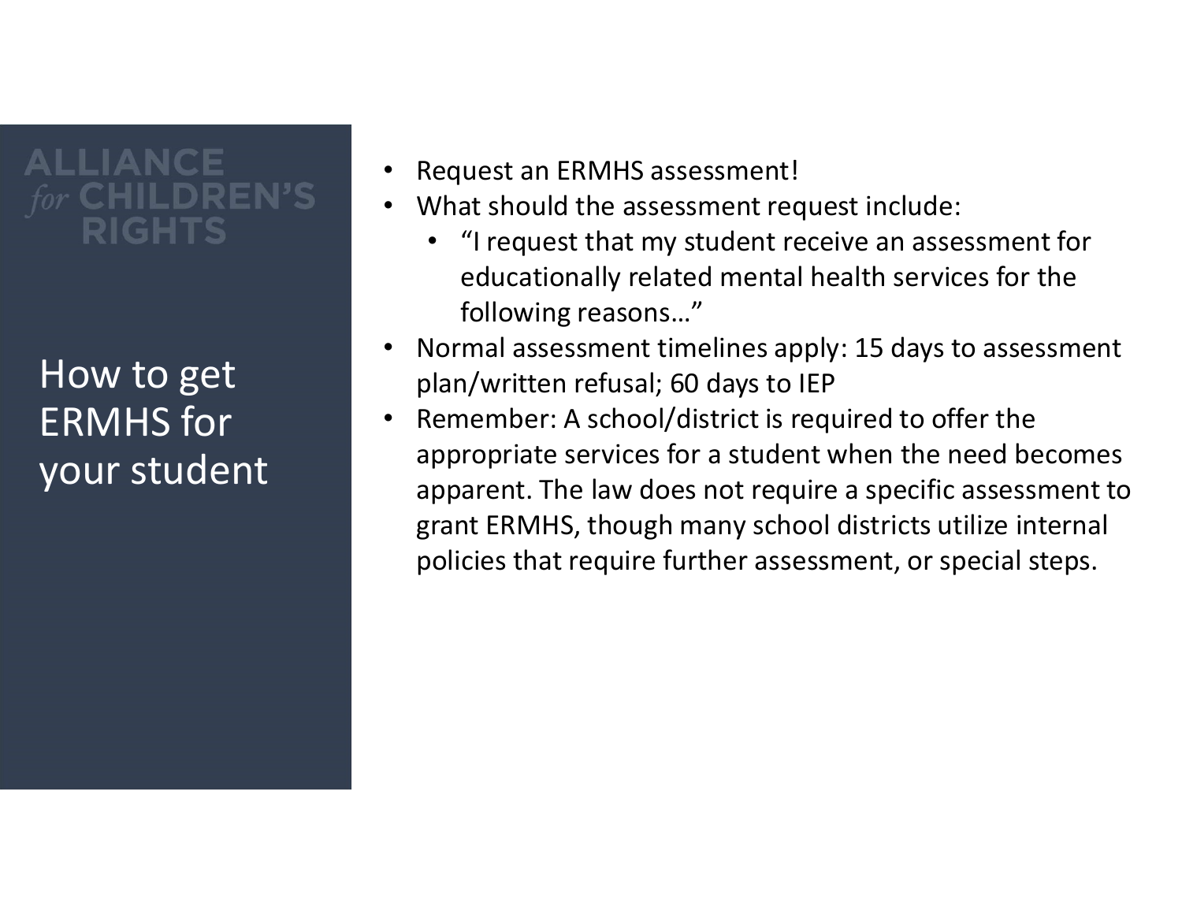ALLIANCE *for* CHILDREN'S RIGHTS

## How to get ERMHS for your student

- Request an ERMHS assessment!
- What should the assessment request include:
  - "I request that my student receive an assessment for educationally related mental health services for the following reasons…"
- Normal assessment timelines apply: 15 days to assessment plan/written refusal; 60 days to IEP
- Remember: A school/district is required to offer the appropriate services for a student when the need becomes apparent. The law does not require a specific assessment to grant ERMHS, though many school districts utilize internal policies that require further assessment, or special steps.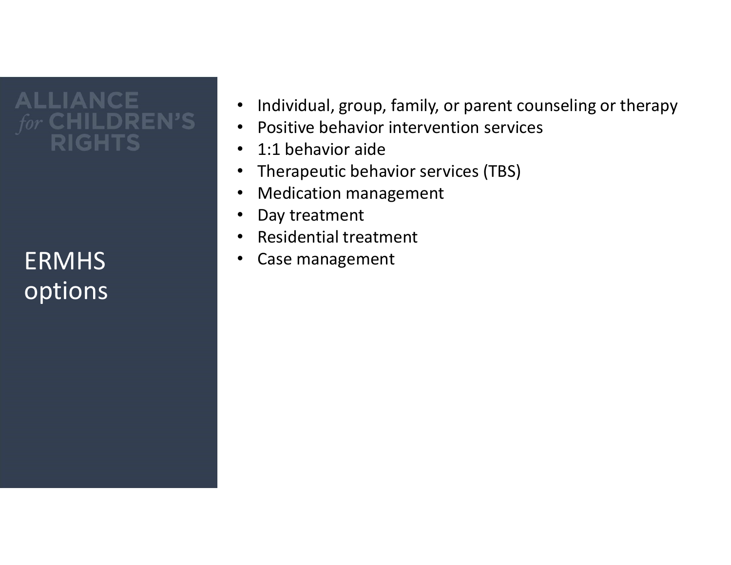# ERMHS options

- Individual, group, family, or parent counseling or therapy
- Positive behavior intervention services
- 1:1 behavior aide
- Therapeutic behavior services (TBS)
- Medication management
- Day treatment
- Residential treatment
- Case management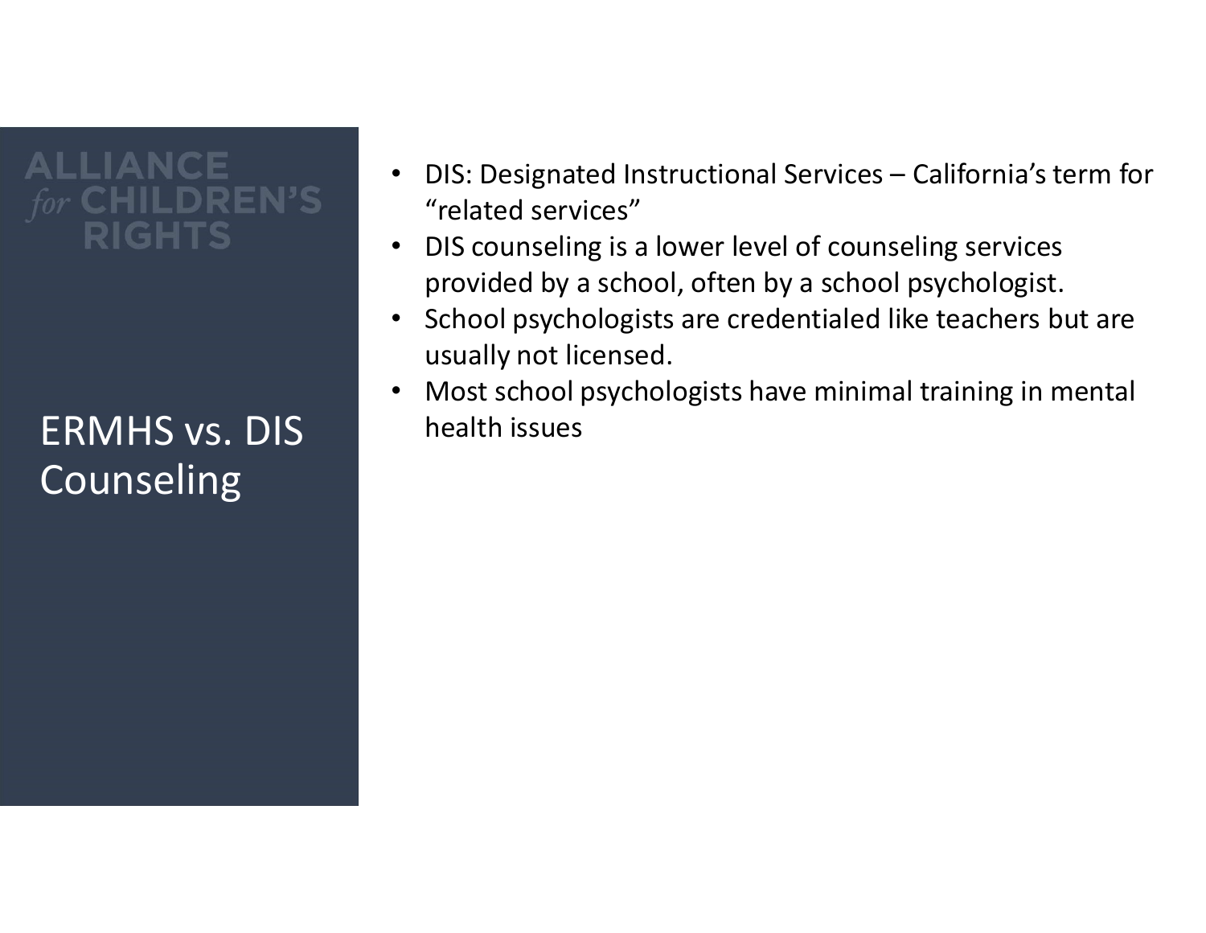ALLIANCE *for* CHILDREN'S RIGHTS

## ERMHS vs. DIS Counseling

- DIS: Designated Instructional Services – California's term for "related services"
- DIS counseling is a lower level of counseling services provided by a school, often by a school psychologist.
- School psychologists are credentialed like teachers but are usually not licensed.
- Most school psychologists have minimal training in mental health issues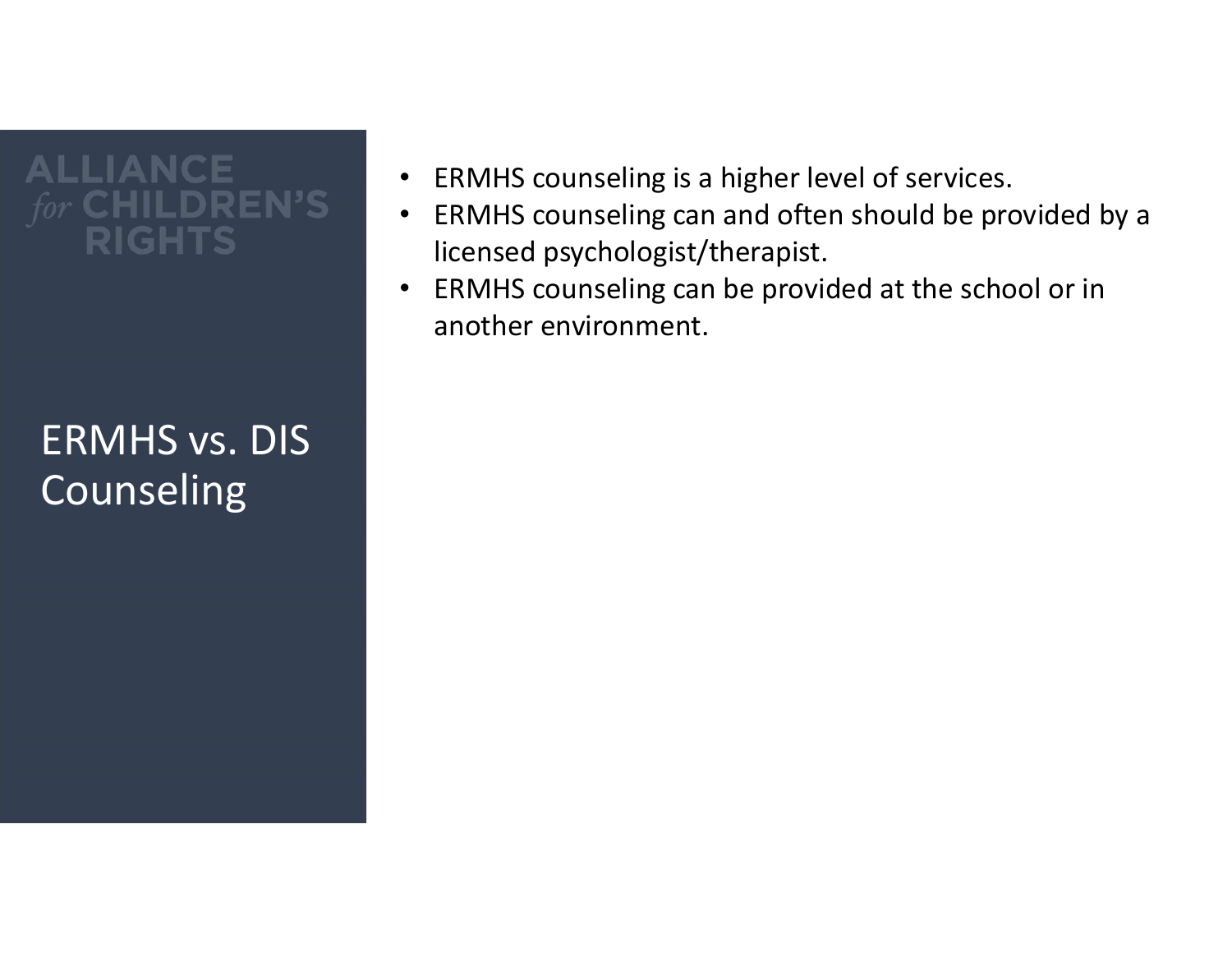## ERMHS vs. DIS Counseling

- ERMHS counseling is a higher level of services.
- ERMHS counseling can and often should be provided by a licensed psychologist/therapist.
- ERMHS counseling can be provided at the school or in another environment.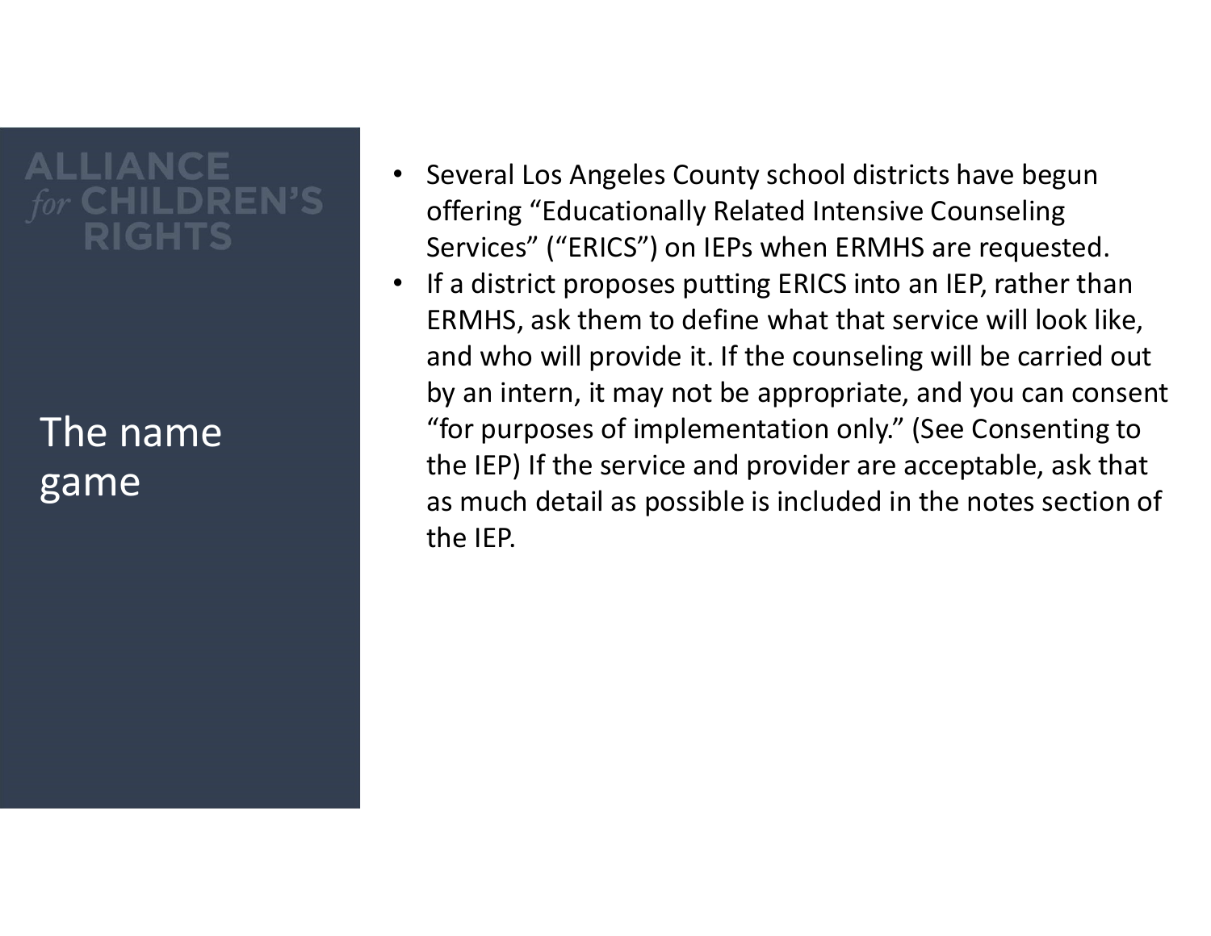# The name game

- Several Los Angeles County school districts have begun offering "Educationally Related Intensive Counseling Services" ("ERICS") on IEPs when ERMHS are requested.
- If a district proposes putting ERICS into an IEP, rather than ERMHS, ask them to define what that service will look like, and who will provide it. If the counseling will be carried out by an intern, it may not be appropriate, and you can consent "for purposes of implementation only." (See Consenting to the IEP) If the service and provider are acceptable, ask that as much detail as possible is included in the notes section of the IEP.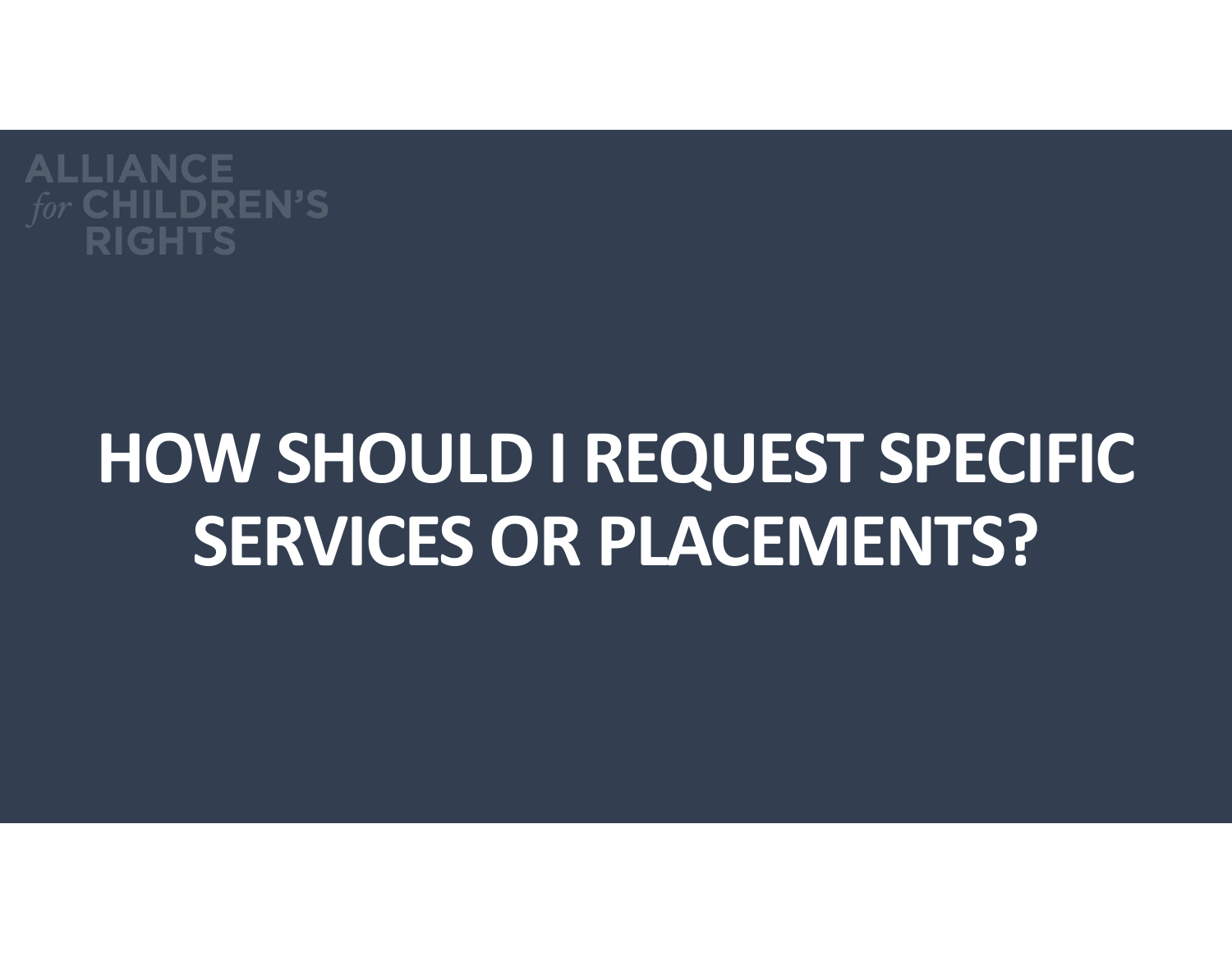ALLIANCE *for* CHILDREN'S RIGHTS

# HOW SHOULD I REQUEST SPECIFIC SERVICES OR PLACEMENTS?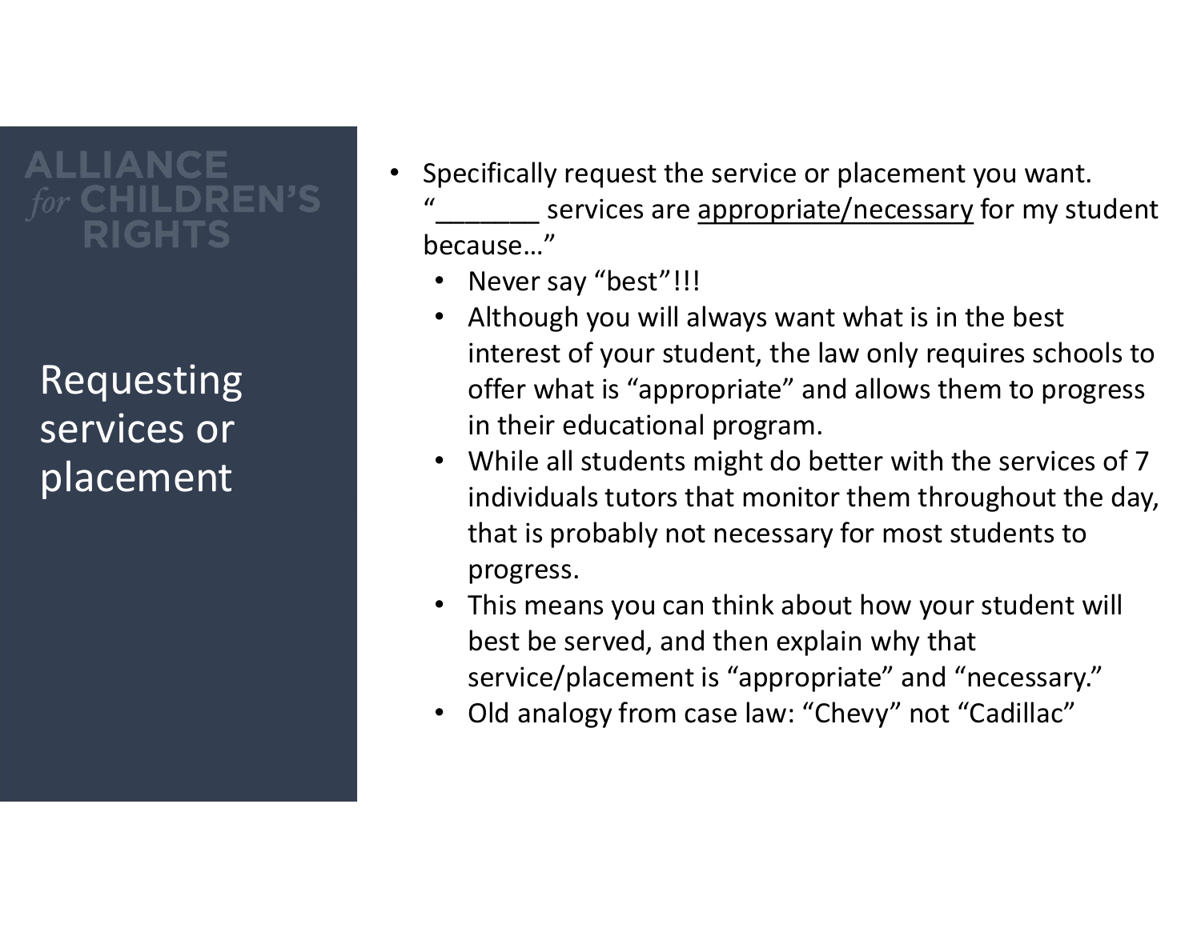ALLIANCE *for* CHILDREN'S RIGHTS

# Requesting services or placement

- Specifically request the service or placement you want. "_______ services are <u>appropriate/necessary</u> for my student because…"
  - Never say "best"!!!
  - Although you will always want what is in the best interest of your student, the law only requires schools to offer what is "appropriate" and allows them to progress in their educational program.
  - While all students might do better with the services of 7 individuals tutors that monitor them throughout the day, that is probably not necessary for most students to progress.
  - This means you can think about how your student will best be served, and then explain why that service/placement is "appropriate" and "necessary."
  - Old analogy from case law: "Chevy" not "Cadillac"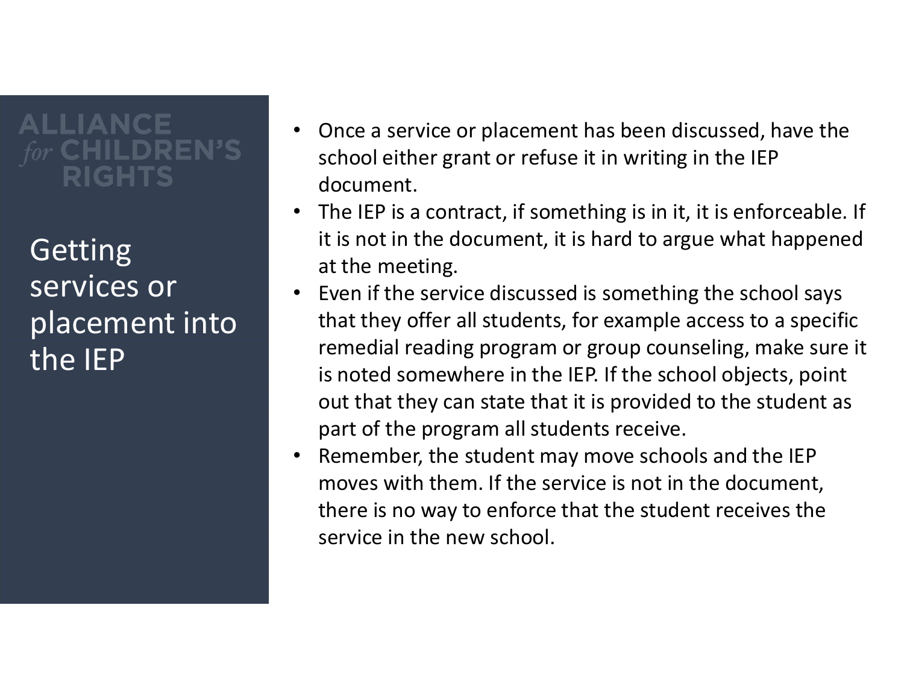# Getting services or placement into the IEP

- Once a service or placement has been discussed, have the school either grant or refuse it in writing in the IEP document.
- The IEP is a contract, if something is in it, it is enforceable. If it is not in the document, it is hard to argue what happened at the meeting.
- Even if the service discussed is something the school says that they offer all students, for example access to a specific remedial reading program or group counseling, make sure it is noted somewhere in the IEP. If the school objects, point out that they can state that it is provided to the student as part of the program all students receive.
- Remember, the student may move schools and the IEP moves with them. If the service is not in the document, there is no way to enforce that the student receives the service in the new school.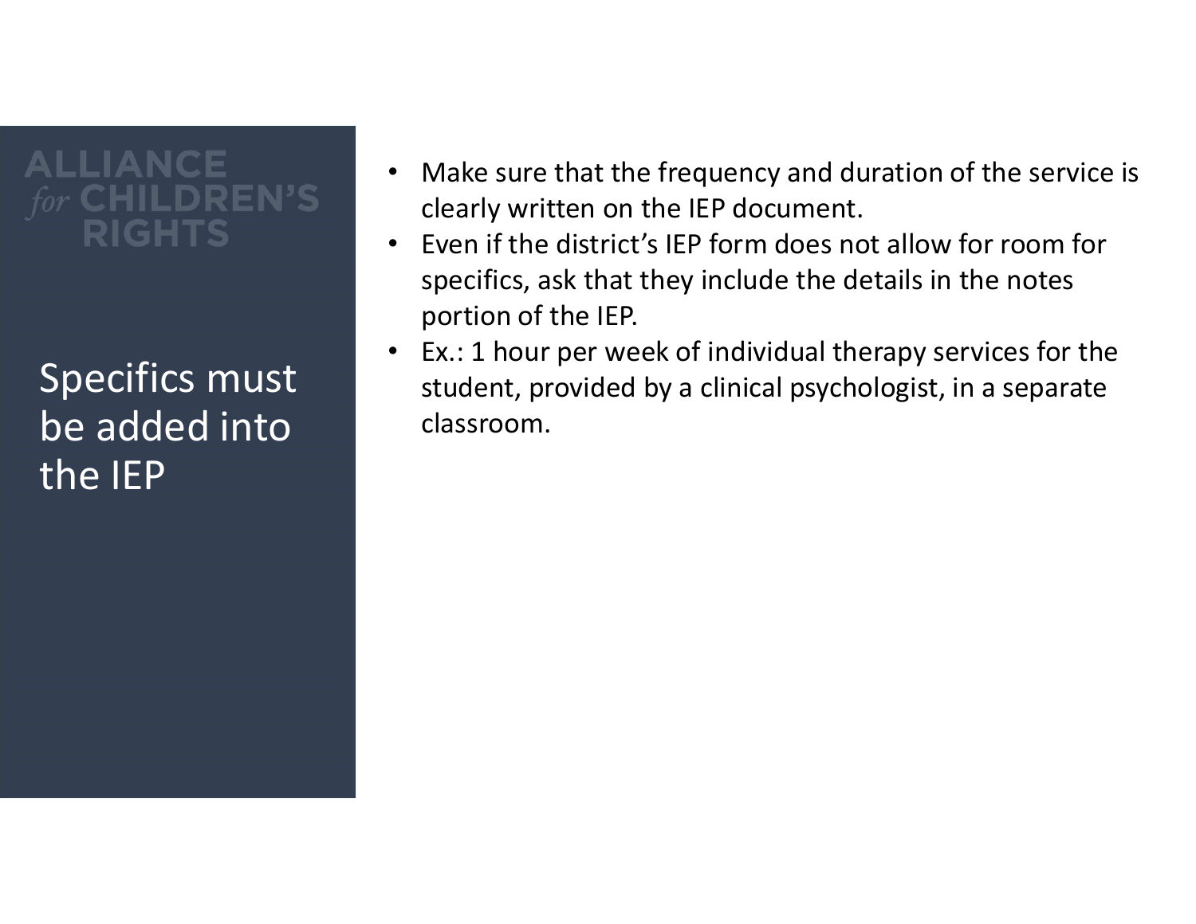ALLIANCE *for* CHILDREN'S RIGHTS

# Specifics must be added into the IEP

- Make sure that the frequency and duration of the service is clearly written on the IEP document.
- Even if the district's IEP form does not allow for room for specifics, ask that they include the details in the notes portion of the IEP.
- Ex.: 1 hour per week of individual therapy services for the student, provided by a clinical psychologist, in a separate classroom.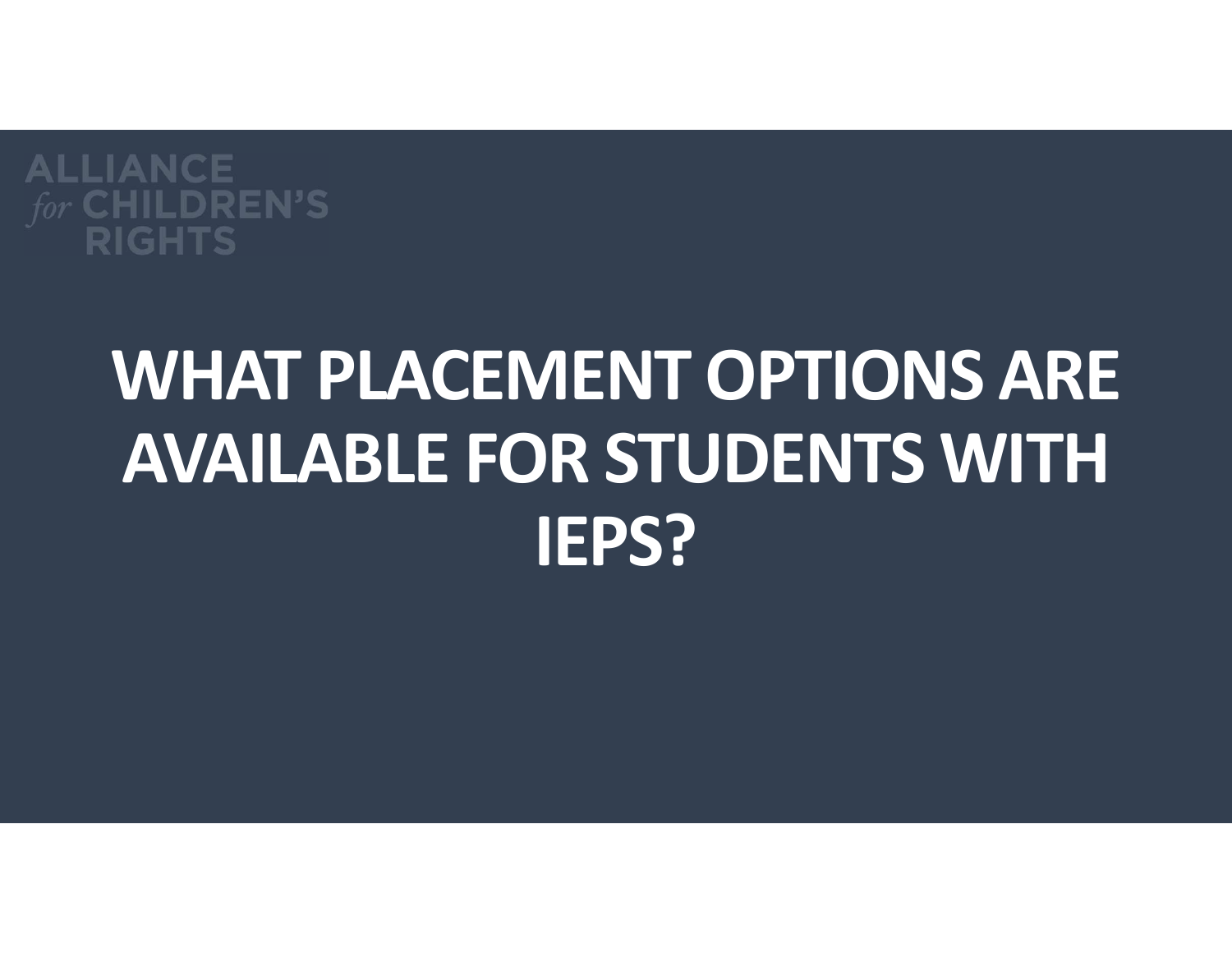ALLIANCE *for* CHILDREN'S RIGHTS

# WHAT PLACEMENT OPTIONS ARE AVAILABLE FOR STUDENTS WITH IEPS?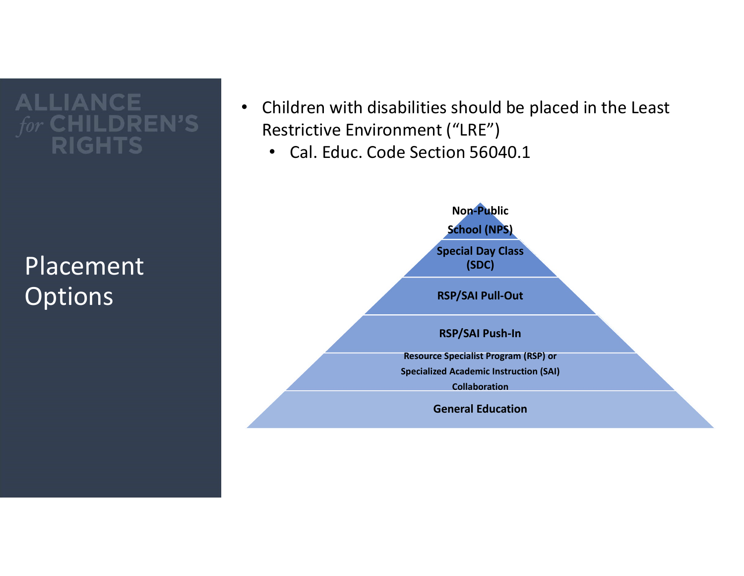# Placement Options

- Children with disabilities should be placed in the Least Restrictive Environment ("LRE")
  - Cal. Educ. Code Section 56040.1

**Non-Public School (NPS)**

**Special Day Class (SDC)**

**RSP/SAI Pull-Out**

**RSP/SAI Push-In**

**Resource Specialist Program (RSP) or Specialized Academic Instruction (SAI) Collaboration**

**General Education**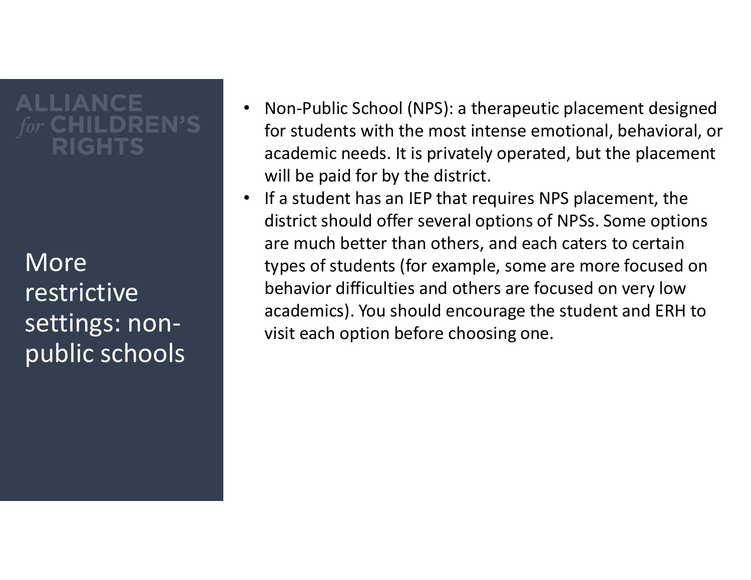## More restrictive settings: non-public schools

- Non-Public School (NPS): a therapeutic placement designed for students with the most intense emotional, behavioral, or academic needs. It is privately operated, but the placement will be paid for by the district.
- If a student has an IEP that requires NPS placement, the district should offer several options of NPSs. Some options are much better than others, and each caters to certain types of students (for example, some are more focused on behavior difficulties and others are focused on very low academics). You should encourage the student and ERH to visit each option before choosing one.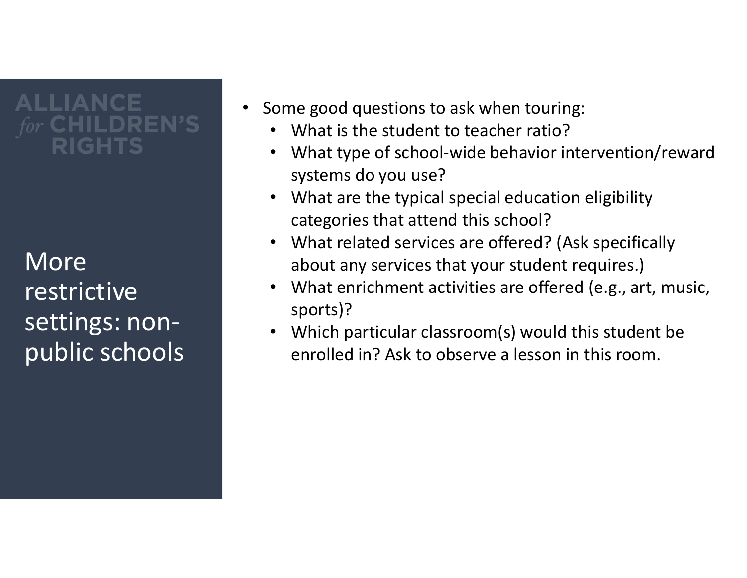## More restrictive settings: non-public schools

- Some good questions to ask when touring:
  - What is the student to teacher ratio?
  - What type of school-wide behavior intervention/reward systems do you use?
  - What are the typical special education eligibility categories that attend this school?
  - What related services are offered? (Ask specifically about any services that your student requires.)
  - What enrichment activities are offered (e.g., art, music, sports)?
  - Which particular classroom(s) would this student be enrolled in? Ask to observe a lesson in this room.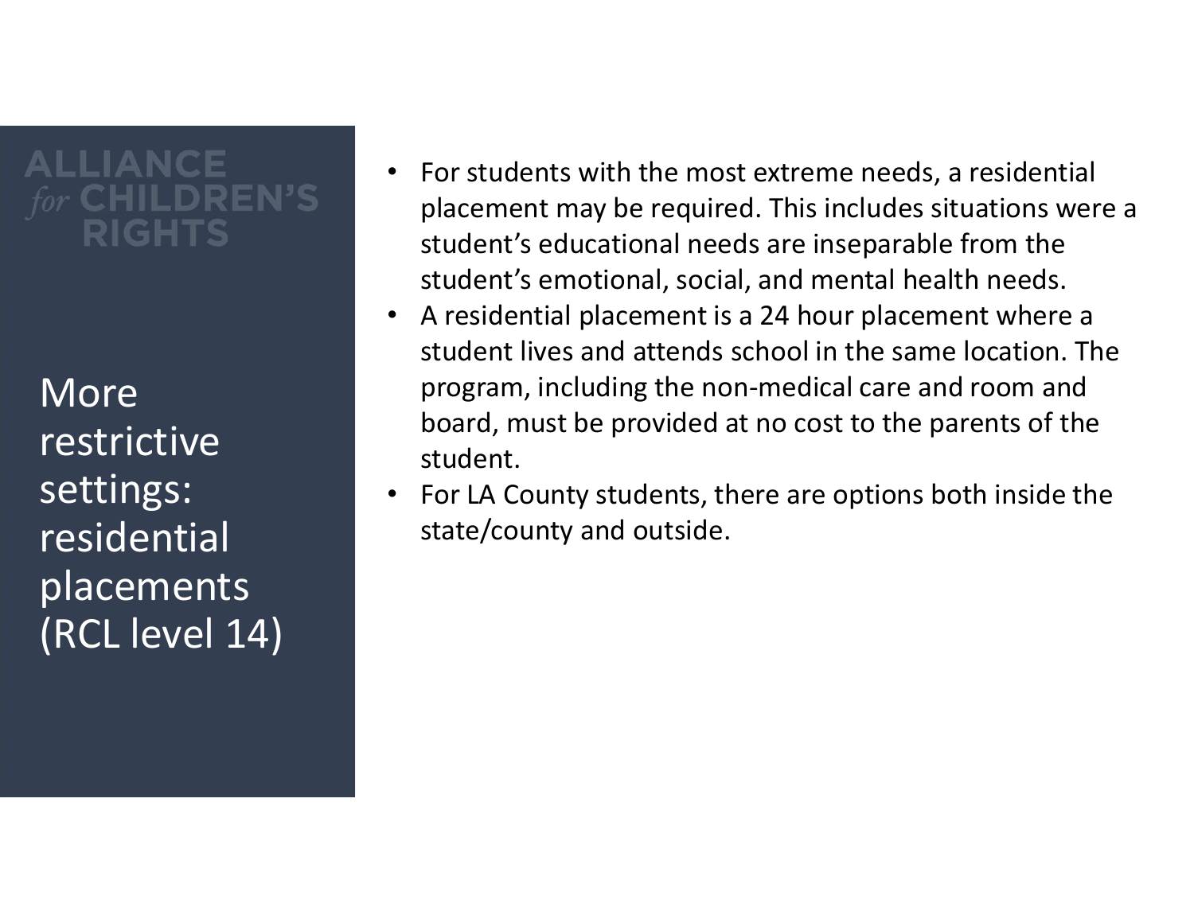ALLIANCE *for* CHILDREN'S RIGHTS

## More restrictive settings: residential placements (RCL level 14)

- For students with the most extreme needs, a residential placement may be required. This includes situations were a student's educational needs are inseparable from the student's emotional, social, and mental health needs.
- A residential placement is a 24 hour placement where a student lives and attends school in the same location. The program, including the non-medical care and room and board, must be provided at no cost to the parents of the student.
- For LA County students, there are options both inside the state/county and outside.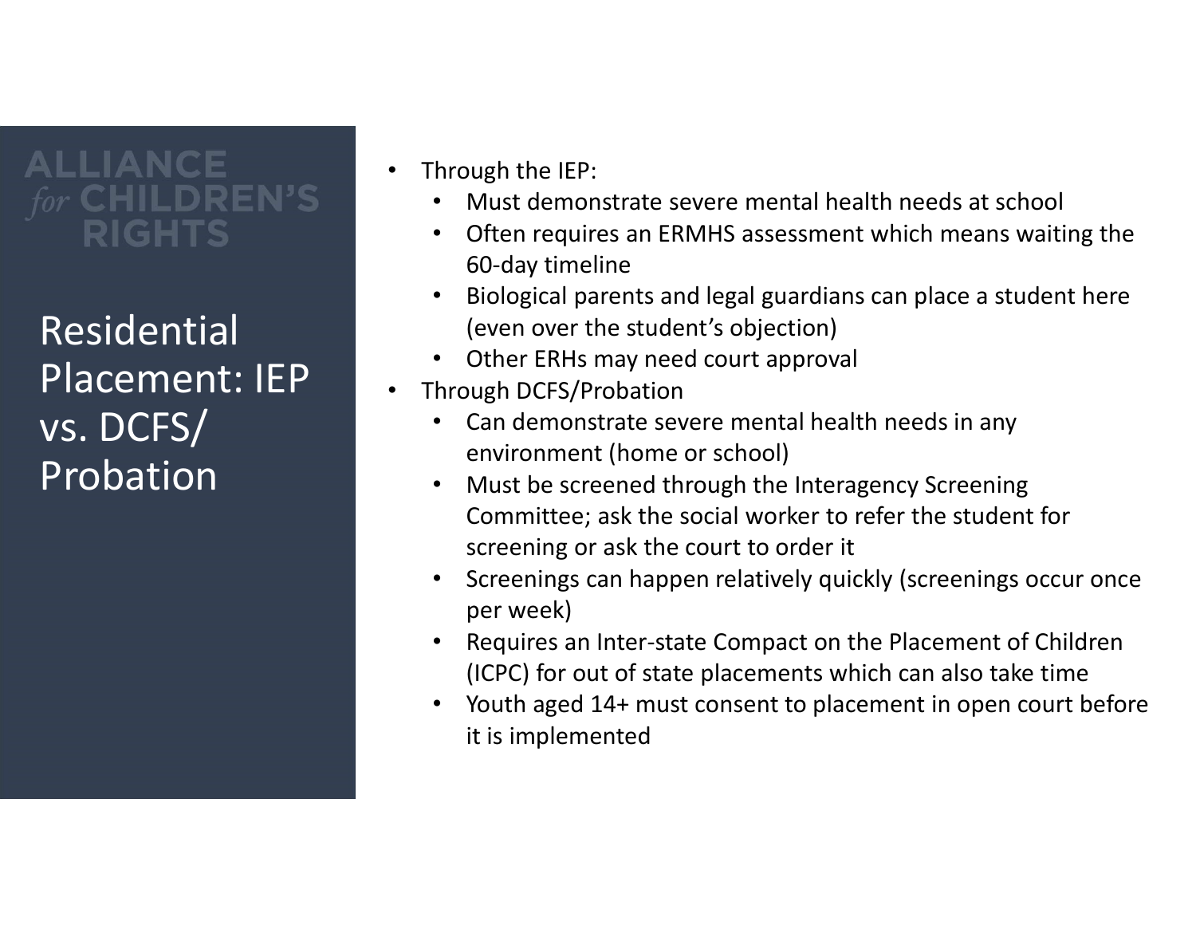ALLIANCE *for* CHILDREN'S RIGHTS

# Residential Placement: IEP vs. DCFS/ Probation

- Through the IEP:
  - Must demonstrate severe mental health needs at school
  - Often requires an ERMHS assessment which means waiting the 60-day timeline
  - Biological parents and legal guardians can place a student here (even over the student's objection)
  - Other ERHs may need court approval
- Through DCFS/Probation
  - Can demonstrate severe mental health needs in any environment (home or school)
  - Must be screened through the Interagency Screening Committee; ask the social worker to refer the student for screening or ask the court to order it
  - Screenings can happen relatively quickly (screenings occur once per week)
  - Requires an Inter-state Compact on the Placement of Children (ICPC) for out of state placements which can also take time
  - Youth aged 14+ must consent to placement in open court before it is implemented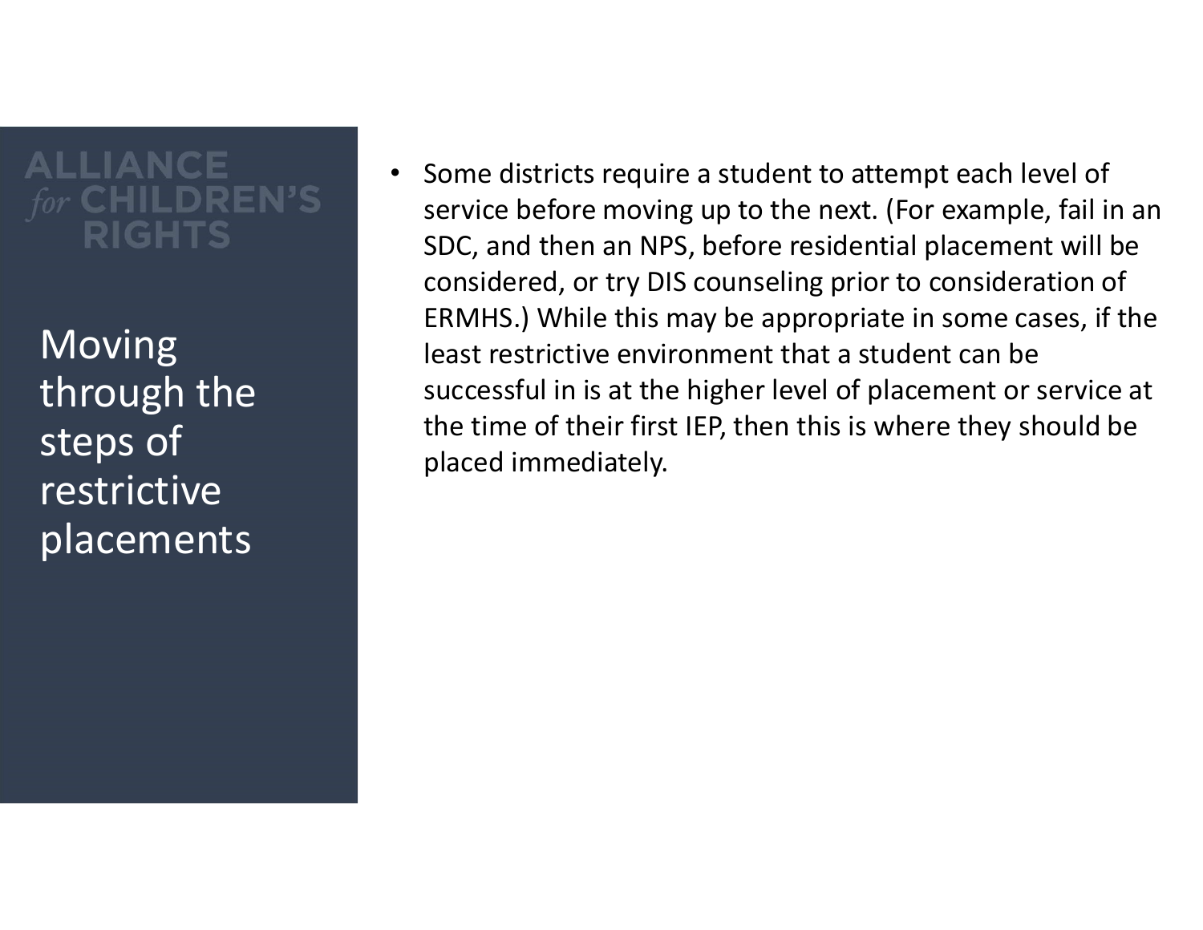## Moving through the steps of restrictive placements

- Some districts require a student to attempt each level of service before moving up to the next. (For example, fail in an SDC, and then an NPS, before residential placement will be considered, or try DIS counseling prior to consideration of ERMHS.) While this may be appropriate in some cases, if the least restrictive environment that a student can be successful in is at the higher level of placement or service at the time of their first IEP, then this is where they should be placed immediately.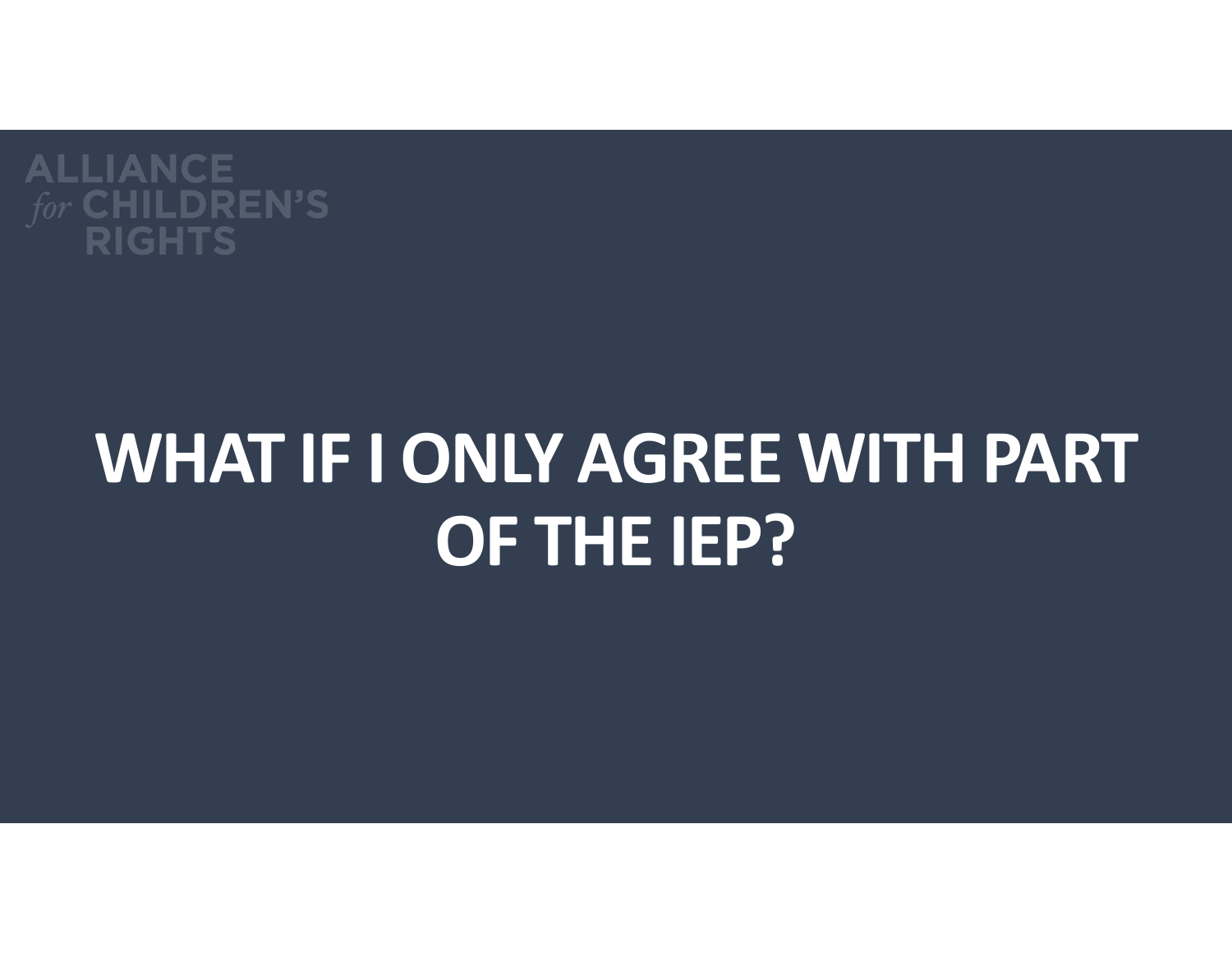# WHAT IF I ONLY AGREE WITH PART OF THE IEP?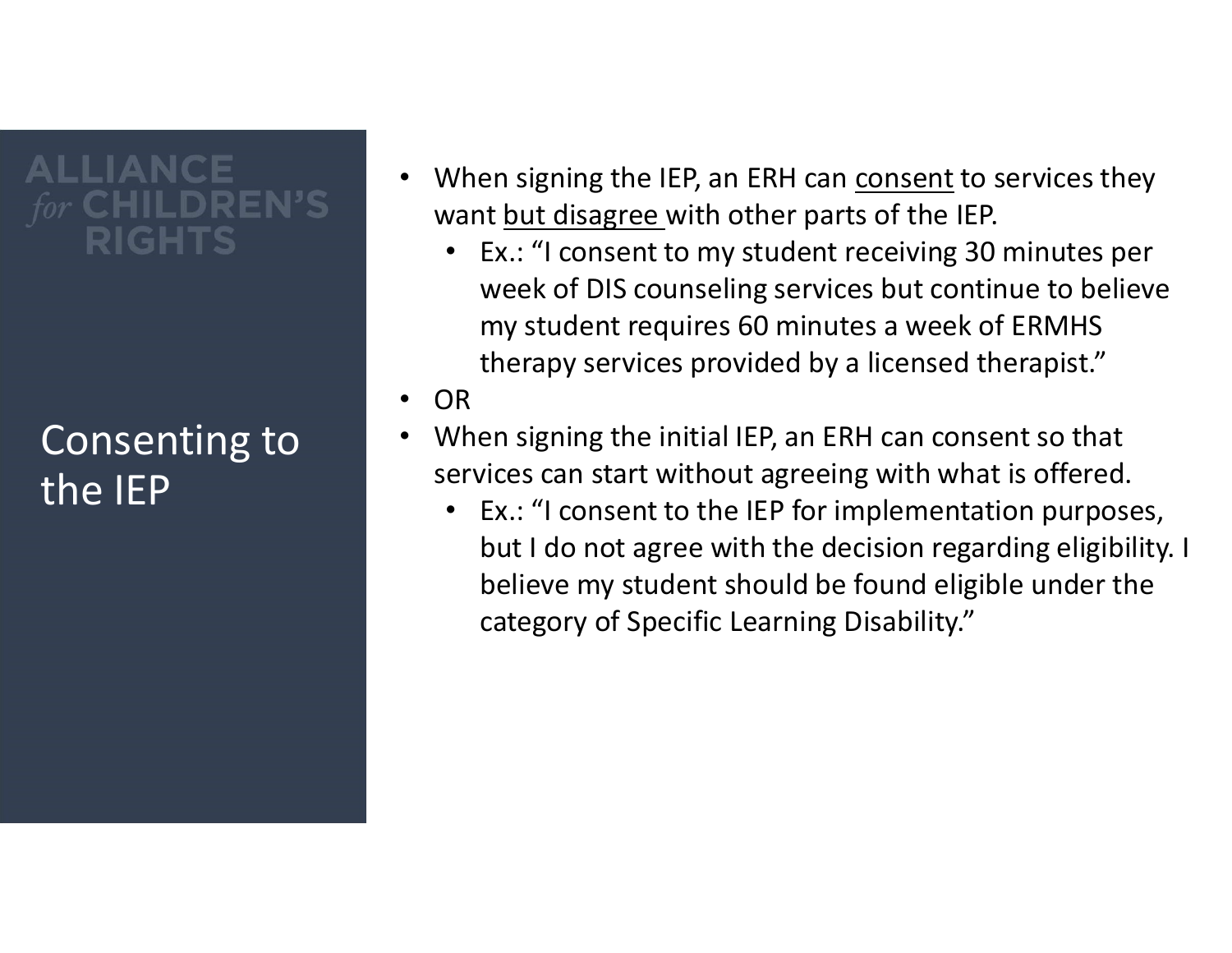ALLIANCE *for* CHILDREN'S RIGHTS

# Consenting to the IEP

- When signing the IEP, an ERH can consent to services they want but disagree with other parts of the IEP.
  - Ex.: "I consent to my student receiving 30 minutes per week of DIS counseling services but continue to believe my student requires 60 minutes a week of ERMHS therapy services provided by a licensed therapist."
- OR
- When signing the initial IEP, an ERH can consent so that services can start without agreeing with what is offered.
  - Ex.: "I consent to the IEP for implementation purposes, but I do not agree with the decision regarding eligibility. I believe my student should be found eligible under the category of Specific Learning Disability."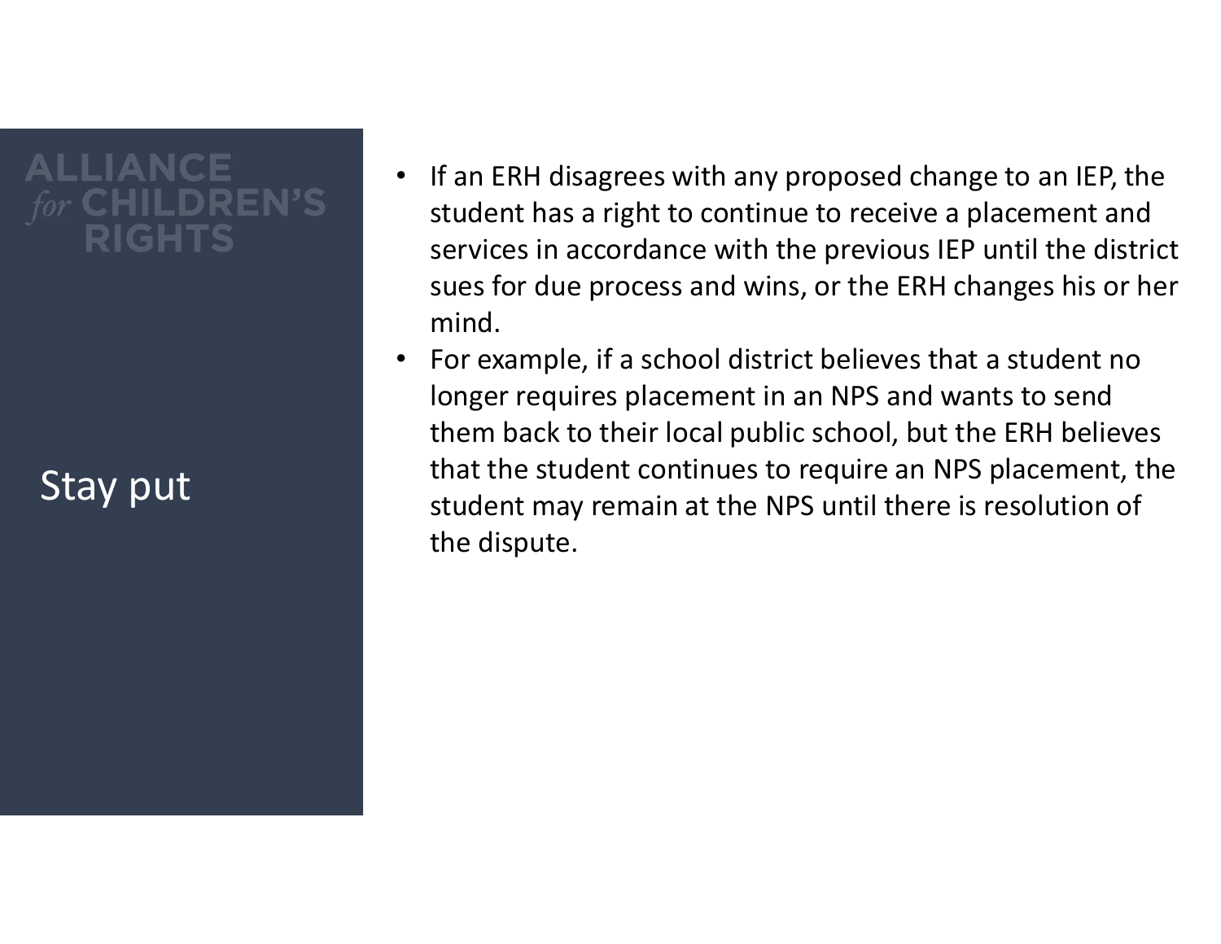## Stay put

- If an ERH disagrees with any proposed change to an IEP, the student has a right to continue to receive a placement and services in accordance with the previous IEP until the district sues for due process and wins, or the ERH changes his or her mind.
- For example, if a school district believes that a student no longer requires placement in an NPS and wants to send them back to their local public school, but the ERH believes that the student continues to require an NPS placement, the student may remain at the NPS until there is resolution of the dispute.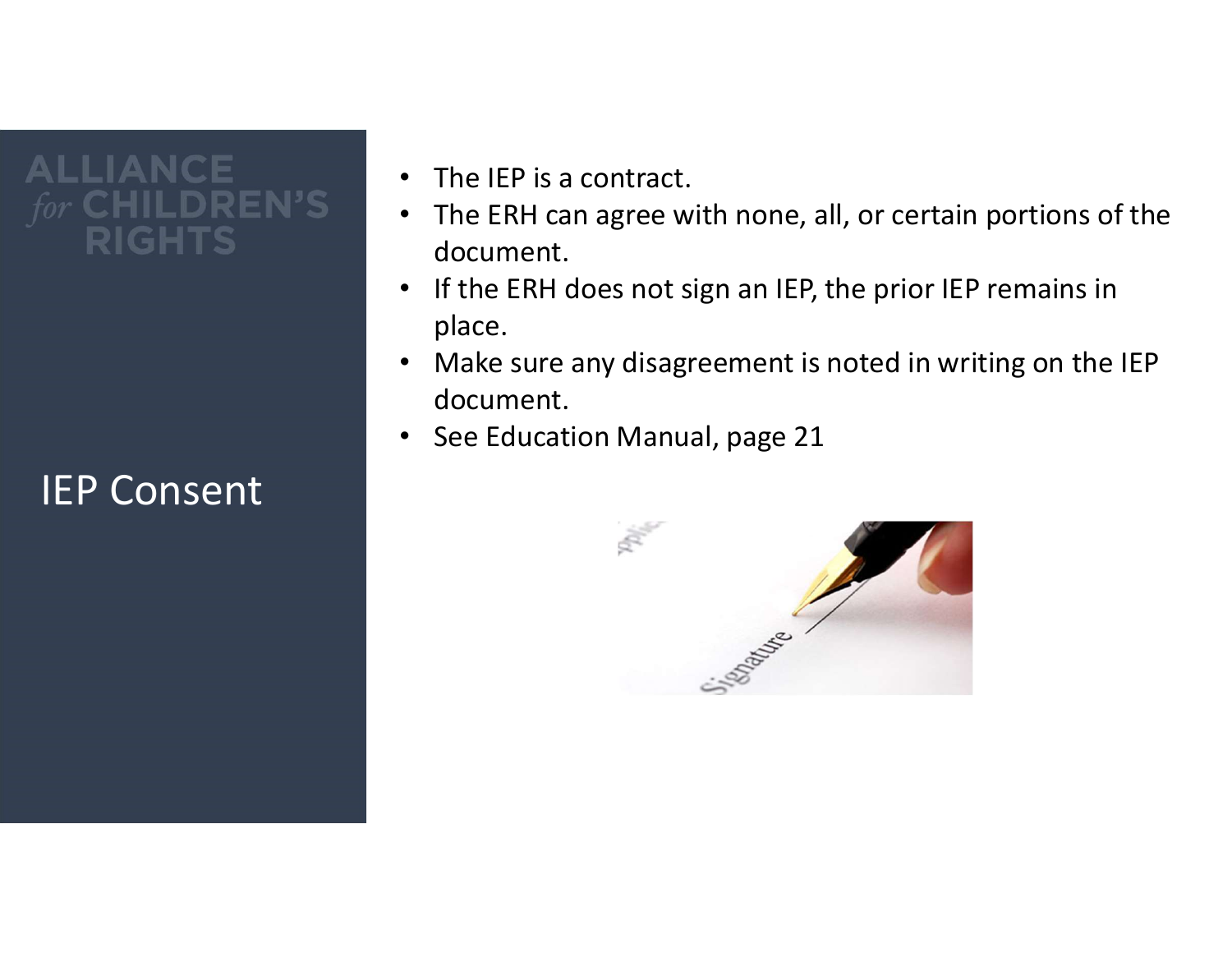# IEP Consent

- The IEP is a contract.
- The ERH can agree with none, all, or certain portions of the document.
- If the ERH does not sign an IEP, the prior IEP remains in place.
- Make sure any disagreement is noted in writing on the IEP document.
- See Education Manual, page 21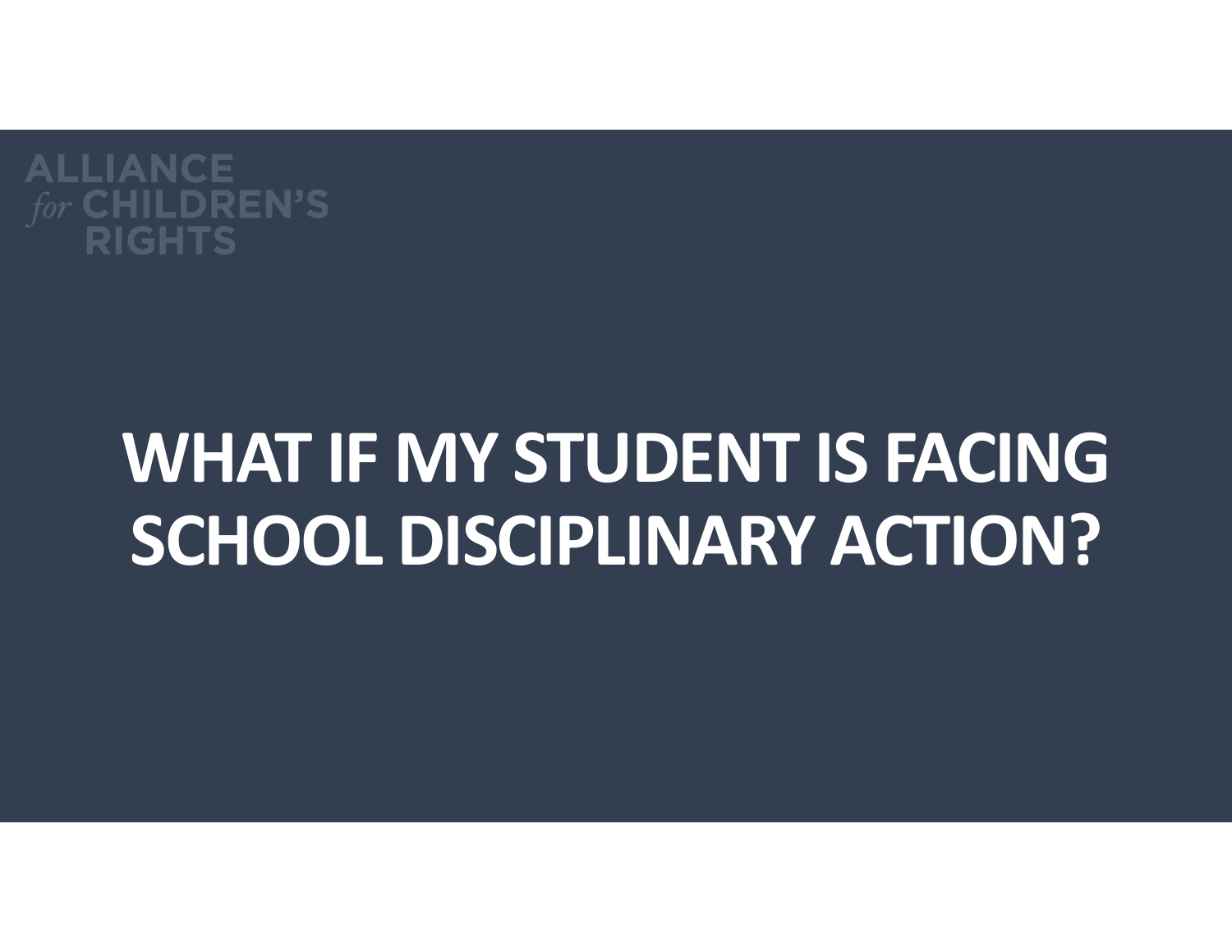ALLIANCE *for* CHILDREN'S RIGHTS

# WHAT IF MY STUDENT IS FACING SCHOOL DISCIPLINARY ACTION?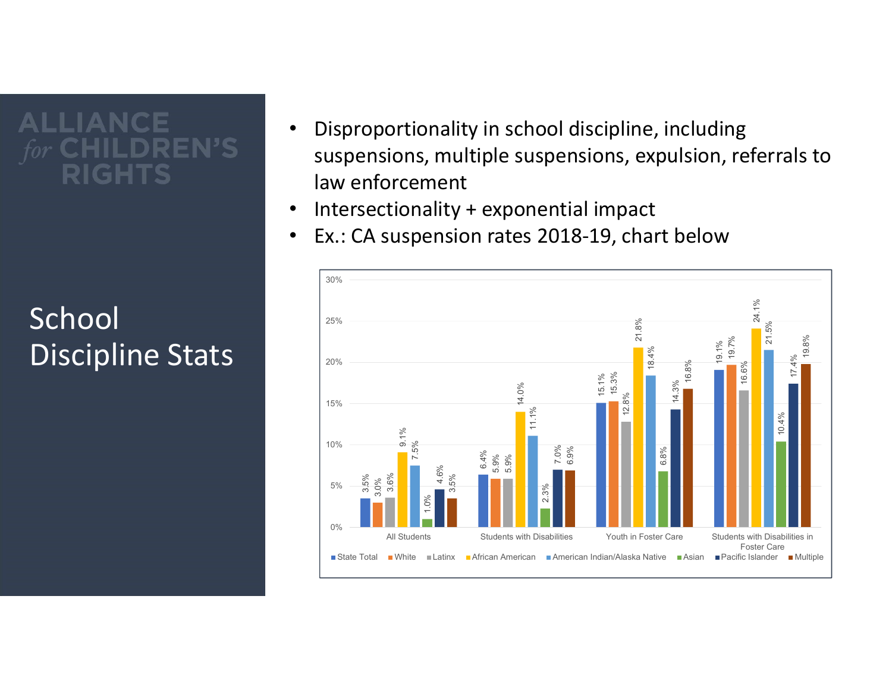ALLIANCE *for* CHILDREN'S RIGHTS

# School Discipline Stats

- Disproportionality in school discipline, including suspensions, multiple suspensions, expulsion, referrals to law enforcement
- Intersectionality + exponential impact
- Ex.: CA suspension rates 2018-19, chart below

| | State Total | White | Latinx | African American | American Indian/Alaska Native | Asian | Pacific Islander | Multiple |
|---|---|---|---|---|---|---|---|---|
| All Students | 3.5% | 3.0% | 3.6% | 9.1% | 7.5% | 1.0% | 4.6% | 3.5% |
| Students with Disabilities | 6.4% | 5.9% | 5.9% | 14.0% | 11.1% | 2.3% | 7.0% | 6.9% |
| Youth in Foster Care | 15.1% | 15.3% | 12.8% | 21.8% | 18.4% | 6.8% | 14.3% | 16.8% |
| Students with Disabilities in Foster Care | 19.1% | 19.7% | 16.6% | 24.1% | 21.5% | 10.4% | 17.4% | 19.8% |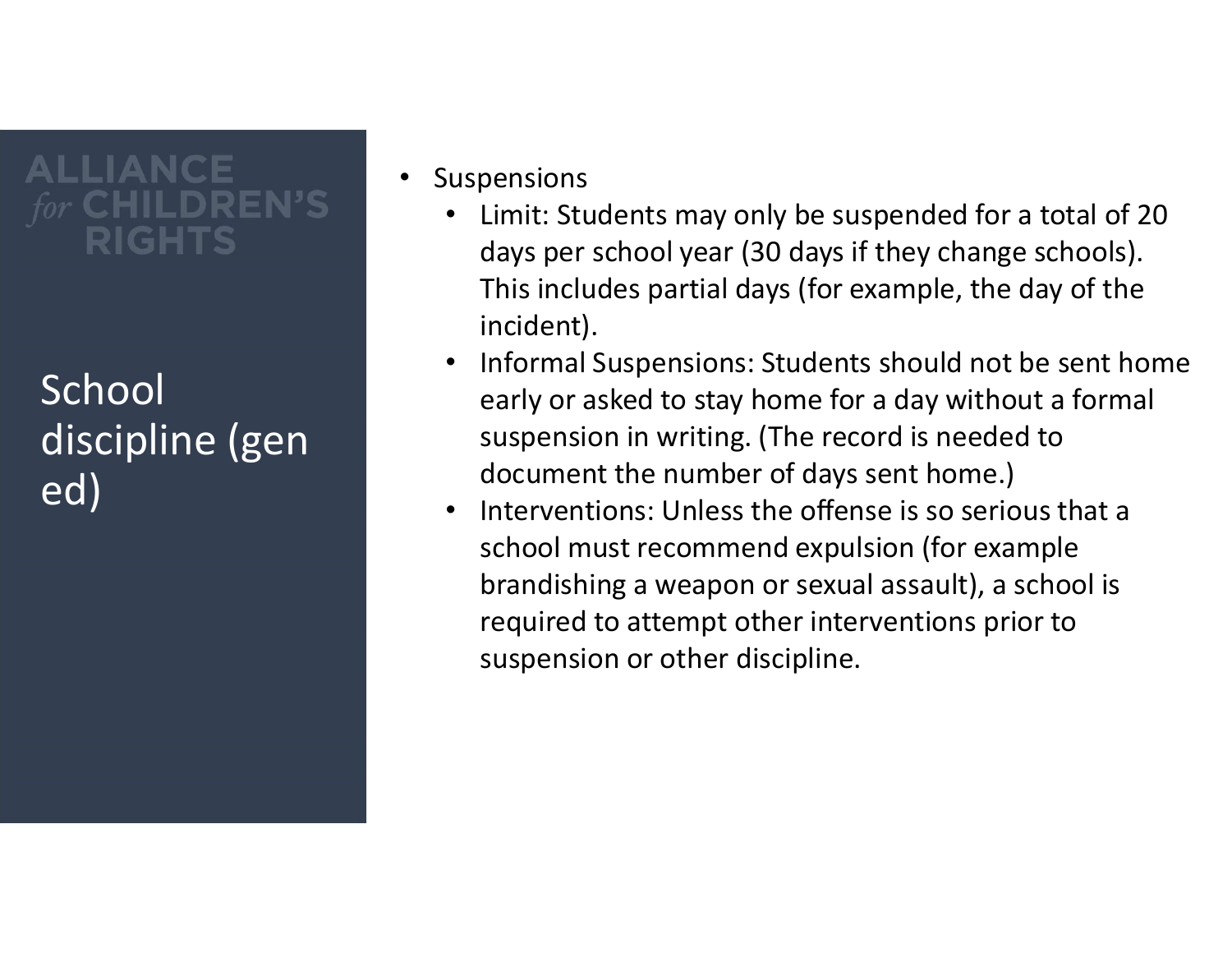ALLIANCE *for* CHILDREN'S RIGHTS

# School discipline (gen ed)

- Suspensions
  - Limit: Students may only be suspended for a total of 20 days per school year (30 days if they change schools). This includes partial days (for example, the day of the incident).
  - Informal Suspensions: Students should not be sent home early or asked to stay home for a day without a formal suspension in writing. (The record is needed to document the number of days sent home.)
  - Interventions: Unless the offense is so serious that a school must recommend expulsion (for example brandishing a weapon or sexual assault), a school is required to attempt other interventions prior to suspension or other discipline.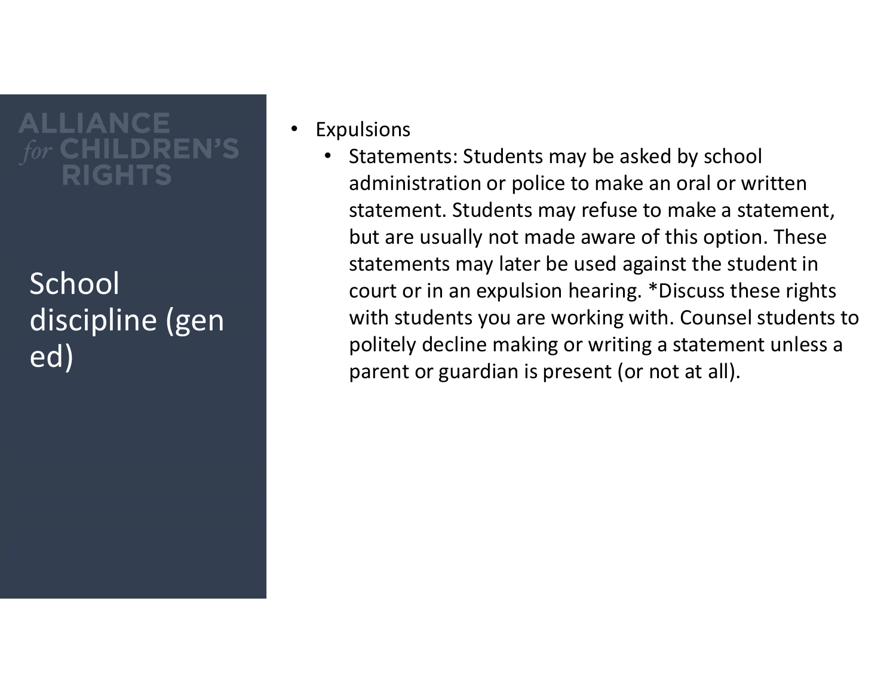ALLIANCE *for* CHILDREN'S RIGHTS

## School discipline (gen ed)

- Expulsions
  - Statements: Students may be asked by school administration or police to make an oral or written statement. Students may refuse to make a statement, but are usually not made aware of this option. These statements may later be used against the student in court or in an expulsion hearing. *Discuss these rights with students you are working with. Counsel students to politely decline making or writing a statement unless a parent or guardian is present (or not at all).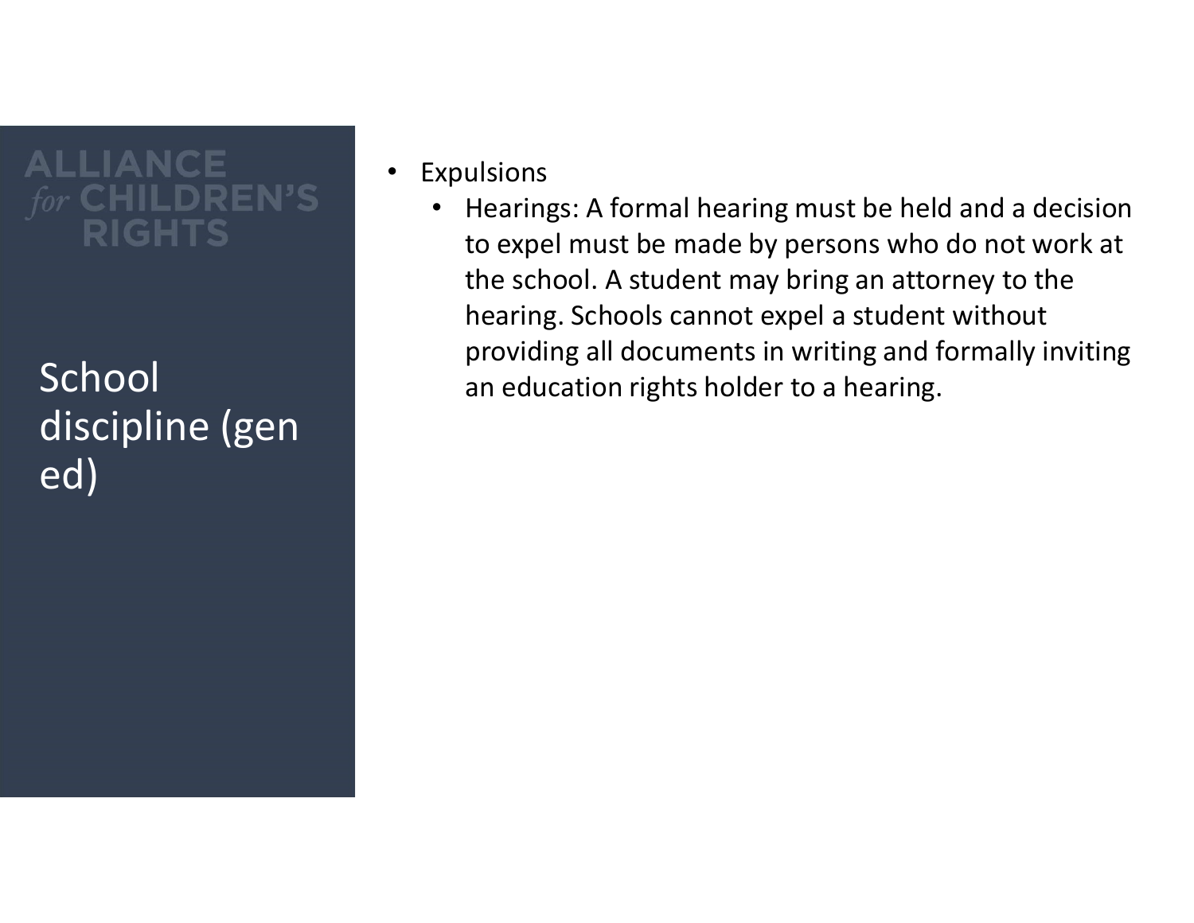# School discipline (gen ed)

- Expulsions
  - Hearings: A formal hearing must be held and a decision to expel must be made by persons who do not work at the school. A student may bring an attorney to the hearing. Schools cannot expel a student without providing all documents in writing and formally inviting an education rights holder to a hearing.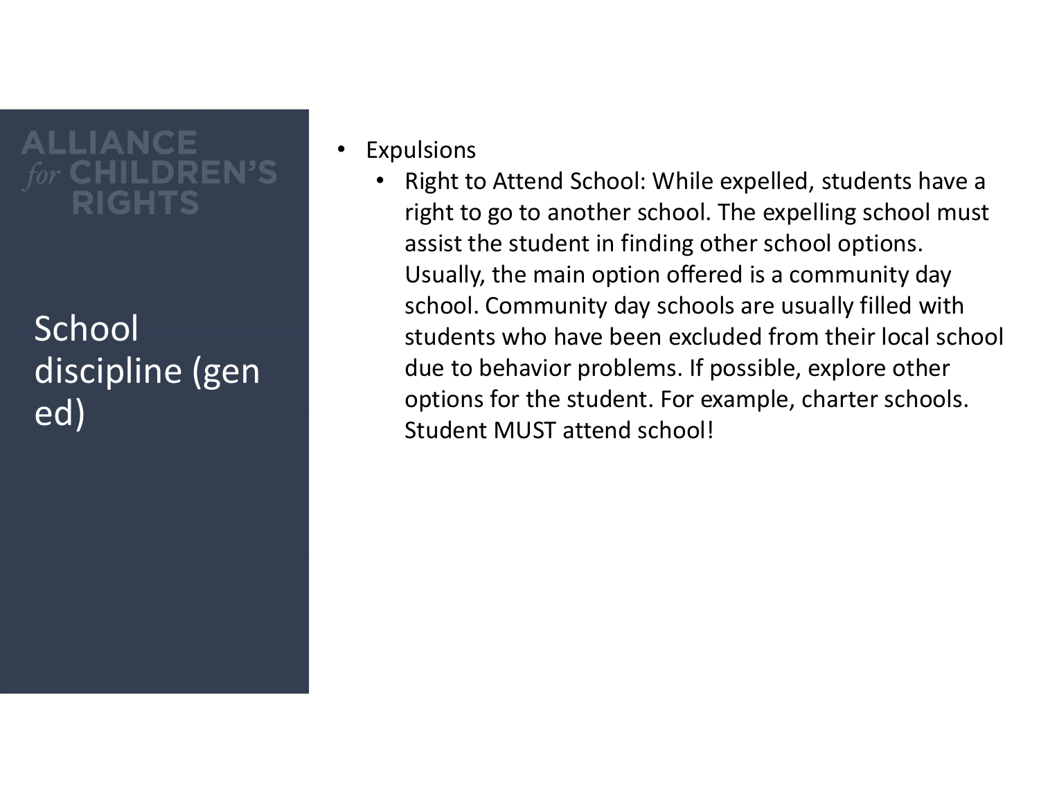## School discipline (gen ed)

- Expulsions
  - Right to Attend School: While expelled, students have a right to go to another school. The expelling school must assist the student in finding other school options. Usually, the main option offered is a community day school. Community day schools are usually filled with students who have been excluded from their local school due to behavior problems. If possible, explore other options for the student. For example, charter schools. Student MUST attend school!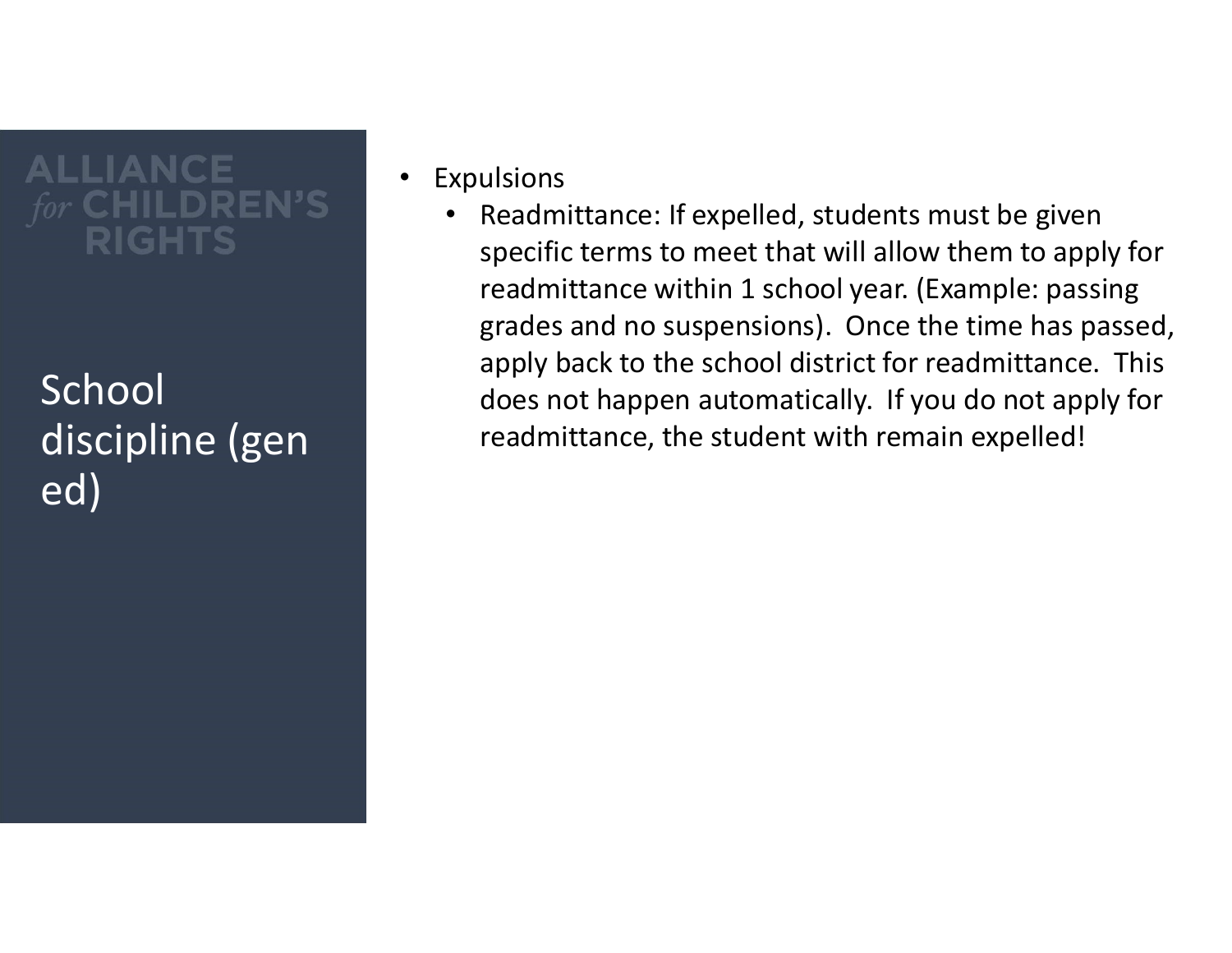ALLIANCE *for* CHILDREN'S RIGHTS

# School discipline (gen ed)

- Expulsions
  - Readmittance: If expelled, students must be given specific terms to meet that will allow them to apply for readmittance within 1 school year. (Example: passing grades and no suspensions). Once the time has passed, apply back to the school district for readmittance. This does not happen automatically. If you do not apply for readmittance, the student with remain expelled!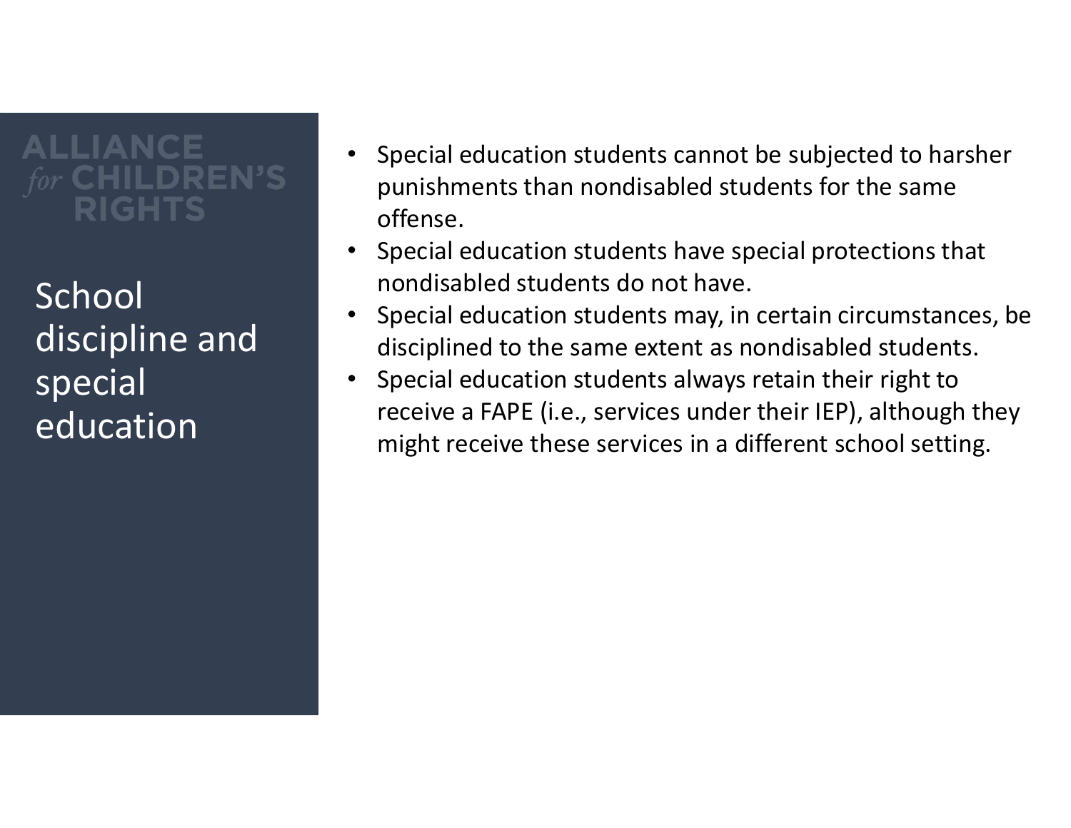## School discipline and special education

- Special education students cannot be subjected to harsher punishments than nondisabled students for the same offense.
- Special education students have special protections that nondisabled students do not have.
- Special education students may, in certain circumstances, be disciplined to the same extent as nondisabled students.
- Special education students always retain their right to receive a FAPE (i.e., services under their IEP), although they might receive these services in a different school setting.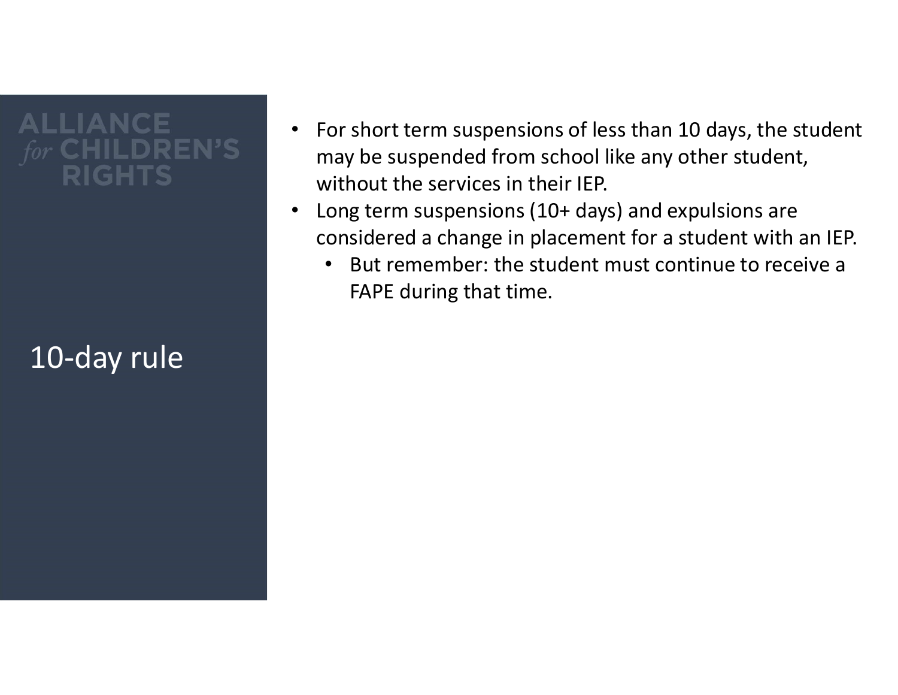## 10-day rule

- For short term suspensions of less than 10 days, the student may be suspended from school like any other student, without the services in their IEP.
- Long term suspensions (10+ days) and expulsions are considered a change in placement for a student with an IEP.
  - But remember: the student must continue to receive a FAPE during that time.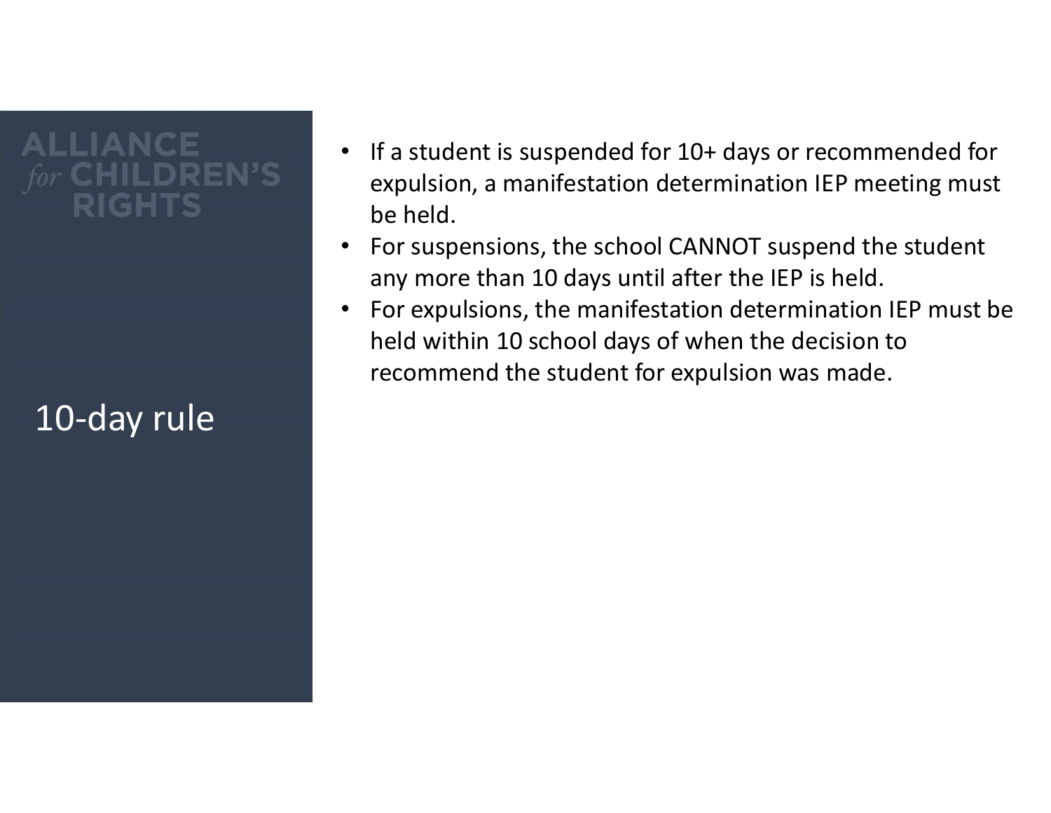## 10-day rule

- If a student is suspended for 10+ days or recommended for expulsion, a manifestation determination IEP meeting must be held.
- For suspensions, the school CANNOT suspend the student any more than 10 days until after the IEP is held.
- For expulsions, the manifestation determination IEP must be held within 10 school days of when the decision to recommend the student for expulsion was made.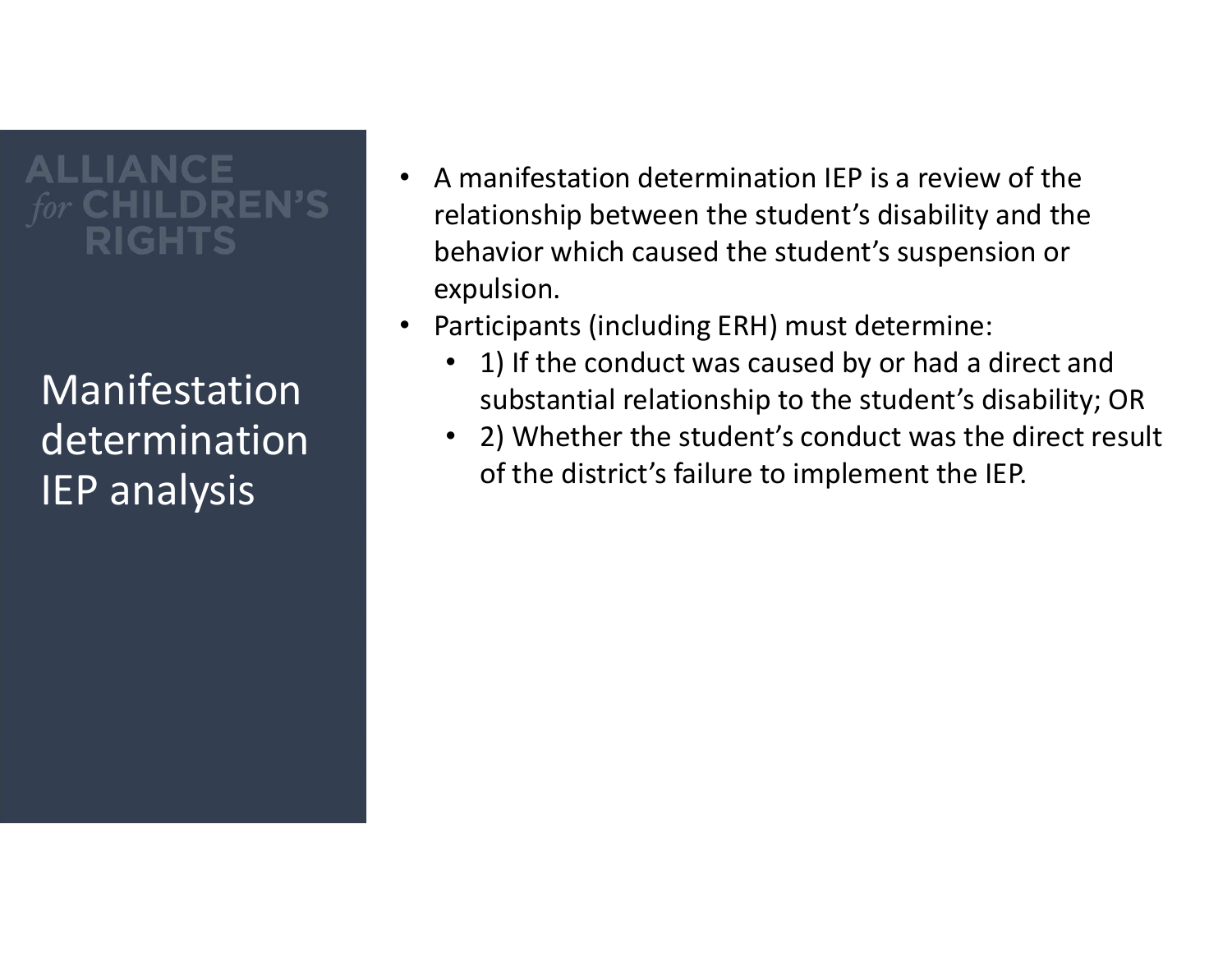# Manifestation determination IEP analysis

- A manifestation determination IEP is a review of the relationship between the student's disability and the behavior which caused the student's suspension or expulsion.
- Participants (including ERH) must determine:
  - 1) If the conduct was caused by or had a direct and substantial relationship to the student's disability; OR
  - 2) Whether the student's conduct was the direct result of the district's failure to implement the IEP.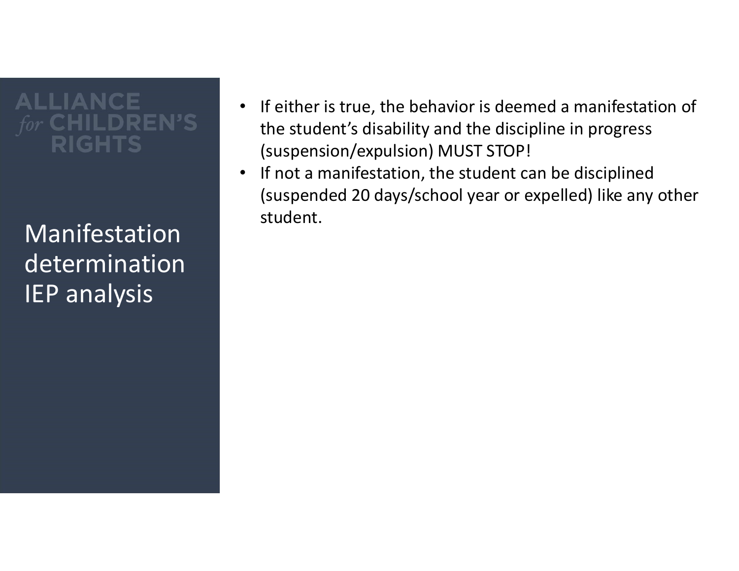ALLIANCE *for* CHILDREN'S RIGHTS

# Manifestation determination IEP analysis

- If either is true, the behavior is deemed a manifestation of the student's disability and the discipline in progress (suspension/expulsion) MUST STOP!
- If not a manifestation, the student can be disciplined (suspended 20 days/school year or expelled) like any other student.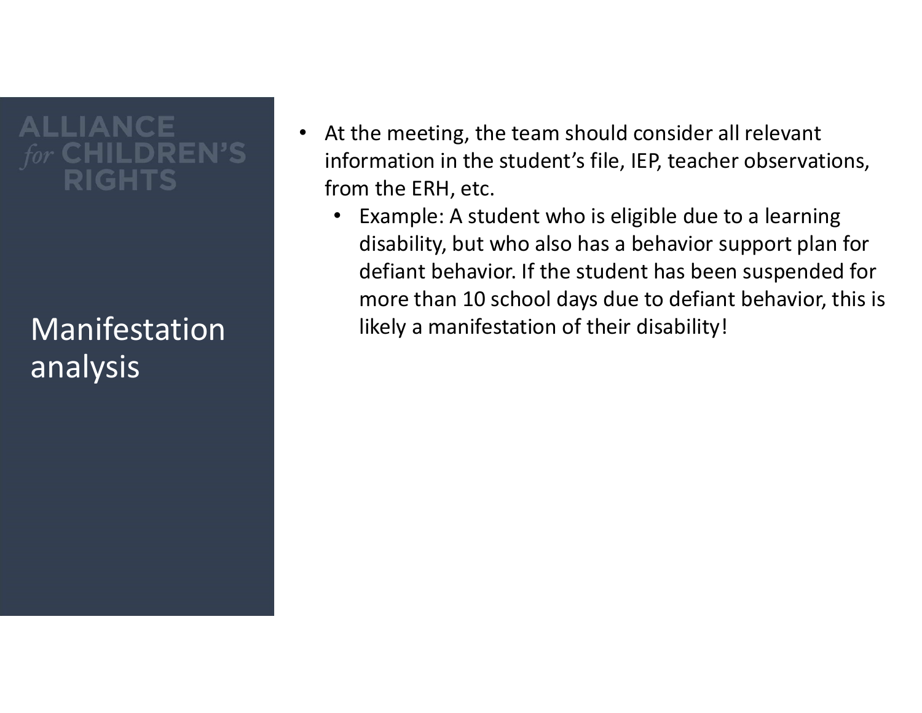# Manifestation analysis

- At the meeting, the team should consider all relevant information in the student's file, IEP, teacher observations, from the ERH, etc.
  - Example: A student who is eligible due to a learning disability, but who also has a behavior support plan for defiant behavior. If the student has been suspended for more than 10 school days due to defiant behavior, this is likely a manifestation of their disability!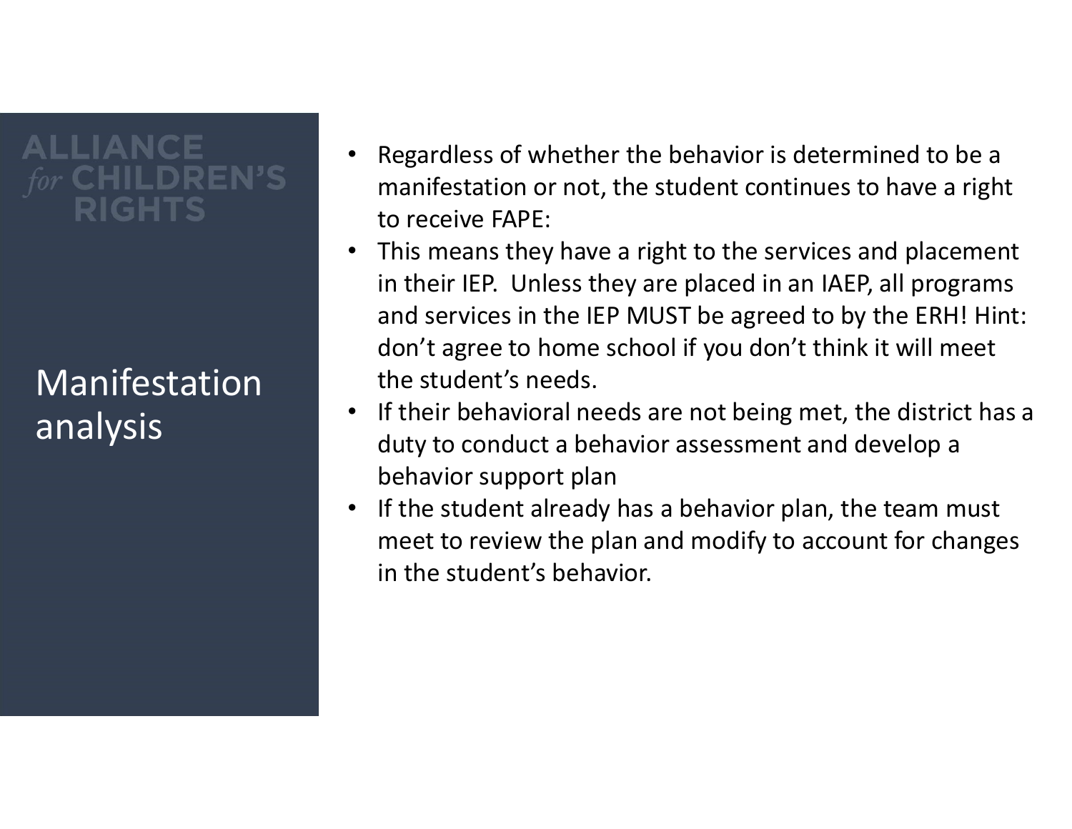# Manifestation analysis

- Regardless of whether the behavior is determined to be a manifestation or not, the student continues to have a right to receive FAPE:
- This means they have a right to the services and placement in their IEP. Unless they are placed in an IAEP, all programs and services in the IEP MUST be agreed to by the ERH! Hint: don't agree to home school if you don't think it will meet the student's needs.
- If their behavioral needs are not being met, the district has a duty to conduct a behavior assessment and develop a behavior support plan
- If the student already has a behavior plan, the team must meet to review the plan and modify to account for changes in the student's behavior.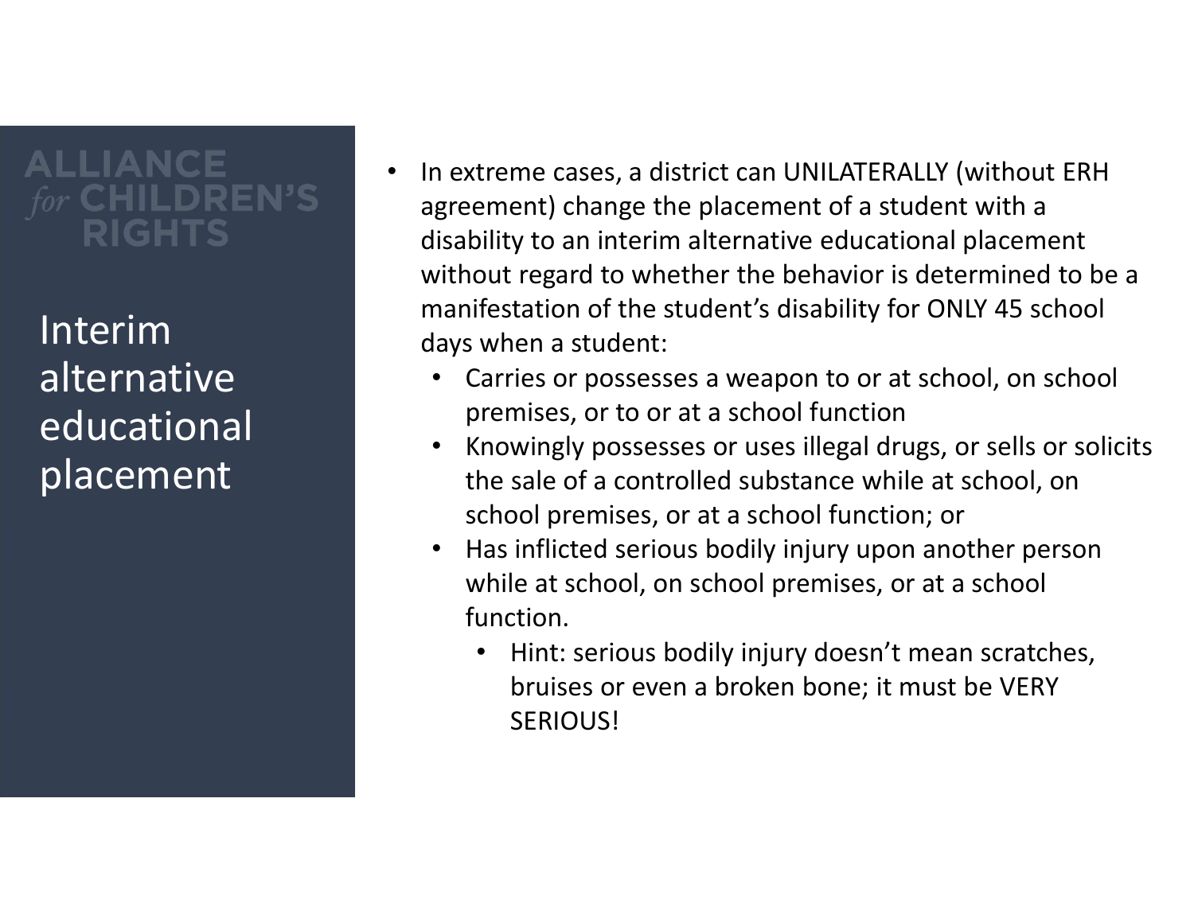ALLIANCE *for* CHILDREN'S RIGHTS

# Interim alternative educational placement

- In extreme cases, a district can UNILATERALLY (without ERH agreement) change the placement of a student with a disability to an interim alternative educational placement without regard to whether the behavior is determined to be a manifestation of the student's disability for ONLY 45 school days when a student:
  - Carries or possesses a weapon to or at school, on school premises, or to or at a school function
  - Knowingly possesses or uses illegal drugs, or sells or solicits the sale of a controlled substance while at school, on school premises, or at a school function; or
  - Has inflicted serious bodily injury upon another person while at school, on school premises, or at a school function.
    - Hint: serious bodily injury doesn't mean scratches, bruises or even a broken bone; it must be VERY SERIOUS!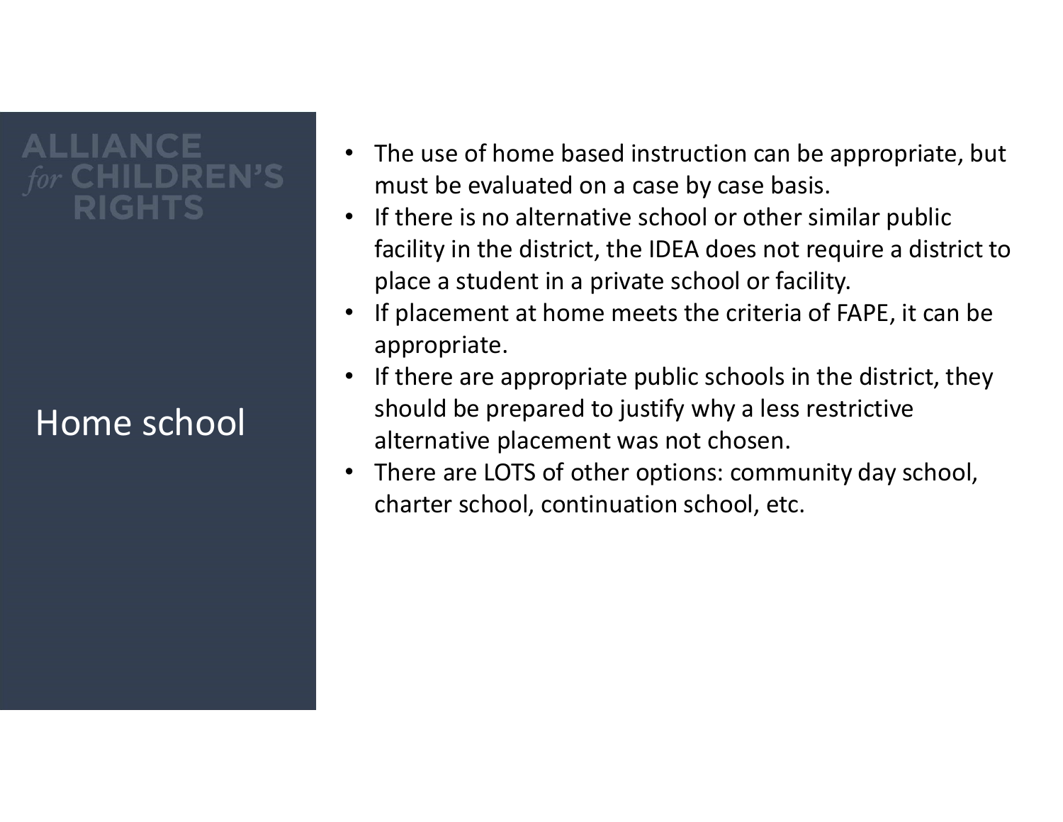# Home school

- The use of home based instruction can be appropriate, but must be evaluated on a case by case basis.
- If there is no alternative school or other similar public facility in the district, the IDEA does not require a district to place a student in a private school or facility.
- If placement at home meets the criteria of FAPE, it can be appropriate.
- If there are appropriate public schools in the district, they should be prepared to justify why a less restrictive alternative placement was not chosen.
- There are LOTS of other options: community day school, charter school, continuation school, etc.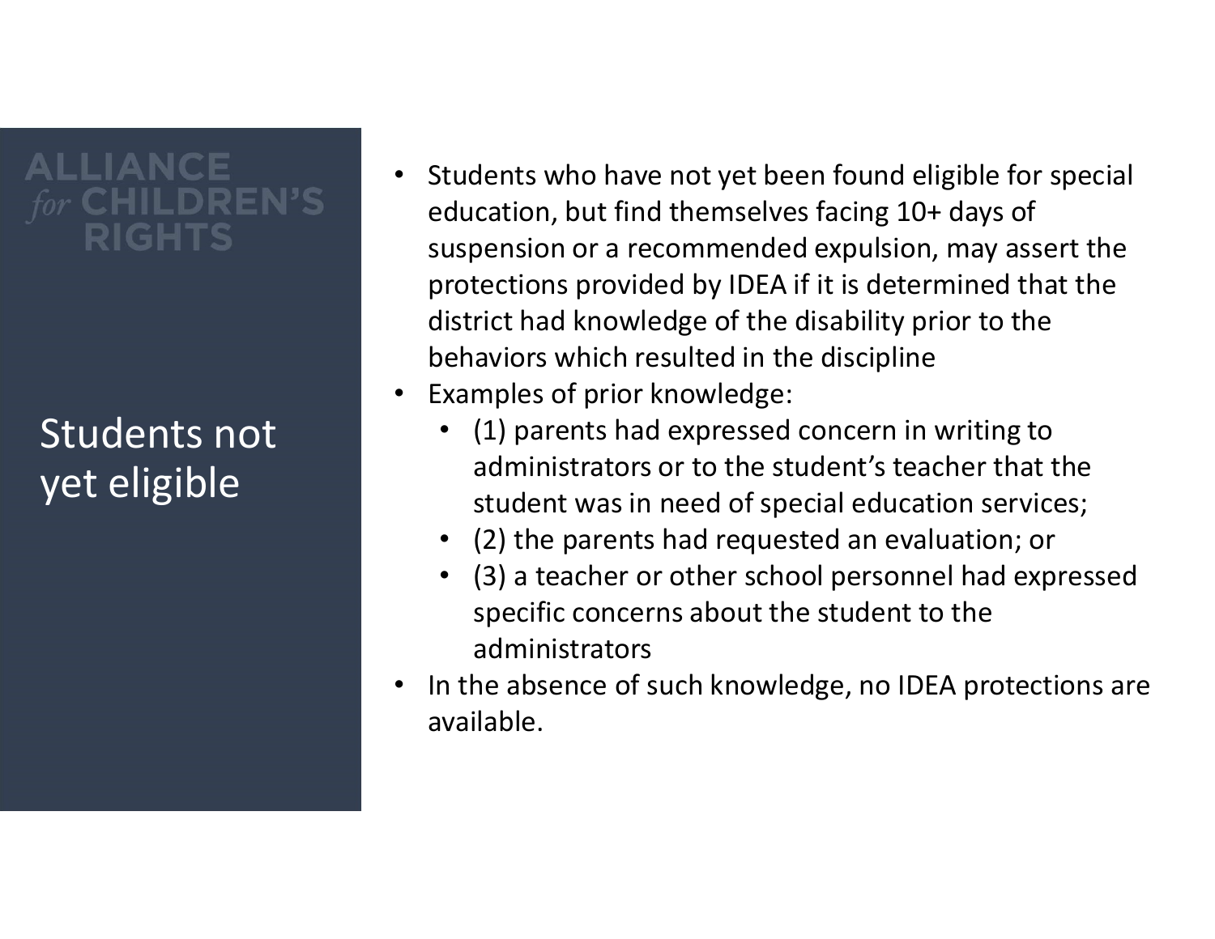## Students not yet eligible

- Students who have not yet been found eligible for special education, but find themselves facing 10+ days of suspension or a recommended expulsion, may assert the protections provided by IDEA if it is determined that the district had knowledge of the disability prior to the behaviors which resulted in the discipline
- Examples of prior knowledge:
  - (1) parents had expressed concern in writing to administrators or to the student's teacher that the student was in need of special education services;
  - (2) the parents had requested an evaluation; or
  - (3) a teacher or other school personnel had expressed specific concerns about the student to the administrators
- In the absence of such knowledge, no IDEA protections are available.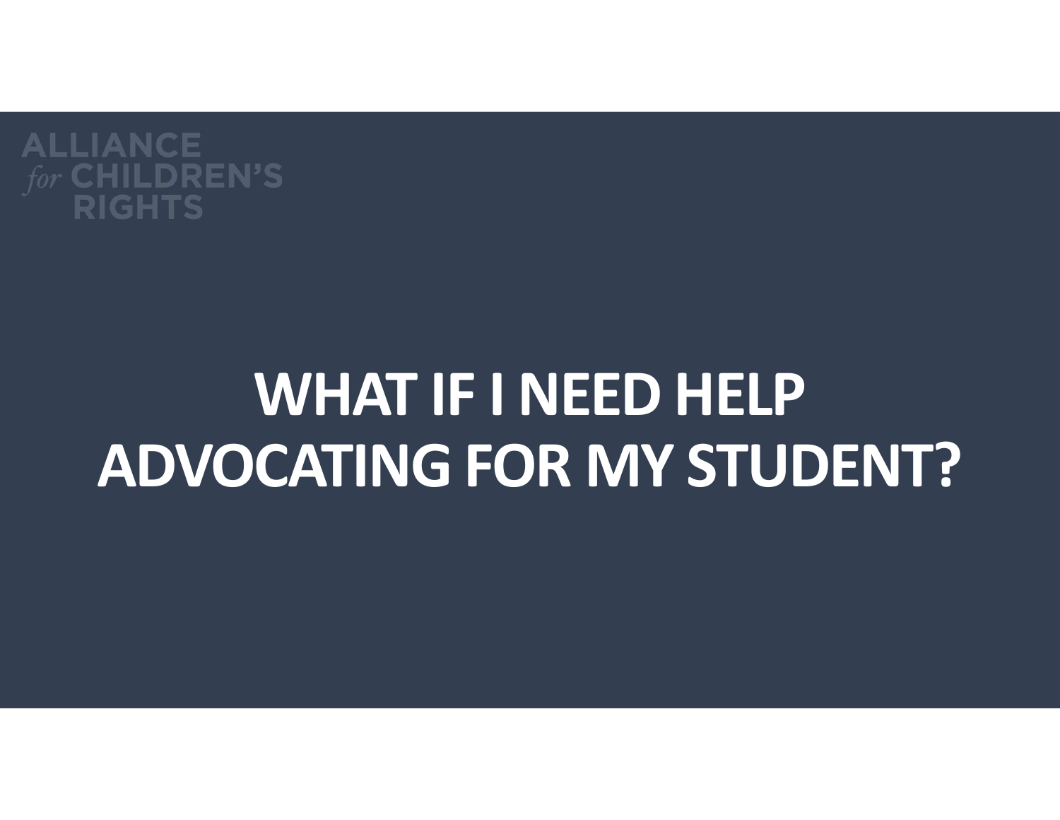ALLIANCE *for* CHILDREN'S RIGHTS

# WHAT IF I NEED HELP ADVOCATING FOR MY STUDENT?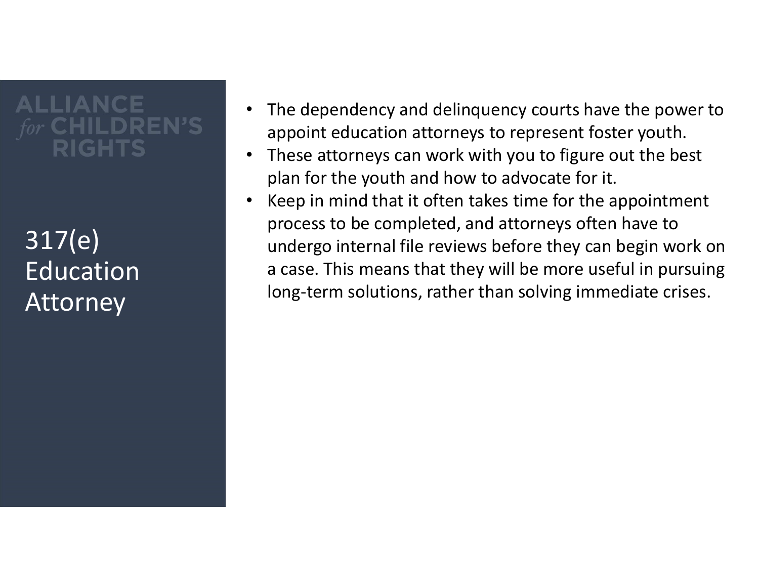ALLIANCE *for* CHILDREN'S RIGHTS

# 317(e) Education Attorney

- The dependency and delinquency courts have the power to appoint education attorneys to represent foster youth.
- These attorneys can work with you to figure out the best plan for the youth and how to advocate for it.
- Keep in mind that it often takes time for the appointment process to be completed, and attorneys often have to undergo internal file reviews before they can begin work on a case. This means that they will be more useful in pursuing long-term solutions, rather than solving immediate crises.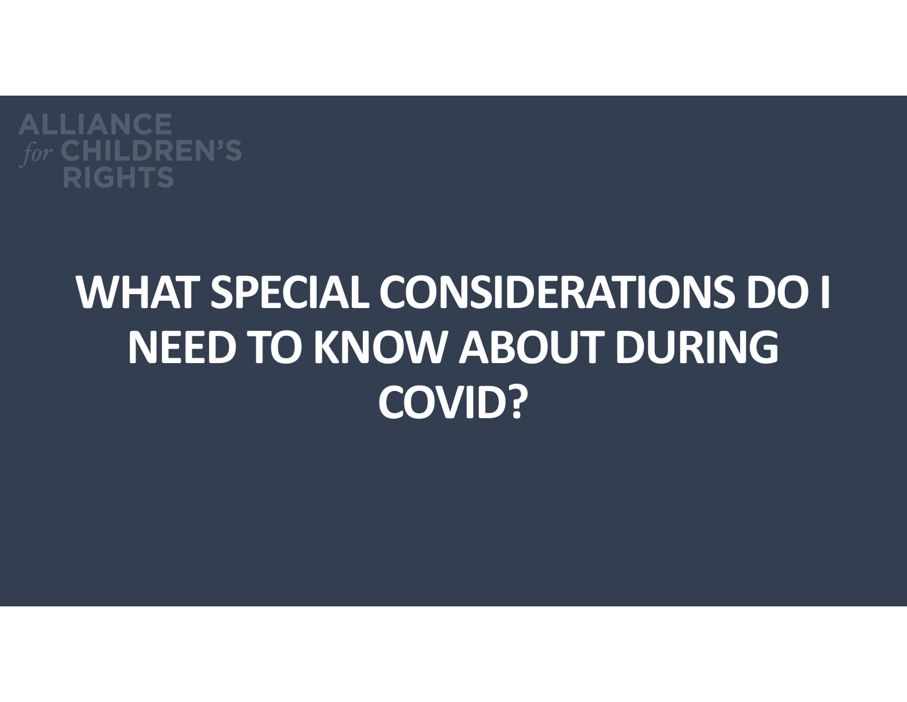ALLIANCE *for* CHILDREN'S RIGHTS

# WHAT SPECIAL CONSIDERATIONS DO I NEED TO KNOW ABOUT DURING COVID?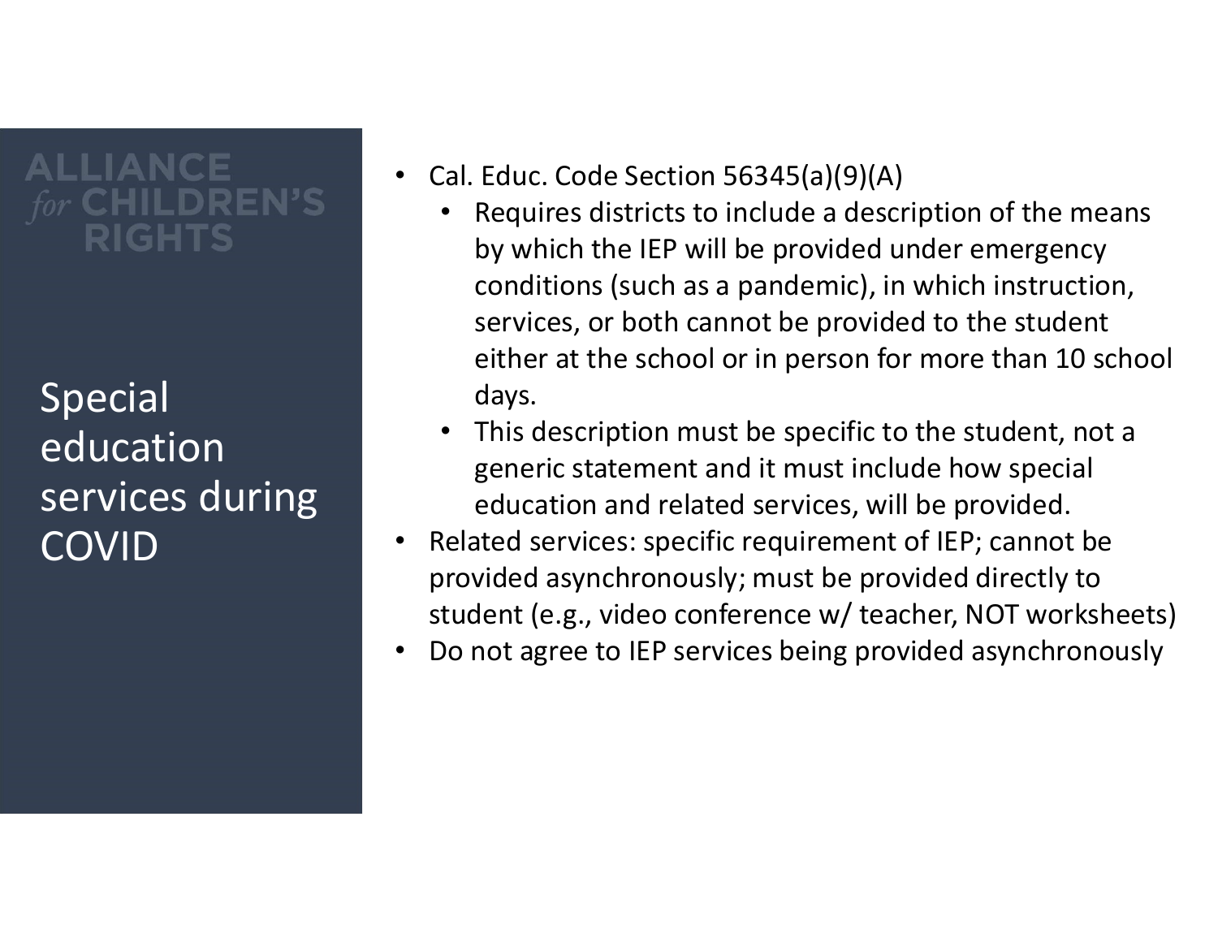## Special education services during COVID

- Cal. Educ. Code Section 56345(a)(9)(A)
  - Requires districts to include a description of the means by which the IEP will be provided under emergency conditions (such as a pandemic), in which instruction, services, or both cannot be provided to the student either at the school or in person for more than 10 school days.
  - This description must be specific to the student, not a generic statement and it must include how special education and related services, will be provided.
- Related services: specific requirement of IEP; cannot be provided asynchronously; must be provided directly to student (e.g., video conference w/ teacher, NOT worksheets)
- Do not agree to IEP services being provided asynchronously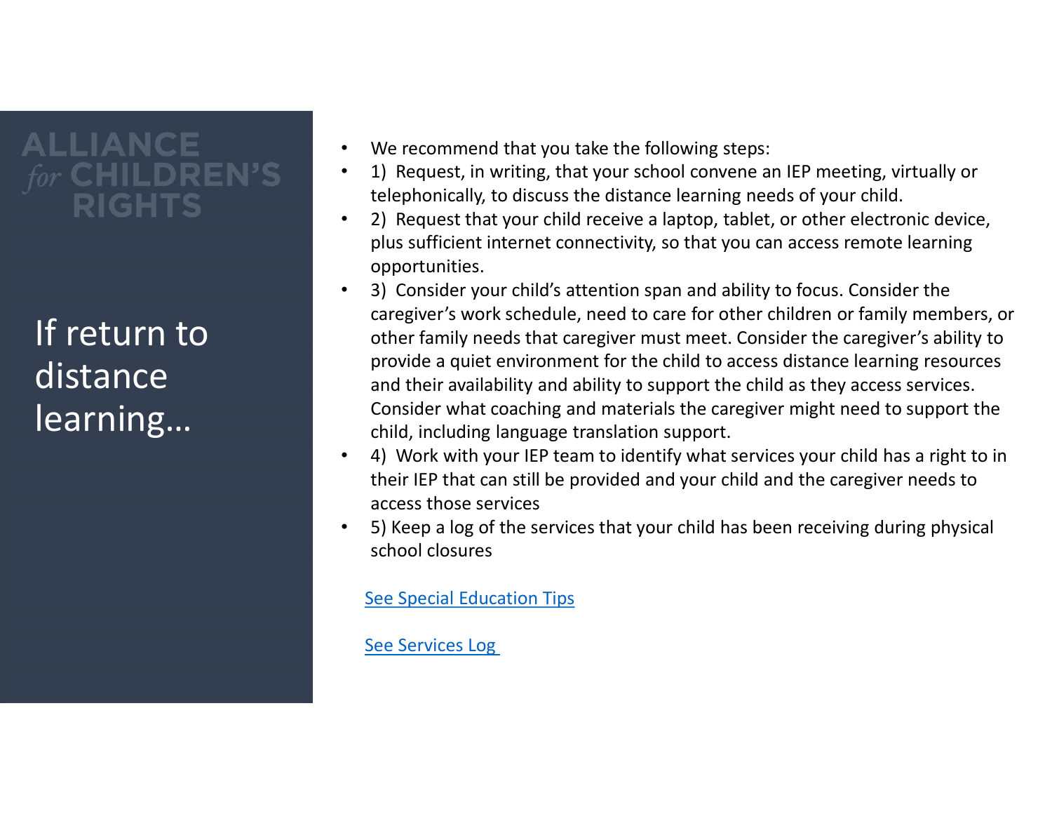ALLIANCE *for* CHILDREN'S RIGHTS

# If return to distance learning…

- We recommend that you take the following steps:
- 1) Request, in writing, that your school convene an IEP meeting, virtually or telephonically, to discuss the distance learning needs of your child.
- 2) Request that your child receive a laptop, tablet, or other electronic device, plus sufficient internet connectivity, so that you can access remote learning opportunities.
- 3) Consider your child's attention span and ability to focus. Consider the caregiver's work schedule, need to care for other children or family members, or other family needs that caregiver must meet. Consider the caregiver's ability to provide a quiet environment for the child to access distance learning resources and their availability and ability to support the child as they access services. Consider what coaching and materials the caregiver might need to support the child, including language translation support.
- 4) Work with your IEP team to identify what services your child has a right to in their IEP that can still be provided and your child and the caregiver needs to access those services
- 5) Keep a log of the services that your child has been receiving during physical school closures

See Special Education Tips

See Services Log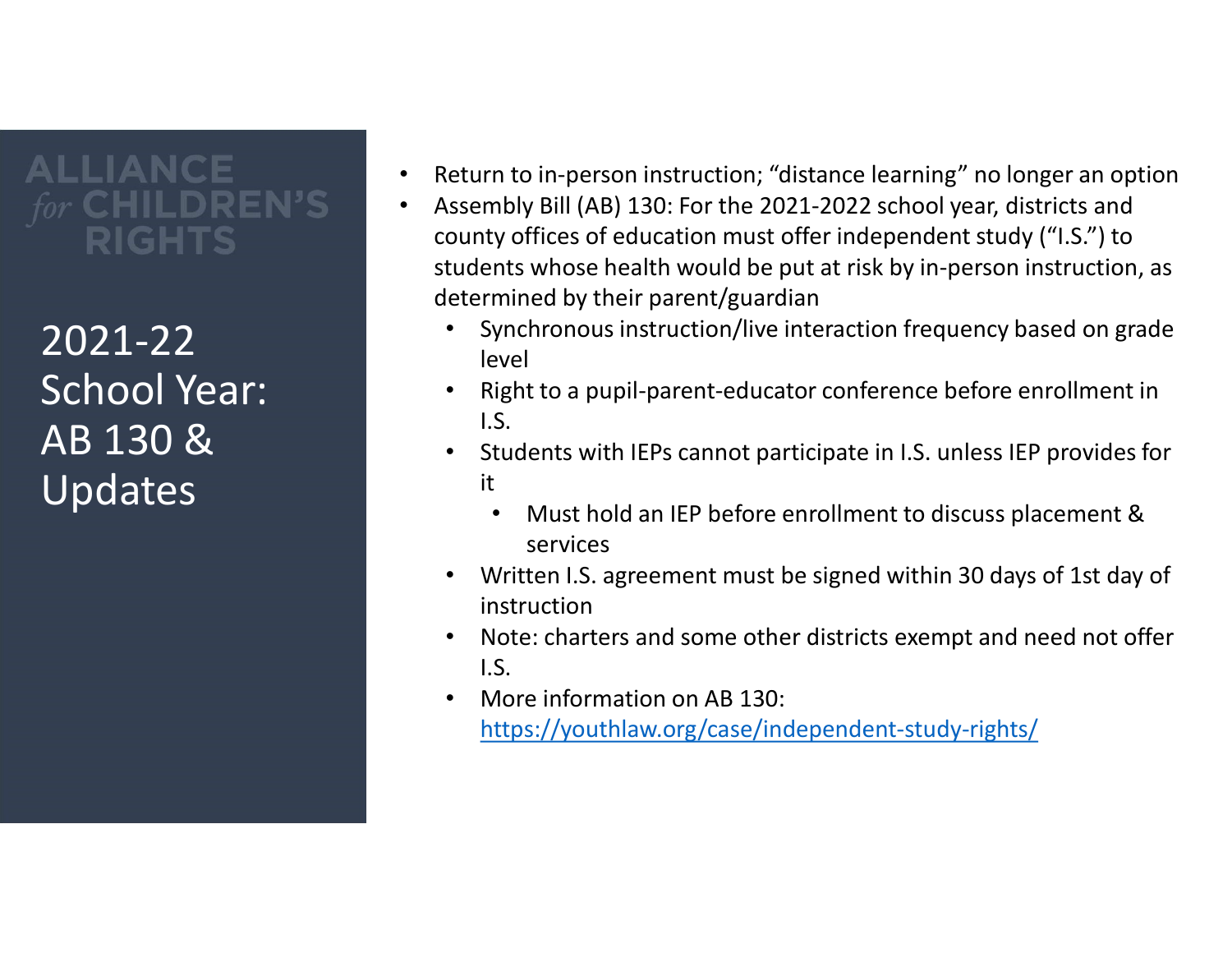ALLIANCE *for* CHILDREN'S RIGHTS

# 2021-22 School Year: AB 130 & Updates

- Return to in-person instruction; "distance learning" no longer an option
- Assembly Bill (AB) 130: For the 2021-2022 school year, districts and county offices of education must offer independent study ("I.S.") to students whose health would be put at risk by in-person instruction, as determined by their parent/guardian
  - Synchronous instruction/live interaction frequency based on grade level
  - Right to a pupil-parent-educator conference before enrollment in I.S.
  - Students with IEPs cannot participate in I.S. unless IEP provides for it
    - Must hold an IEP before enrollment to discuss placement & services
  - Written I.S. agreement must be signed within 30 days of 1st day of instruction
  - Note: charters and some other districts exempt and need not offer I.S.
  - More information on AB 130: [https://youthlaw.org/case/independent-study-rights/](https://youthlaw.org/case/independent-study-rights/)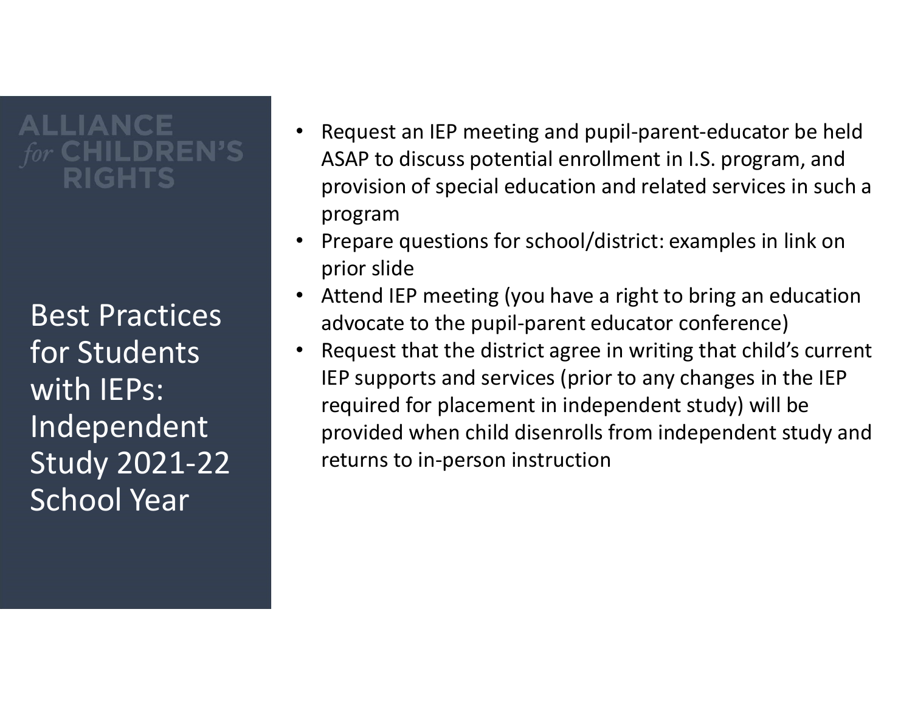ALLIANCE *for* CHILDREN'S RIGHTS

## Best Practices for Students with IEPs: Independent Study 2021-22 School Year

- Request an IEP meeting and pupil-parent-educator be held ASAP to discuss potential enrollment in I.S. program, and provision of special education and related services in such a program
- Prepare questions for school/district: examples in link on prior slide
- Attend IEP meeting (you have a right to bring an education advocate to the pupil-parent educator conference)
- Request that the district agree in writing that child's current IEP supports and services (prior to any changes in the IEP required for placement in independent study) will be provided when child disenrolls from independent study and returns to in-person instruction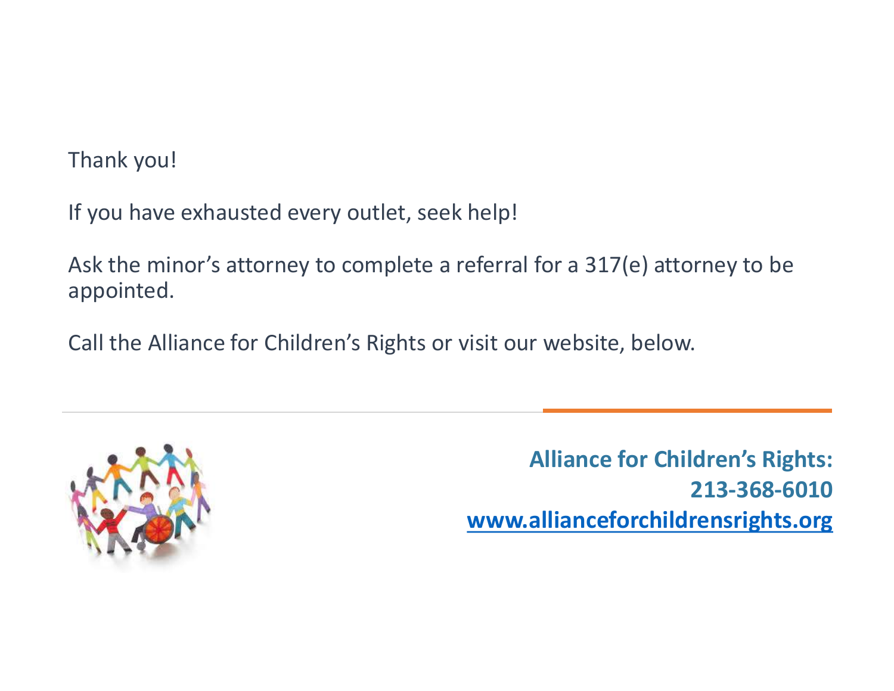Thank you!

If you have exhausted every outlet, seek help!

Ask the minor's attorney to complete a referral for a 317(e) attorney to be appointed.

Call the Alliance for Children's Rights or visit our website, below.

**Alliance for Children's Rights:**
**213-368-6010**
**[www.allianceforchildrensrights.org](http://www.allianceforchildrensrights.org)**